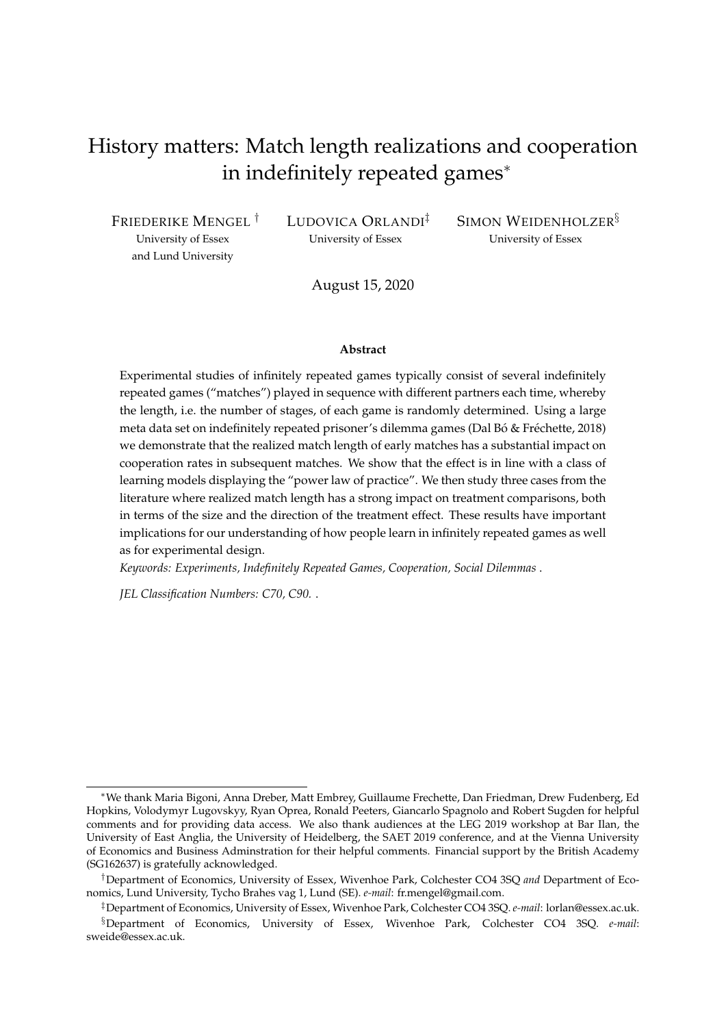# History matters: Match length realizations and cooperation in indefinitely repeated games*

FRIEDERIKE MENGEL [†]
University of Essex
and Lund University

LUDOVICA ORLANDI[‡]
University of Essex

SIMON WEIDENHOLZER[§]
University of Essex

August 15, 2020

**Abstract**

Experimental studies of infinitely repeated games typically consist of several indefinitely repeated games ("matches") played in sequence with different partners each time, whereby the length, i.e. the number of stages, of each game is randomly determined. Using a large meta data set on indefinitely repeated prisoner's dilemma games (Dal Bó & Fréchette, 2018) we demonstrate that the realized match length of early matches has a substantial impact on cooperation rates in subsequent matches. We show that the effect is in line with a class of learning models displaying the "power law of practice". We then study three cases from the literature where realized match length has a strong impact on treatment comparisons, both in terms of the size and the direction of the treatment effect. These results have important implications for our understanding of how people learn in infinitely repeated games as well as for experimental design.

*Keywords: Experiments, Indefinitely Repeated Games, Cooperation, Social Dilemmas* .

*JEL Classification Numbers: C70, C90.* .

---

*We thank Maria Bigoni, Anna Dreber, Matt Embrey, Guillaume Frechette, Dan Friedman, Drew Fudenberg, Ed Hopkins, Volodymyr Lugovskyy, Ryan Oprea, Ronald Peeters, Giancarlo Spagnolo and Robert Sugden for helpful comments and for providing data access. We also thank audiences at the LEG 2019 workshop at Bar Ilan, the University of East Anglia, the University of Heidelberg, the SAET 2019 conference, and at the Vienna University of Economics and Business Adminstration for their helpful comments. Financial support by the British Academy (SG162637) is gratefully acknowledged.

†Department of Economics, University of Essex, Wivenhoe Park, Colchester CO4 3SQ *and* Department of Economics, Lund University, Tycho Brahes vag 1, Lund (SE). *e-mail*: fr.mengel@gmail.com.

‡Department of Economics, University of Essex, Wivenhoe Park, Colchester CO4 3SQ. *e-mail*: lorlan@essex.ac.uk.

§Department of Economics, University of Essex, Wivenhoe Park, Colchester CO4 3SQ. *e-mail*: sweide@essex.ac.uk.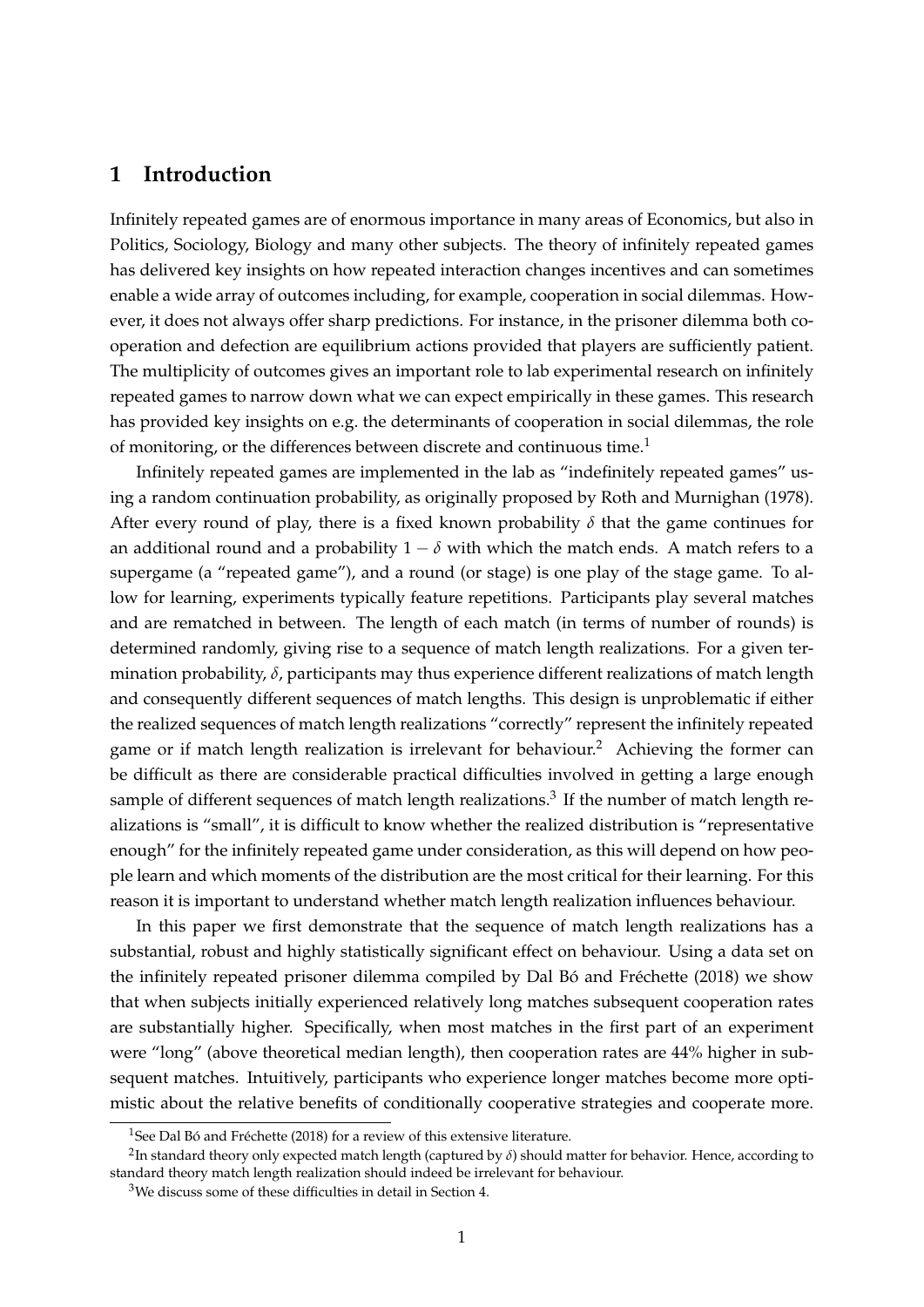# 1 Introduction

Infinitely repeated games are of enormous importance in many areas of Economics, but also in Politics, Sociology, Biology and many other subjects. The theory of infinitely repeated games has delivered key insights on how repeated interaction changes incentives and can sometimes enable a wide array of outcomes including, for example, cooperation in social dilemmas. However, it does not always offer sharp predictions. For instance, in the prisoner dilemma both cooperation and defection are equilibrium actions provided that players are sufficiently patient. The multiplicity of outcomes gives an important role to lab experimental research on infinitely repeated games to narrow down what we can expect empirically in these games. This research has provided key insights on e.g. the determinants of cooperation in social dilemmas, the role of monitoring, or the differences between discrete and continuous time.[1]

Infinitely repeated games are implemented in the lab as "indefinitely repeated games" using a random continuation probability, as originally proposed by Roth and Murnighan (1978). After every round of play, there is a fixed known probability $\delta$ that the game continues for an additional round and a probability $1 - \delta$ with which the match ends. A match refers to a supergame (a "repeated game"), and a round (or stage) is one play of the stage game. To allow for learning, experiments typically feature repetitions. Participants play several matches and are rematched in between. The length of each match (in terms of number of rounds) is determined randomly, giving rise to a sequence of match length realizations. For a given termination probability, $\delta$, participants may thus experience different realizations of match length and consequently different sequences of match lengths. This design is unproblematic if either the realized sequences of match length realizations "correctly" represent the infinitely repeated game or if match length realization is irrelevant for behaviour.[2] Achieving the former can be difficult as there are considerable practical difficulties involved in getting a large enough sample of different sequences of match length realizations.[3] If the number of match length realizations is "small", it is difficult to know whether the realized distribution is "representative enough" for the infinitely repeated game under consideration, as this will depend on how people learn and which moments of the distribution are the most critical for their learning. For this reason it is important to understand whether match length realization influences behaviour.

In this paper we first demonstrate that the sequence of match length realizations has a substantial, robust and highly statistically significant effect on behaviour. Using a data set on the infinitely repeated prisoner dilemma compiled by Dal Bó and Fréchette (2018) we show that when subjects initially experienced relatively long matches subsequent cooperation rates are substantially higher. Specifically, when most matches in the first part of an experiment were "long" (above theoretical median length), then cooperation rates are 44% higher in subsequent matches. Intuitively, participants who experience longer matches become more optimistic about the relative benefits of conditionally cooperative strategies and cooperate more.

[1] See Dal Bó and Fréchette (2018) for a review of this extensive literature.

[2] In standard theory only expected match length (captured by $\delta$) should matter for behavior. Hence, according to standard theory match length realization should indeed be irrelevant for behaviour.

[3] We discuss some of these difficulties in detail in Section 4.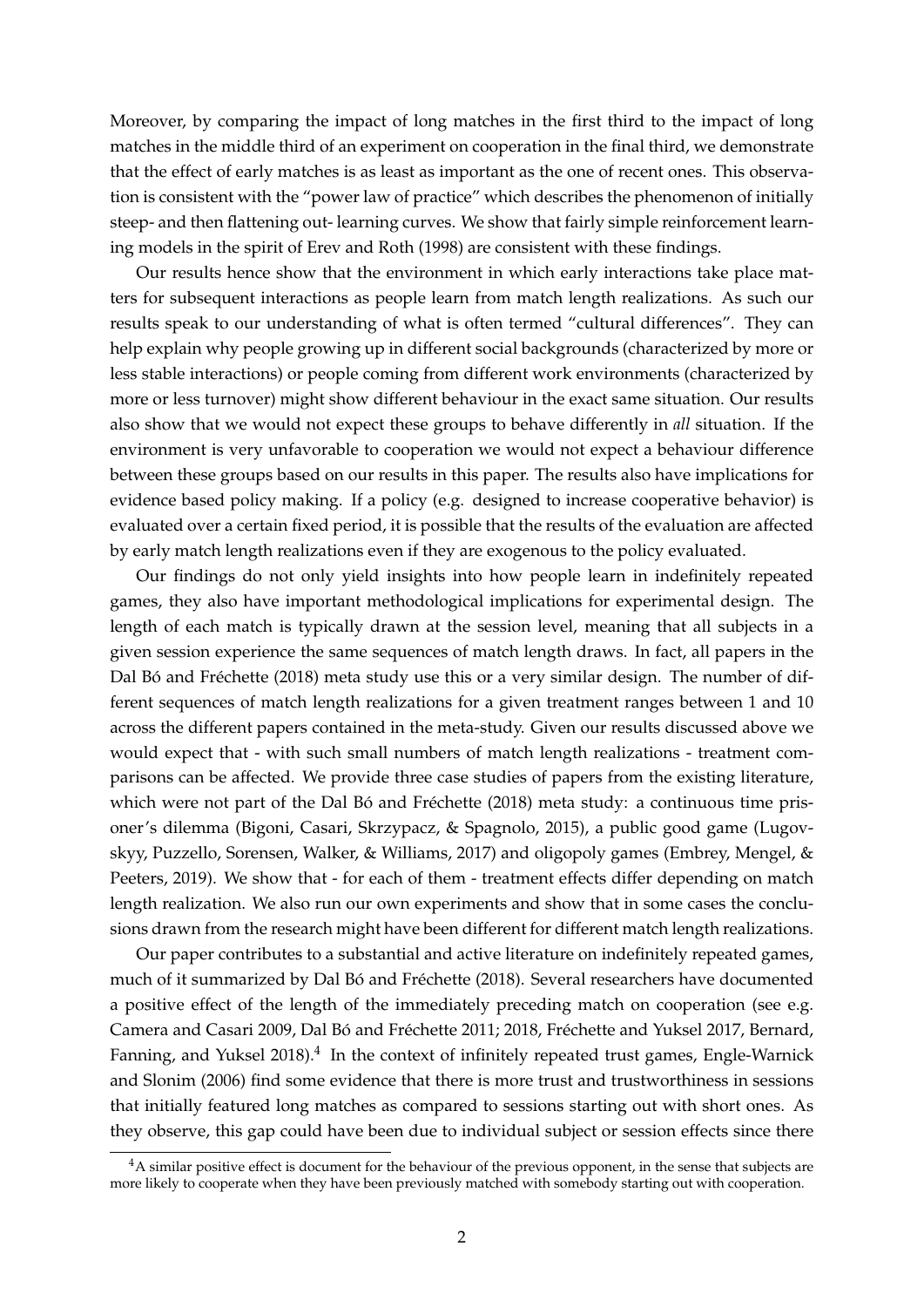Moreover, by comparing the impact of long matches in the first third to the impact of long matches in the middle third of an experiment on cooperation in the final third, we demonstrate that the effect of early matches is as least as important as the one of recent ones. This observation is consistent with the "power law of practice" which describes the phenomenon of initially steep- and then flattening out- learning curves. We show that fairly simple reinforcement learning models in the spirit of Erev and Roth (1998) are consistent with these findings.

Our results hence show that the environment in which early interactions take place matters for subsequent interactions as people learn from match length realizations. As such our results speak to our understanding of what is often termed "cultural differences". They can help explain why people growing up in different social backgrounds (characterized by more or less stable interactions) or people coming from different work environments (characterized by more or less turnover) might show different behaviour in the exact same situation. Our results also show that we would not expect these groups to behave differently in *all* situation. If the environment is very unfavorable to cooperation we would not expect a behaviour difference between these groups based on our results in this paper. The results also have implications for evidence based policy making. If a policy (e.g. designed to increase cooperative behavior) is evaluated over a certain fixed period, it is possible that the results of the evaluation are affected by early match length realizations even if they are exogenous to the policy evaluated.

Our findings do not only yield insights into how people learn in indefinitely repeated games, they also have important methodological implications for experimental design. The length of each match is typically drawn at the session level, meaning that all subjects in a given session experience the same sequences of match length draws. In fact, all papers in the Dal Bó and Fréchette (2018) meta study use this or a very similar design. The number of different sequences of match length realizations for a given treatment ranges between 1 and 10 across the different papers contained in the meta-study. Given our results discussed above we would expect that - with such small numbers of match length realizations - treatment comparisons can be affected. We provide three case studies of papers from the existing literature, which were not part of the Dal Bó and Fréchette (2018) meta study: a continuous time prisoner's dilemma (Bigoni, Casari, Skrzypacz, & Spagnolo, 2015), a public good game (Lugovskyy, Puzzello, Sorensen, Walker, & Williams, 2017) and oligopoly games (Embrey, Mengel, & Peeters, 2019). We show that - for each of them - treatment effects differ depending on match length realization. We also run our own experiments and show that in some cases the conclusions drawn from the research might have been different for different match length realizations.

Our paper contributes to a substantial and active literature on indefinitely repeated games, much of it summarized by Dal Bó and Fréchette (2018). Several researchers have documented a positive effect of the length of the immediately preceding match on cooperation (see e.g. Camera and Casari 2009, Dal Bó and Fréchette 2011; 2018, Fréchette and Yuksel 2017, Bernard, Fanning, and Yuksel 2018).[4] In the context of infinitely repeated trust games, Engle-Warnick and Slonim (2006) find some evidence that there is more trust and trustworthiness in sessions that initially featured long matches as compared to sessions starting out with short ones. As they observe, this gap could have been due to individual subject or session effects since there

[4]A similar positive effect is document for the behaviour of the previous opponent, in the sense that subjects are more likely to cooperate when they have been previously matched with somebody starting out with cooperation.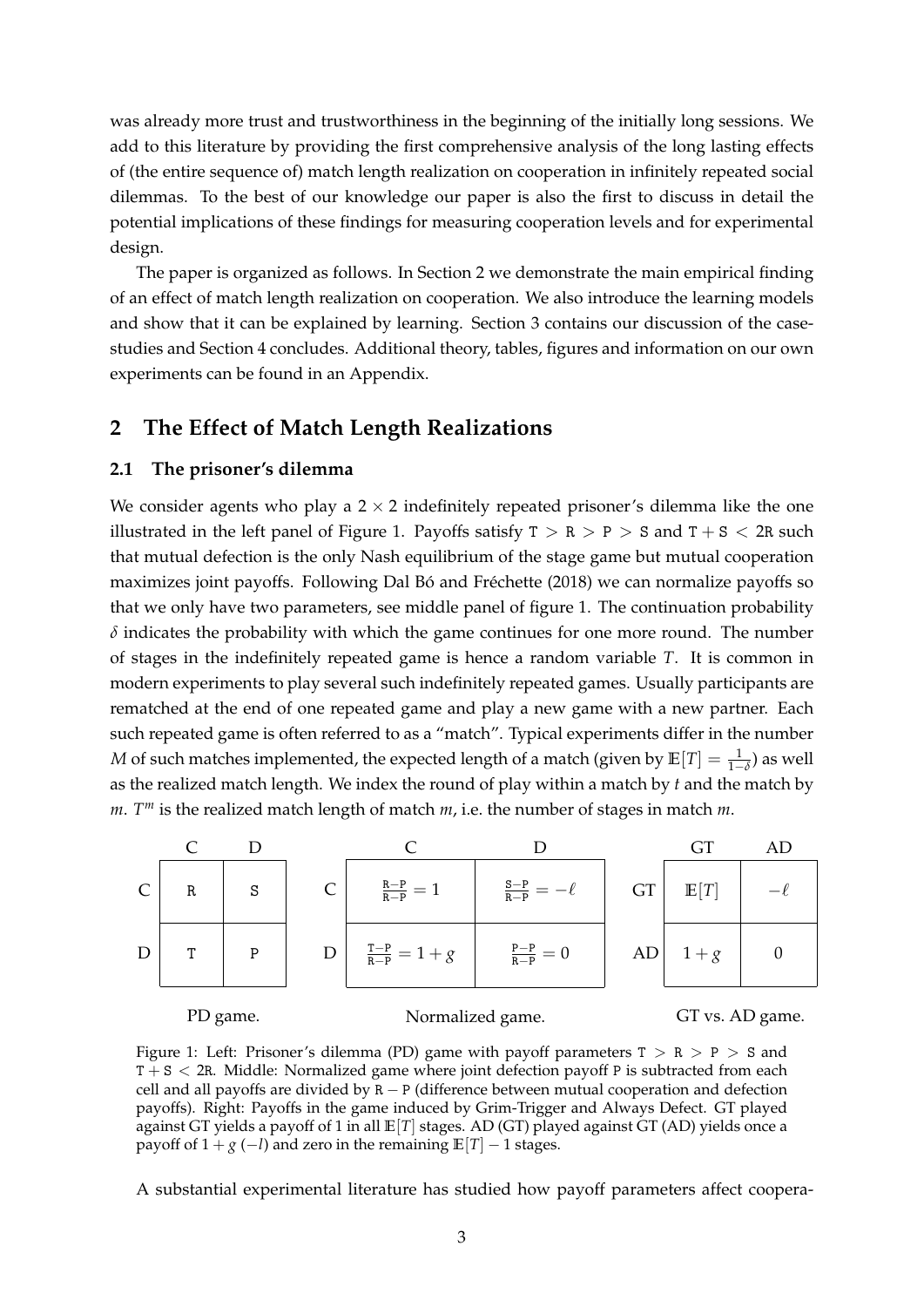was already more trust and trustworthiness in the beginning of the initially long sessions. We add to this literature by providing the first comprehensive analysis of the long lasting effects of (the entire sequence of) match length realization on cooperation in infinitely repeated social dilemmas. To the best of our knowledge our paper is also the first to discuss in detail the potential implications of these findings for measuring cooperation levels and for experimental design.

The paper is organized as follows. In Section 2 we demonstrate the main empirical finding of an effect of match length realization on cooperation. We also introduce the learning models and show that it can be explained by learning. Section 3 contains our discussion of the case-studies and Section 4 concludes. Additional theory, tables, figures and information on our own experiments can be found in an Appendix.

## 2 The Effect of Match Length Realizations

### 2.1 The prisoner's dilemma

We consider agents who play a $2 \times 2$ indefinitely repeated prisoner's dilemma like the one illustrated in the left panel of Figure 1. Payoffs satisfy $\mathtt{T} > \mathtt{R} > \mathtt{P} > \mathtt{S}$ and $\mathtt{T} + \mathtt{S} < 2\mathtt{R}$ such that mutual defection is the only Nash equilibrium of the stage game but mutual cooperation maximizes joint payoffs. Following Dal Bó and Fréchette (2018) we can normalize payoffs so that we only have two parameters, see middle panel of figure 1. The continuation probability $\delta$ indicates the probability with which the game continues for one more round. The number of stages in the indefinitely repeated game is hence a random variable $T$. It is common in modern experiments to play several such indefinitely repeated games. Usually participants are rematched at the end of one repeated game and play a new game with a new partner. Each such repeated game is often referred to as a "match". Typical experiments differ in the number $M$ of such matches implemented, the expected length of a match (given by $\mathbb{E}[T] = \frac{1}{1-\delta}$) as well as the realized match length. We index the round of play within a match by $t$ and the match by $m$. $T^m$ is the realized match length of match $m$, i.e. the number of stages in match $m$.

PD game.

| | C | D |
|---|---|---|
| C | R | S |
| D | T | P |

Normalized game.

| | C | D |
|---|---|---|
| C | $\frac{\mathtt{R}-\mathtt{P}}{\mathtt{R}-\mathtt{P}} = 1$ | $\frac{\mathtt{S}-\mathtt{P}}{\mathtt{R}-\mathtt{P}} = -\ell$ |
| D | $\frac{\mathtt{T}-\mathtt{P}}{\mathtt{R}-\mathtt{P}} = 1+g$ | $\frac{\mathtt{P}-\mathtt{P}}{\mathtt{R}-\mathtt{P}} = 0$ |

GT vs. AD game.

| | GT | AD |
|---|---|---|
| GT | $\mathbb{E}[T]$ | $-\ell$ |
| AD | $1+g$ | $0$ |

Figure 1: Left: Prisoner's dilemma (PD) game with payoff parameters $\mathtt{T} > \mathtt{R} > \mathtt{P} > \mathtt{S}$ and $\mathtt{T} + \mathtt{S} < 2\mathtt{R}$. Middle: Normalized game where joint defection payoff P is subtracted from each cell and all payoffs are divided by $\mathtt{R} - \mathtt{P}$ (difference between mutual cooperation and defection payoffs). Right: Payoffs in the game induced by Grim-Trigger and Always Defect. GT played against GT yields a payoff of 1 in all $\mathbb{E}[T]$ stages. AD (GT) played against GT (AD) yields once a payoff of $1 + g$ ($-l$) and zero in the remaining $\mathbb{E}[T] - 1$ stages.

A substantial experimental literature has studied how payoff parameters affect coopera-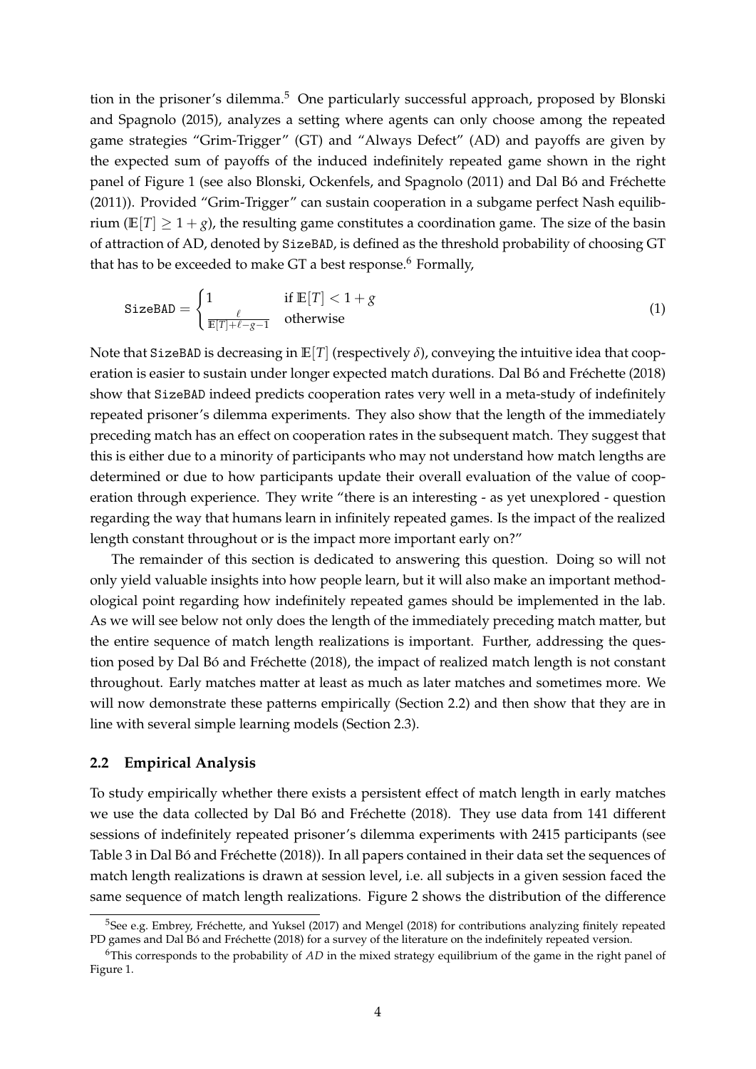tion in the prisoner's dilemma.[5] One particularly successful approach, proposed by Blonski and Spagnolo (2015), analyzes a setting where agents can only choose among the repeated game strategies "Grim-Trigger" (GT) and "Always Defect" (AD) and payoffs are given by the expected sum of payoffs of the induced indefinitely repeated game shown in the right panel of Figure 1 (see also Blonski, Ockenfels, and Spagnolo (2011) and Dal Bó and Fréchette (2011)). Provided "Grim-Trigger" can sustain cooperation in a subgame perfect Nash equilibrium ($\mathbb{E}[T] \geq 1 + g$), the resulting game constitutes a coordination game. The size of the basin of attraction of AD, denoted by `SizeBAD`, is defined as the threshold probability of choosing GT that has to be exceeded to make GT a best response.[6] Formally,

$$\texttt{SizeBAD} = \begin{cases} 1 & \text{if } \mathbb{E}[T] < 1 + g \\ \frac{\ell}{\mathbb{E}[T] + \ell - g - 1} & \text{otherwise} \end{cases} \tag{1}$$

Note that `SizeBAD` is decreasing in $\mathbb{E}[T]$ (respectively $\delta$), conveying the intuitive idea that cooperation is easier to sustain under longer expected match durations. Dal Bó and Fréchette (2018) show that `SizeBAD` indeed predicts cooperation rates very well in a meta-study of indefinitely repeated prisoner's dilemma experiments. They also show that the length of the immediately preceding match has an effect on cooperation rates in the subsequent match. They suggest that this is either due to a minority of participants who may not understand how match lengths are determined or due to how participants update their overall evaluation of the value of cooperation through experience. They write "there is an interesting - as yet unexplored - question regarding the way that humans learn in infinitely repeated games. Is the impact of the realized length constant throughout or is the impact more important early on?"

The remainder of this section is dedicated to answering this question. Doing so will not only yield valuable insights into how people learn, but it will also make an important methodological point regarding how indefinitely repeated games should be implemented in the lab. As we will see below not only does the length of the immediately preceding match matter, but the entire sequence of match length realizations is important. Further, addressing the question posed by Dal Bó and Fréchette (2018), the impact of realized match length is not constant throughout. Early matches matter at least as much as later matches and sometimes more. We will now demonstrate these patterns empirically (Section 2.2) and then show that they are in line with several simple learning models (Section 2.3).

### 2.2 Empirical Analysis

To study empirically whether there exists a persistent effect of match length in early matches we use the data collected by Dal Bó and Fréchette (2018). They use data from 141 different sessions of indefinitely repeated prisoner's dilemma experiments with 2415 participants (see Table 3 in Dal Bó and Fréchette (2018)). In all papers contained in their data set the sequences of match length realizations is drawn at session level, i.e. all subjects in a given session faced the same sequence of match length realizations. Figure 2 shows the distribution of the difference

[5] See e.g. Embrey, Fréchette, and Yuksel (2017) and Mengel (2018) for contributions analyzing finitely repeated PD games and Dal Bó and Fréchette (2018) for a survey of the literature on the indefinitely repeated version.

[6] This corresponds to the probability of $AD$ in the mixed strategy equilibrium of the game in the right panel of Figure 1.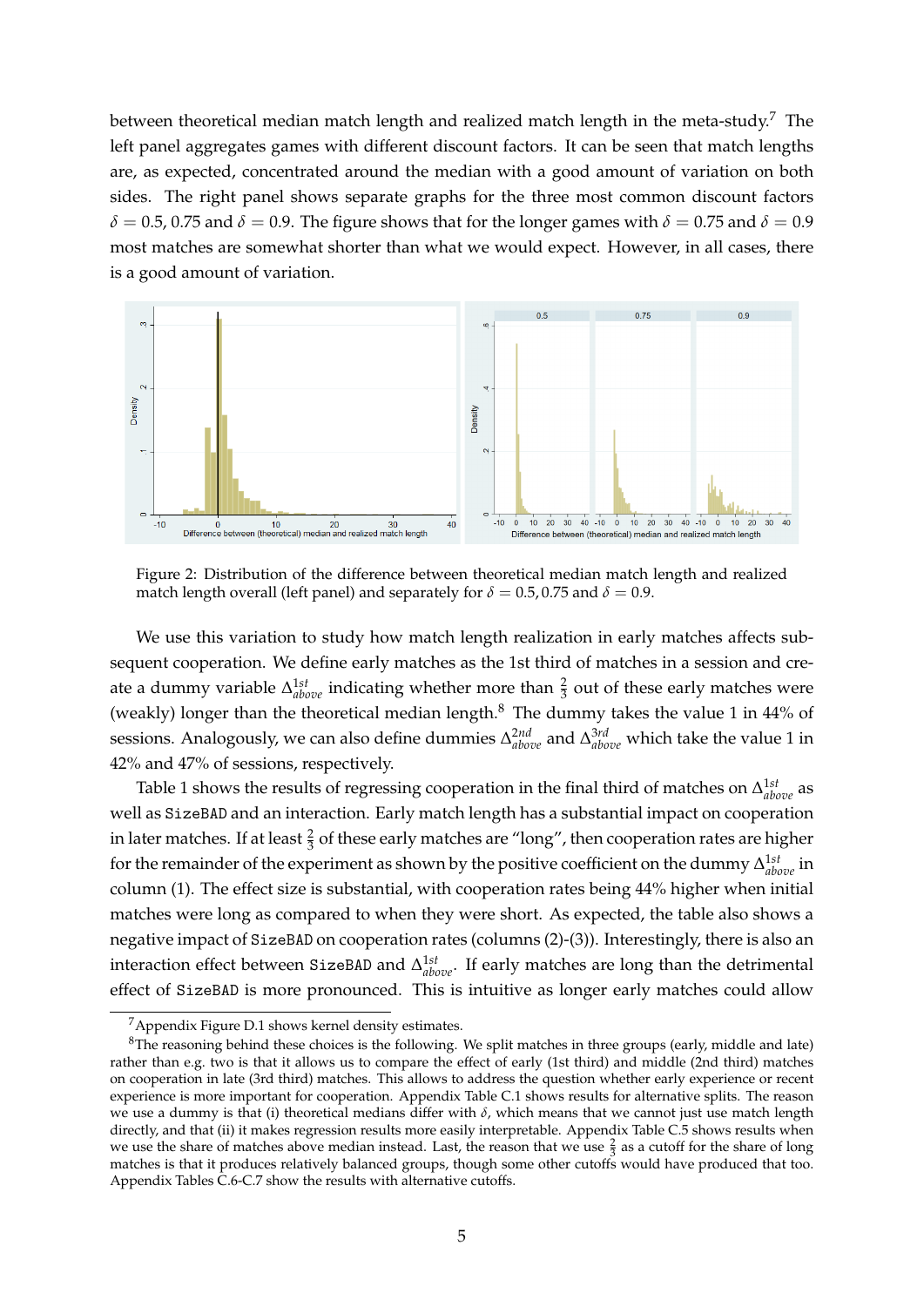between theoretical median match length and realized match length in the meta-study.[7] The left panel aggregates games with different discount factors. It can be seen that match lengths are, as expected, concentrated around the median with a good amount of variation on both sides. The right panel shows separate graphs for the three most common discount factors $\delta = 0.5, 0.75$ and $\delta = 0.9$. The figure shows that for the longer games with $\delta = 0.75$ and $\delta = 0.9$ most matches are somewhat shorter than what we would expect. However, in all cases, there is a good amount of variation.

Figure 2: Distribution of the difference between theoretical median match length and realized match length overall (left panel) and separately for $\delta = 0.5, 0.75$ and $\delta = 0.9$.

We use this variation to study how match length realization in early matches affects subsequent cooperation. We define early matches as the 1st third of matches in a session and create a dummy variable $\Delta^{1st}_{above}$ indicating whether more than $\frac{2}{3}$ out of these early matches were (weakly) longer than the theoretical median length.[8] The dummy takes the value 1 in 44% of sessions. Analogously, we can also define dummies $\Delta^{2nd}_{above}$ and $\Delta^{3rd}_{above}$ which take the value 1 in 42% and 47% of sessions, respectively.

Table 1 shows the results of regressing cooperation in the final third of matches on $\Delta^{1st}_{above}$ as well as SizeBAD and an interaction. Early match length has a substantial impact on cooperation in later matches. If at least $\frac{2}{3}$ of these early matches are "long", then cooperation rates are higher for the remainder of the experiment as shown by the positive coefficient on the dummy $\Delta^{1st}_{above}$ in column (1). The effect size is substantial, with cooperation rates being 44% higher when initial matches were long as compared to when they were short. As expected, the table also shows a negative impact of SizeBAD on cooperation rates (columns (2)-(3)). Interestingly, there is also an interaction effect between SizeBAD and $\Delta^{1st}_{above}$. If early matches are long than the detrimental effect of SizeBAD is more pronounced. This is intuitive as longer early matches could allow

[7] Appendix Figure D.1 shows kernel density estimates.

[8] The reasoning behind these choices is the following. We split matches in three groups (early, middle and late) rather than e.g. two is that it allows us to compare the effect of early (1st third) and middle (2nd third) matches on cooperation in late (3rd third) matches. This allows to address the question whether early experience or recent experience is more important for cooperation. Appendix Table C.1 shows results for alternative splits. The reason we use a dummy is that (i) theoretical medians differ with $\delta$, which means that we cannot just use match length directly, and that (ii) it makes regression results more easily interpretable. Appendix Table C.5 shows results when we use the share of matches above median instead. Last, the reason that we use $\frac{2}{3}$ as a cutoff for the share of long matches is that it produces relatively balanced groups, though some other cutoffs would have produced that too. Appendix Tables C.6-C.7 show the results with alternative cutoffs.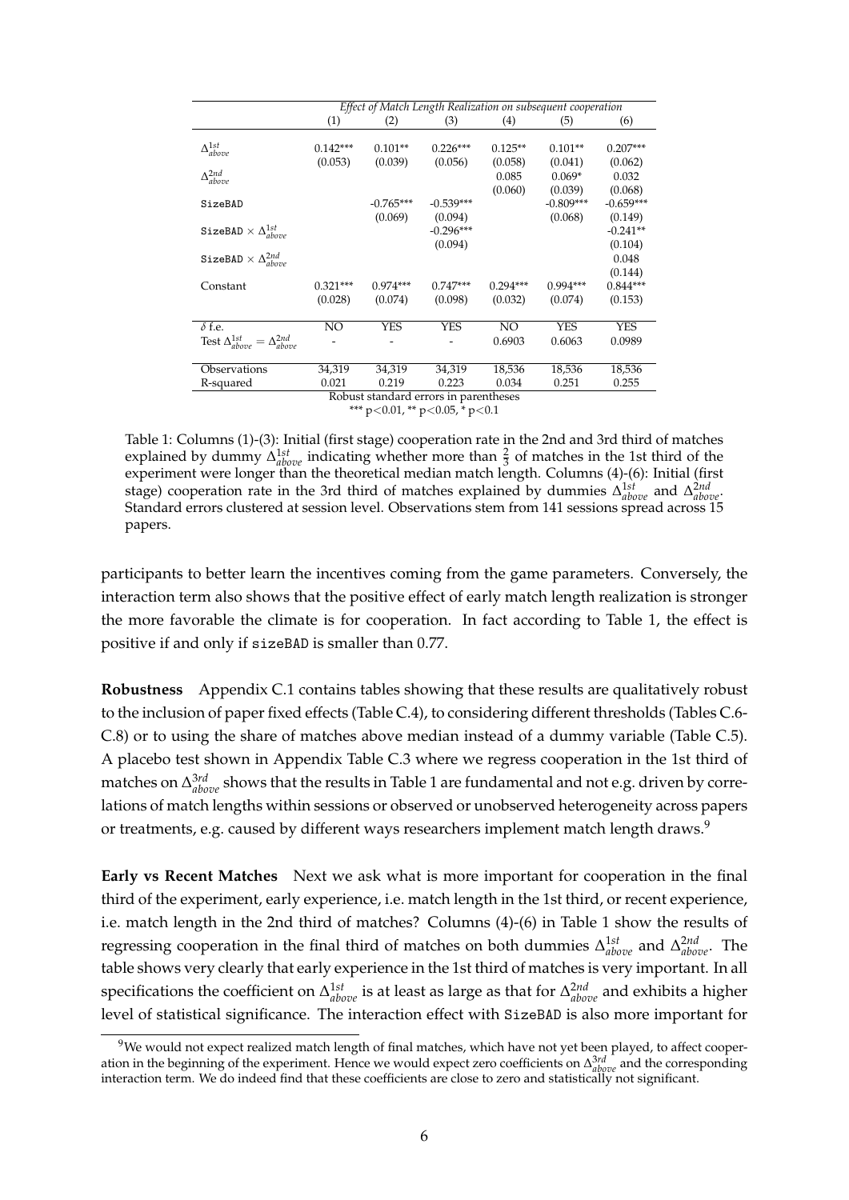|  | *Effect of Match Length Realization on subsequent cooperation* | | | | | |
|---|---|---|---|---|---|---|
|  | (1) | (2) | (3) | (4) | (5) | (6) |
| $\Delta^{1st}_{above}$ | 0.142*** | 0.101** | 0.226*** | 0.125** | 0.101** | 0.207*** |
|  | (0.053) | (0.039) | (0.056) | (0.058) | (0.041) | (0.062) |
| $\Delta^{2nd}_{above}$ |  |  |  | 0.085 | 0.069* | 0.032 |
|  |  |  |  | (0.060) | (0.039) | (0.068) |
| `SizeBAD` |  | -0.765*** | -0.539*** |  | -0.809*** | -0.659*** |
|  |  | (0.069) | (0.094) |  | (0.068) | (0.149) |
| `SizeBAD` $\times$ $\Delta^{1st}_{above}$ |  |  | -0.296*** |  |  | -0.241** |
|  |  |  | (0.094) |  |  | (0.104) |
| `SizeBAD` $\times$ $\Delta^{2nd}_{above}$ |  |  |  |  |  | 0.048 |
|  |  |  |  |  |  | (0.144) |
| Constant | 0.321*** | 0.974*** | 0.747*** | 0.294*** | 0.994*** | 0.844*** |
|  | (0.028) | (0.074) | (0.098) | (0.032) | (0.074) | (0.153) |
| $\delta$ f.e. | NO | YES | YES | NO | YES | YES |
| Test $\Delta^{1st}_{above} = \Delta^{2nd}_{above}$ | - | - | - | 0.6903 | 0.6063 | 0.0989 |
| Observations | 34,319 | 34,319 | 34,319 | 18,536 | 18,536 | 18,536 |
| R-squared | 0.021 | 0.219 | 0.223 | 0.034 | 0.251 | 0.255 |

Robust standard errors in parentheses
*** p<0.01, ** p<0.05, * p<0.1

Table 1: Columns (1)-(3): Initial (first stage) cooperation rate in the 2nd and 3rd third of matches explained by dummy $\Delta^{1st}_{above}$ indicating whether more than $\frac{2}{3}$ of matches in the 1st third of the experiment were longer than the theoretical median match length. Columns (4)-(6): Initial (first stage) cooperation rate in the 3rd third of matches explained by dummies $\Delta^{1st}_{above}$ and $\Delta^{2nd}_{above}$. Standard errors clustered at session level. Observations stem from 141 sessions spread across 15 papers.

participants to better learn the incentives coming from the game parameters. Conversely, the interaction term also shows that the positive effect of early match length realization is stronger the more favorable the climate is for cooperation. In fact according to Table 1, the effect is positive if and only if `sizeBAD` is smaller than 0.77.

**Robustness** Appendix C.1 contains tables showing that these results are qualitatively robust to the inclusion of paper fixed effects (Table C.4), to considering different thresholds (Tables C.6-C.8) or to using the share of matches above median instead of a dummy variable (Table C.5). A placebo test shown in Appendix Table C.3 where we regress cooperation in the 1st third of matches on $\Delta^{3rd}_{above}$ shows that the results in Table 1 are fundamental and not e.g. driven by correlations of match lengths within sessions or observed or unobserved heterogeneity across papers or treatments, e.g. caused by different ways researchers implement match length draws.[9]

**Early vs Recent Matches** Next we ask what is more important for cooperation in the final third of the experiment, early experience, i.e. match length in the 1st third, or recent experience, i.e. match length in the 2nd third of matches? Columns (4)-(6) in Table 1 show the results of regressing cooperation in the final third of matches on both dummies $\Delta^{1st}_{above}$ and $\Delta^{2nd}_{above}$. The table shows very clearly that early experience in the 1st third of matches is very important. In all specifications the coefficient on $\Delta^{1st}_{above}$ is at least as large as that for $\Delta^{2nd}_{above}$ and exhibits a higher level of statistical significance. The interaction effect with `SizeBAD` is also more important for

[9] We would not expect realized match length of final matches, which have not yet been played, to affect cooperation in the beginning of the experiment. Hence we would expect zero coefficients on $\Delta^{3rd}_{above}$ and the corresponding interaction term. We do indeed find that these coefficients are close to zero and statistically not significant.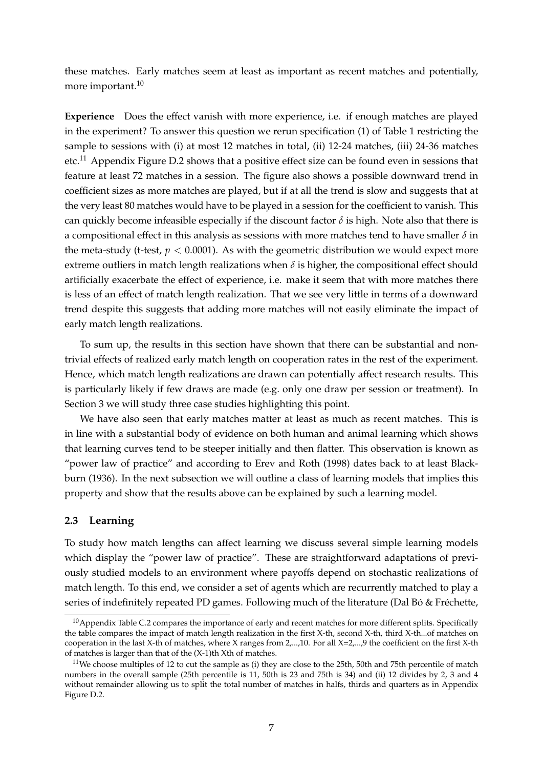these matches. Early matches seem at least as important as recent matches and potentially, more important.[10]

**Experience** Does the effect vanish with more experience, i.e. if enough matches are played in the experiment? To answer this question we rerun specification (1) of Table 1 restricting the sample to sessions with (i) at most 12 matches in total, (ii) 12-24 matches, (iii) 24-36 matches etc.[11] Appendix Figure D.2 shows that a positive effect size can be found even in sessions that feature at least 72 matches in a session. The figure also shows a possible downward trend in coefficient sizes as more matches are played, but if at all the trend is slow and suggests that at the very least 80 matches would have to be played in a session for the coefficient to vanish. This can quickly become infeasible especially if the discount factor $\delta$ is high. Note also that there is a compositional effect in this analysis as sessions with more matches tend to have smaller $\delta$ in the meta-study (t-test, $p < 0.0001$). As with the geometric distribution we would expect more extreme outliers in match length realizations when $\delta$ is higher, the compositional effect should artificially exacerbate the effect of experience, i.e. make it seem that with more matches there is less of an effect of match length realization. That we see very little in terms of a downward trend despite this suggests that adding more matches will not easily eliminate the impact of early match length realizations.

To sum up, the results in this section have shown that there can be substantial and non-trivial effects of realized early match length on cooperation rates in the rest of the experiment. Hence, which match length realizations are drawn can potentially affect research results. This is particularly likely if few draws are made (e.g. only one draw per session or treatment). In Section 3 we will study three case studies highlighting this point.

We have also seen that early matches matter at least as much as recent matches. This is in line with a substantial body of evidence on both human and animal learning which shows that learning curves tend to be steeper initially and then flatter. This observation is known as "power law of practice" and according to Erev and Roth (1998) dates back to at least Blackburn (1936). In the next subsection we will outline a class of learning models that implies this property and show that the results above can be explained by such a learning model.

### 2.3 Learning

To study how match lengths can affect learning we discuss several simple learning models which display the "power law of practice". These are straightforward adaptations of previously studied models to an environment where payoffs depend on stochastic realizations of match length. To this end, we consider a set of agents which are recurrently matched to play a series of indefinitely repeated PD games. Following much of the literature (Dal Bó & Fréchette,

[10] Appendix Table C.2 compares the importance of early and recent matches for more different splits. Specifically the table compares the impact of match length realization in the first X-th, second X-th, third X-th...of matches on cooperation in the last X-th of matches, where X ranges from 2,...,10. For all X=2,...,9 the coefficient on the first X-th of matches is larger than that of the (X-1)th Xth of matches.

[11] We choose multiples of 12 to cut the sample as (i) they are close to the 25th, 50th and 75th percentile of match numbers in the overall sample (25th percentile is 11, 50th is 23 and 75th is 34) and (ii) 12 divides by 2, 3 and 4 without remainder allowing us to split the total number of matches in halfs, thirds and quarters as in Appendix Figure D.2.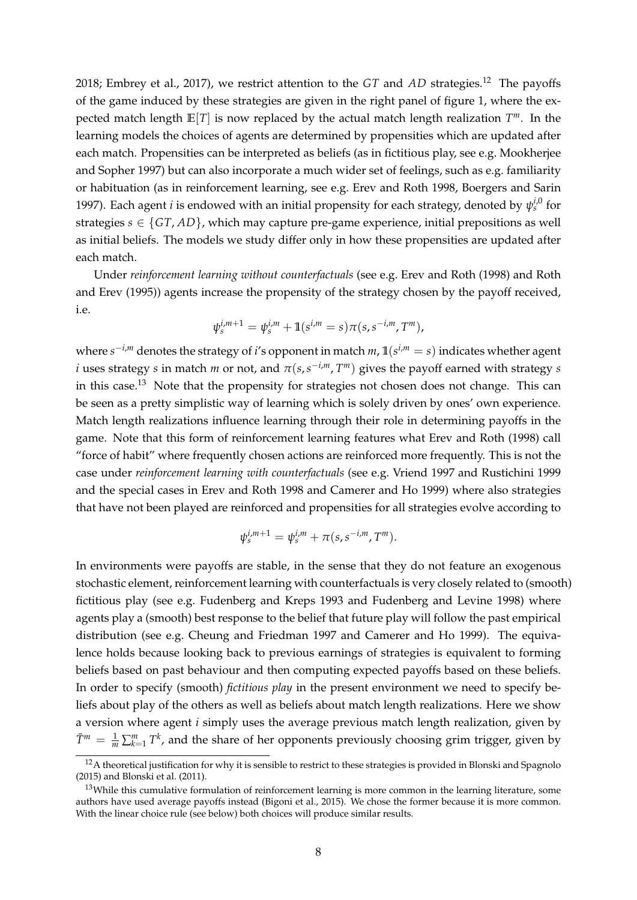2018; Embrey et al., 2017), we restrict attention to the $GT$ and $AD$ strategies.[12] The payoffs of the game induced by these strategies are given in the right panel of figure 1, where the expected match length $\mathbb{E}[T]$ is now replaced by the actual match length realization $T^m$. In the learning models the choices of agents are determined by propensities which are updated after each match. Propensities can be interpreted as beliefs (as in fictitious play, see e.g. Mookherjee and Sopher 1997) but can also incorporate a much wider set of feelings, such as e.g. familiarity or habituation (as in reinforcement learning, see e.g. Erev and Roth 1998, Boergers and Sarin 1997). Each agent $i$ is endowed with an initial propensity for each strategy, denoted by $\psi_s^{i,0}$ for strategies $s \in \{GT, AD\}$, which may capture pre-game experience, initial prepositions as well as initial beliefs. The models we study differ only in how these propensities are updated after each match.

Under *reinforcement learning without counterfactuals* (see e.g. Erev and Roth (1998) and Roth and Erev (1995)) agents increase the propensity of the strategy chosen by the payoff received, i.e.

$$\psi_s^{i,m+1} = \psi_s^{i,m} + \mathbb{1}(s^{i,m} = s)\pi(s, s^{-i,m}, T^m),$$

where $s^{-i,m}$ denotes the strategy of $i$'s opponent in match $m$, $\mathbb{1}(s^{i,m} = s)$ indicates whether agent $i$ uses strategy $s$ in match $m$ or not, and $\pi(s, s^{-i,m}, T^m)$ gives the payoff earned with strategy $s$ in this case.[13] Note that the propensity for strategies not chosen does not change. This can be seen as a pretty simplistic way of learning which is solely driven by ones' own experience. Match length realizations influence learning through their role in determining payoffs in the game. Note that this form of reinforcement learning features what Erev and Roth (1998) call "force of habit" where frequently chosen actions are reinforced more frequently. This is not the case under *reinforcement learning with counterfactuals* (see e.g. Vriend 1997 and Rustichini 1999 and the special cases in Erev and Roth 1998 and Camerer and Ho 1999) where also strategies that have not been played are reinforced and propensities for all strategies evolve according to

$$\psi_s^{i,m+1} = \psi_s^{i,m} + \pi(s, s^{-i,m}, T^m).$$

In environments were payoffs are stable, in the sense that they do not feature an exogenous stochastic element, reinforcement learning with counterfactuals is very closely related to (smooth) fictitious play (see e.g. Fudenberg and Kreps 1993 and Fudenberg and Levine 1998) where agents play a (smooth) best response to the belief that future play will follow the past empirical distribution (see e.g. Cheung and Friedman 1997 and Camerer and Ho 1999). The equivalence holds because looking back to previous earnings of strategies is equivalent to forming beliefs based on past behaviour and then computing expected payoffs based on these beliefs. In order to specify (smooth) *fictitious play* in the present environment we need to specify beliefs about play of the others as well as beliefs about match length realizations. Here we show a version where agent $i$ simply uses the average previous match length realization, given by $\bar{T}^m = \frac{1}{m}\sum_{k=1}^{m} T^k$, and the share of her opponents previously choosing grim trigger, given by

[12] A theoretical justification for why it is sensible to restrict to these strategies is provided in Blonski and Spagnolo (2015) and Blonski et al. (2011).

[13] While this cumulative formulation of reinforcement learning is more common in the learning literature, some authors have used average payoffs instead (Bigoni et al., 2015). We chose the former because it is more common. With the linear choice rule (see below) both choices will produce similar results.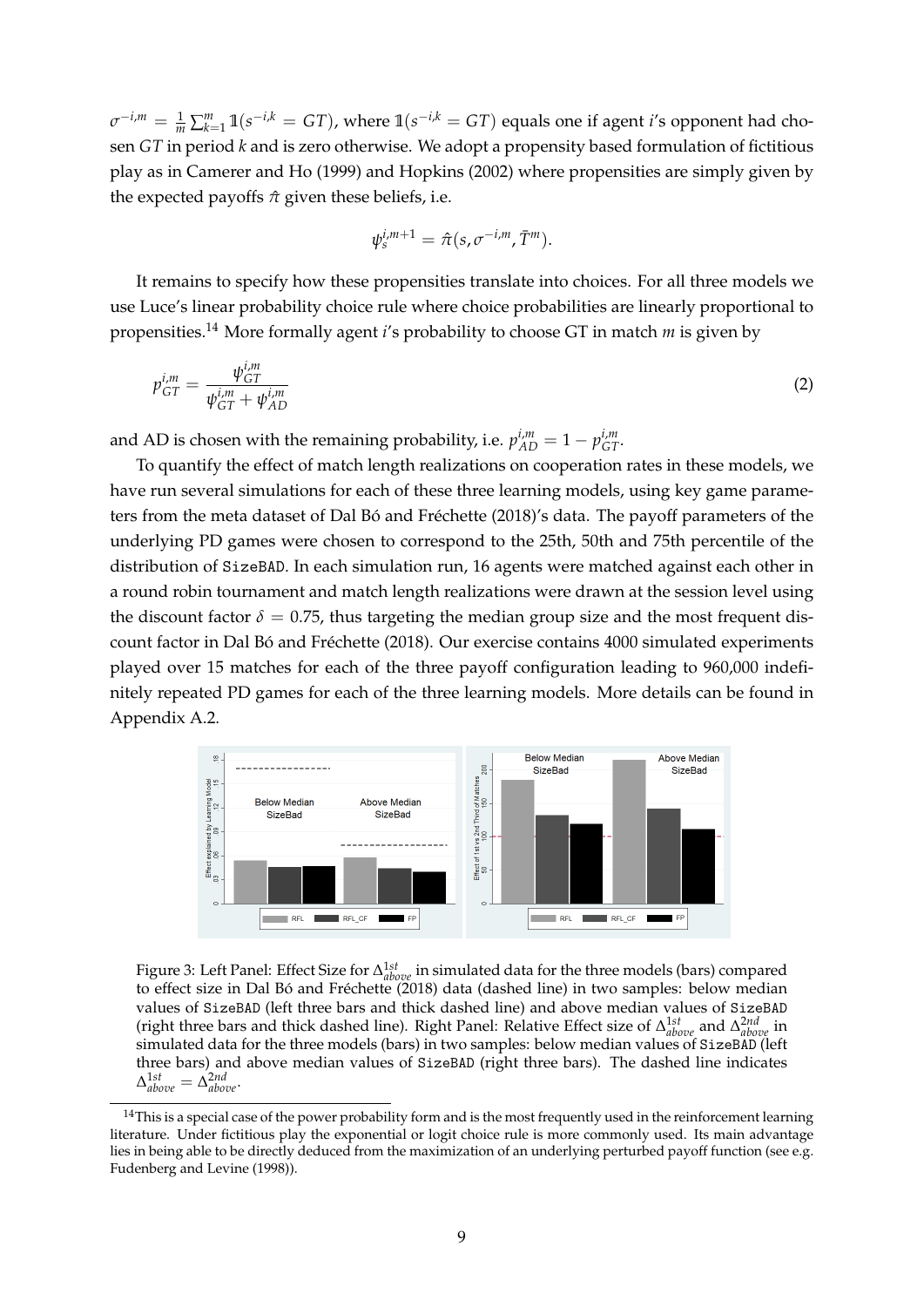$\sigma^{-i,m} = \frac{1}{m}\sum_{k=1}^{m} \mathbb{1}(s^{-i,k} = GT)$, where $\mathbb{1}(s^{-i,k} = GT)$ equals one if agent $i$'s opponent had chosen $GT$ in period $k$ and is zero otherwise. We adopt a propensity based formulation of fictitious play as in Camerer and Ho (1999) and Hopkins (2002) where propensities are simply given by the expected payoffs $\hat{\pi}$ given these beliefs, i.e.

$$\psi_s^{i,m+1} = \hat{\pi}(s, \sigma^{-i,m}, \bar{T}^m).$$

It remains to specify how these propensities translate into choices. For all three models we use Luce's linear probability choice rule where choice probabilities are linearly proportional to propensities.[14] More formally agent $i$'s probability to choose GT in match $m$ is given by

$$p_{GT}^{i,m} = \frac{\psi_{GT}^{i,m}}{\psi_{GT}^{i,m} + \psi_{AD}^{i,m}} \tag{2}$$

and AD is chosen with the remaining probability, i.e. $p_{AD}^{i,m} = 1 - p_{GT}^{i,m}$.

To quantify the effect of match length realizations on cooperation rates in these models, we have run several simulations for each of these three learning models, using key game parameters from the meta dataset of Dal Bó and Fréchette (2018)'s data. The payoff parameters of the underlying PD games were chosen to correspond to the 25th, 50th and 75th percentile of the distribution of SizeBAD. In each simulation run, 16 agents were matched against each other in a round robin tournament and match length realizations were drawn at the session level using the discount factor $\delta = 0.75$, thus targeting the median group size and the most frequent discount factor in Dal Bó and Fréchette (2018). Our exercise contains 4000 simulated experiments played over 15 matches for each of the three payoff configuration leading to 960,000 indefinitely repeated PD games for each of the three learning models. More details can be found in Appendix A.2.

Figure 3: Left Panel: Effect Size for $\Delta_{above}^{1st}$ in simulated data for the three models (bars) compared to effect size in Dal Bó and Fréchette (2018) data (dashed line) in two samples: below median values of SizeBAD (left three bars and thick dashed line) and above median values of SizeBAD (right three bars and thick dashed line). Right Panel: Relative Effect size of $\Delta_{above}^{1st}$ and $\Delta_{above}^{2nd}$ in simulated data for the three models (bars) in two samples: below median values of SizeBAD (left three bars) and above median values of SizeBAD (right three bars). The dashed line indicates $\Delta_{above}^{1st} = \Delta_{above}^{2nd}$.

[14] This is a special case of the power probability form and is the most frequently used in the reinforcement learning literature. Under fictitious play the exponential or logit choice rule is more commonly used. Its main advantage lies in being able to be directly deduced from the maximization of an underlying perturbed payoff function (see e.g. Fudenberg and Levine (1998)).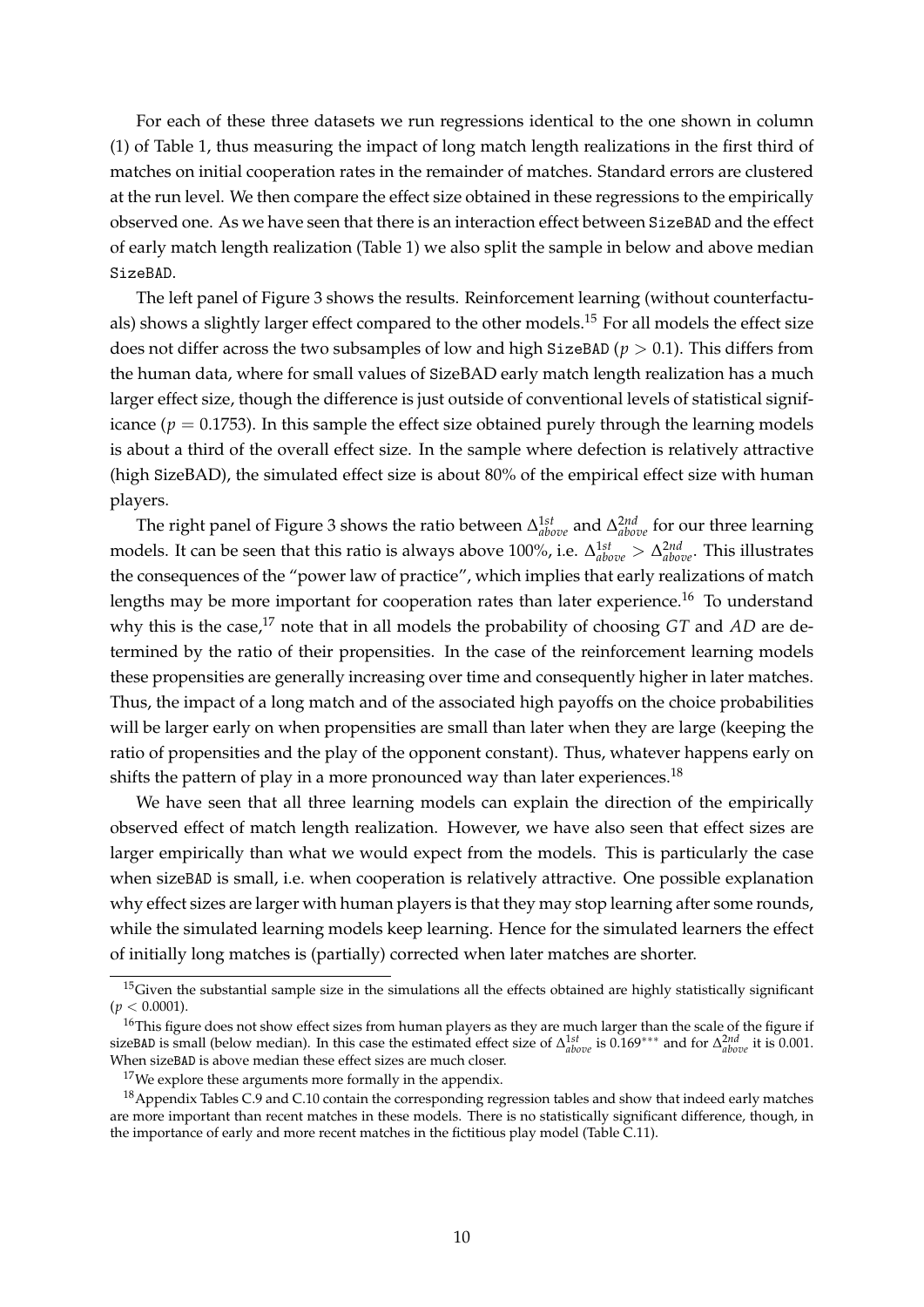For each of these three datasets we run regressions identical to the one shown in column (1) of Table 1, thus measuring the impact of long match length realizations in the first third of matches on initial cooperation rates in the remainder of matches. Standard errors are clustered at the run level. We then compare the effect size obtained in these regressions to the empirically observed one. As we have seen that there is an interaction effect between `SizeBAD` and the effect of early match length realization (Table 1) we also split the sample in below and above median `SizeBAD`.

The left panel of Figure 3 shows the results. Reinforcement learning (without counterfactuals) shows a slightly larger effect compared to the other models.[15] For all models the effect size does not differ across the two subsamples of low and high `SizeBAD` ($p > 0.1$). This differs from the human data, where for small values of `SizeBAD` early match length realization has a much larger effect size, though the difference is just outside of conventional levels of statistical significance ($p = 0.1753$). In this sample the effect size obtained purely through the learning models is about a third of the overall effect size. In the sample where defection is relatively attractive (high `SizeBAD`), the simulated effect size is about 80% of the empirical effect size with human players.

The right panel of Figure 3 shows the ratio between $\Delta^{1st}_{above}$ and $\Delta^{2nd}_{above}$ for our three learning models. It can be seen that this ratio is always above 100%, i.e. $\Delta^{1st}_{above} > \Delta^{2nd}_{above}$. This illustrates the consequences of the "power law of practice", which implies that early realizations of match lengths may be more important for cooperation rates than later experience.[16] To understand why this is the case,[17] note that in all models the probability of choosing $GT$ and $AD$ are determined by the ratio of their propensities. In the case of the reinforcement learning models these propensities are generally increasing over time and consequently higher in later matches. Thus, the impact of a long match and of the associated high payoffs on the choice probabilities will be larger early on when propensities are small than later when they are large (keeping the ratio of propensities and the play of the opponent constant). Thus, whatever happens early on shifts the pattern of play in a more pronounced way than later experiences.[18]

We have seen that all three learning models can explain the direction of the empirically observed effect of match length realization. However, we have also seen that effect sizes are larger empirically than what we would expect from the models. This is particularly the case when `sizeBAD` is small, i.e. when cooperation is relatively attractive. One possible explanation why effect sizes are larger with human players is that they may stop learning after some rounds, while the simulated learning models keep learning. Hence for the simulated learners the effect of initially long matches is (partially) corrected when later matches are shorter.

---

[15] Given the substantial sample size in the simulations all the effects obtained are highly statistically significant ($p < 0.0001$).

[16] This figure does not show effect sizes from human players as they are much larger than the scale of the figure if `sizeBAD` is small (below median). In this case the estimated effect size of $\Delta^{1st}_{above}$ is $0.169^{***}$ and for $\Delta^{2nd}_{above}$ it is 0.001. When `sizeBAD` is above median these effect sizes are much closer.

[17] We explore these arguments more formally in the appendix.

[18] Appendix Tables C.9 and C.10 contain the corresponding regression tables and show that indeed early matches are more important than recent matches in these models. There is no statistically significant difference, though, in the importance of early and more recent matches in the fictitious play model (Table C.11).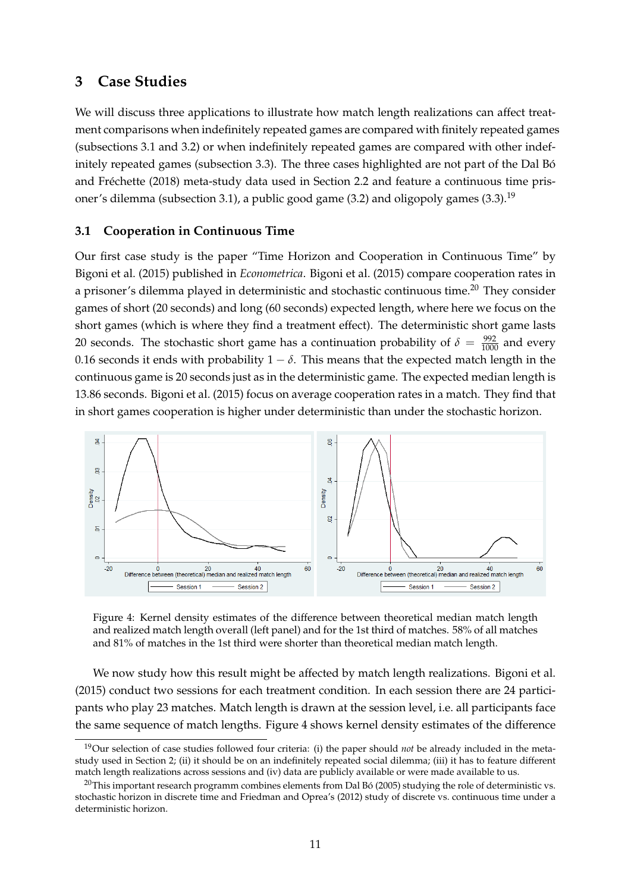## 3 Case Studies

We will discuss three applications to illustrate how match length realizations can affect treatment comparisons when indefinitely repeated games are compared with finitely repeated games (subsections 3.1 and 3.2) or when indefinitely repeated games are compared with other indefinitely repeated games (subsection 3.3). The three cases highlighted are not part of the Dal Bó and Fréchette (2018) meta-study data used in Section 2.2 and feature a continuous time prisoner's dilemma (subsection 3.1), a public good game (3.2) and oligopoly games (3.3).[19]

### 3.1 Cooperation in Continuous Time

Our first case study is the paper "Time Horizon and Cooperation in Continuous Time" by Bigoni et al. (2015) published in *Econometrica*. Bigoni et al. (2015) compare cooperation rates in a prisoner's dilemma played in deterministic and stochastic continuous time.[20] They consider games of short (20 seconds) and long (60 seconds) expected length, where here we focus on the short games (which is where they find a treatment effect). The deterministic short game lasts 20 seconds. The stochastic short game has a continuation probability of $\delta = \frac{992}{1000}$ and every 0.16 seconds it ends with probability $1 - \delta$. This means that the expected match length in the continuous game is 20 seconds just as in the deterministic game. The expected median length is 13.86 seconds. Bigoni et al. (2015) focus on average cooperation rates in a match. They find that in short games cooperation is higher under deterministic than under the stochastic horizon.

Figure 4: Kernel density estimates of the difference between theoretical median match length and realized match length overall (left panel) and for the 1st third of matches. 58% of all matches and 81% of matches in the 1st third were shorter than theoretical median match length.

We now study how this result might be affected by match length realizations. Bigoni et al. (2015) conduct two sessions for each treatment condition. In each session there are 24 participants who play 23 matches. Match length is drawn at the session level, i.e. all participants face the same sequence of match lengths. Figure 4 shows kernel density estimates of the difference

[19] Our selection of case studies followed four criteria: (i) the paper should *not* be already included in the meta-study used in Section 2; (ii) it should be on an indefinitely repeated social dilemma; (iii) it has to feature different match length realizations across sessions and (iv) data are publicly available or were made available to us.

[20] This important research programm combines elements from Dal Bó (2005) studying the role of deterministic vs. stochastic horizon in discrete time and Friedman and Oprea's (2012) study of discrete vs. continuous time under a deterministic horizon.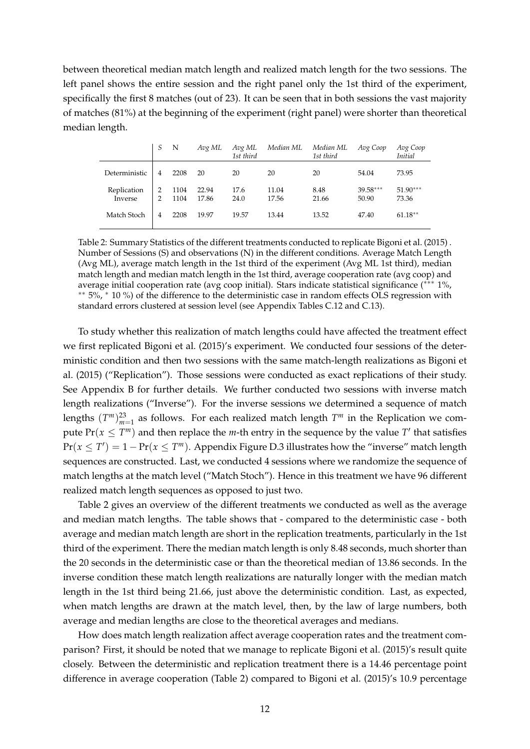between theoretical median match length and realized match length for the two sessions. The left panel shows the entire session and the right panel only the 1st third of the experiment, specifically the first 8 matches (out of 23). It can be seen that in both sessions the vast majority of matches (81%) at the beginning of the experiment (right panel) were shorter than theoretical median length.

| | S | N | *Avg ML* | *Avg ML 1st third* | *Median ML* | *Median ML 1st third* | *Avg Coop* | *Avg Coop Initial* |
|---|---|---|---|---|---|---|---|---|
| Deterministic | 4 | 2208 | 20 | 20 | 20 | 20 | 54.04 | 73.95 |
| Replication | 2 | 1104 | 22.94 | 17.6 | 11.04 | 8.48 | $39.58^{***}$ | $51.90^{***}$ |
| Inverse | 2 | 1104 | 17.86 | 24.0 | 17.56 | 21.66 | 50.90 | 73.36 |
| Match Stoch | 4 | 2208 | 19.97 | 19.57 | 13.44 | 13.52 | 47.40 | $61.18^{**}$ |

Table 2: Summary Statistics of the different treatments conducted to replicate Bigoni et al. (2015) . Number of Sessions (S) and observations (N) in the different conditions. Average Match Length (Avg ML), average match length in the 1st third of the experiment (Avg ML 1st third), median match length and median match length in the 1st third, average cooperation rate (avg coop) and average initial cooperation rate (avg coop initial). Stars indicate statistical significance (*** 1%, ** 5%, * 10 %) of the difference to the deterministic case in random effects OLS regression with standard errors clustered at session level (see Appendix Tables C.12 and C.13).

To study whether this realization of match lengths could have affected the treatment effect we first replicated Bigoni et al. (2015)'s experiment. We conducted four sessions of the deterministic condition and then two sessions with the same match-length realizations as Bigoni et al. (2015) ("Replication"). Those sessions were conducted as exact replications of their study. See Appendix B for further details. We further conducted two sessions with inverse match length realizations ("Inverse"). For the inverse sessions we determined a sequence of match lengths $(T^m)_{m=1}^{23}$ as follows. For each realized match length $T^m$ in the Replication we compute $\Pr(x \leq T^m)$ and then replace the $m$-th entry in the sequence by the value $T'$ that satisfies $\Pr(x \leq T') = 1 - \Pr(x \leq T^m)$. Appendix Figure D.3 illustrates how the "inverse" match length sequences are constructed. Last, we conducted 4 sessions where we randomize the sequence of match lengths at the match level ("Match Stoch"). Hence in this treatment we have 96 different realized match length sequences as opposed to just two.

Table 2 gives an overview of the different treatments we conducted as well as the average and median match lengths. The table shows that - compared to the deterministic case - both average and median match length are short in the replication treatments, particularly in the 1st third of the experiment. There the median match length is only 8.48 seconds, much shorter than the 20 seconds in the deterministic case or than the theoretical median of 13.86 seconds. In the inverse condition these match length realizations are naturally longer with the median match length in the 1st third being 21.66, just above the deterministic condition. Last, as expected, when match lengths are drawn at the match level, then, by the law of large numbers, both average and median lengths are close to the theoretical averages and medians.

How does match length realization affect average cooperation rates and the treatment comparison? First, it should be noted that we manage to replicate Bigoni et al. (2015)'s result quite closely. Between the deterministic and replication treatment there is a 14.46 percentage point difference in average cooperation (Table 2) compared to Bigoni et al. (2015)'s 10.9 percentage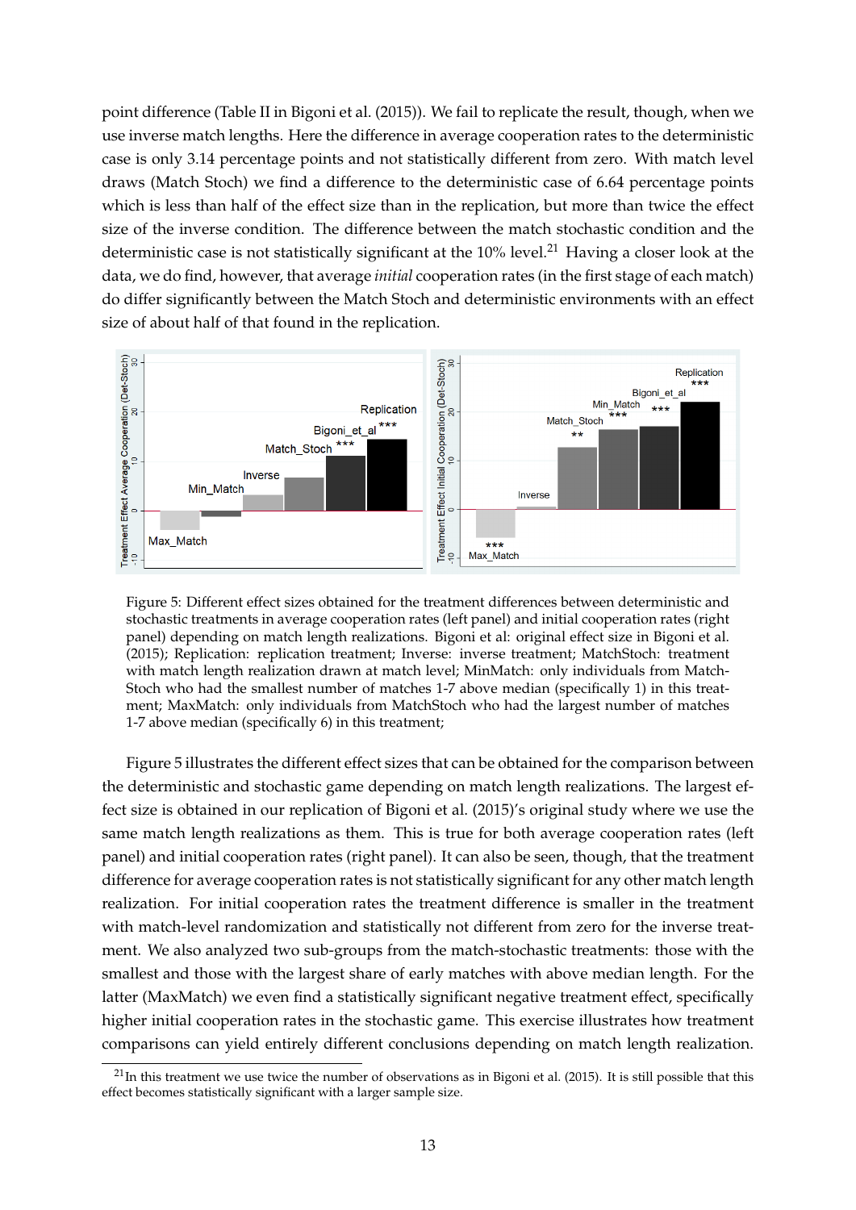point difference (Table II in Bigoni et al. (2015)). We fail to replicate the result, though, when we use inverse match lengths. Here the difference in average cooperation rates to the deterministic case is only 3.14 percentage points and not statistically different from zero. With match level draws (Match Stoch) we find a difference to the deterministic case of 6.64 percentage points which is less than half of the effect size than in the replication, but more than twice the effect size of the inverse condition. The difference between the match stochastic condition and the deterministic case is not statistically significant at the 10% level.[21] Having a closer look at the data, we do find, however, that average *initial* cooperation rates (in the first stage of each match) do differ significantly between the Match Stoch and deterministic environments with an effect size of about half of that found in the replication.

Figure 5: Different effect sizes obtained for the treatment differences between deterministic and stochastic treatments in average cooperation rates (left panel) and initial cooperation rates (right panel) depending on match length realizations. Bigoni et al: original effect size in Bigoni et al. (2015); Replication: replication treatment; Inverse: inverse treatment; MatchStoch: treatment with match length realization drawn at match level; MinMatch: only individuals from MatchStoch who had the smallest number of matches 1-7 above median (specifically 1) in this treatment; MaxMatch: only individuals from MatchStoch who had the largest number of matches 1-7 above median (specifically 6) in this treatment;

Figure 5 illustrates the different effect sizes that can be obtained for the comparison between the deterministic and stochastic game depending on match length realizations. The largest effect size is obtained in our replication of Bigoni et al. (2015)'s original study where we use the same match length realizations as them. This is true for both average cooperation rates (left panel) and initial cooperation rates (right panel). It can also be seen, though, that the treatment difference for average cooperation rates is not statistically significant for any other match length realization. For initial cooperation rates the treatment difference is smaller in the treatment with match-level randomization and statistically not different from zero for the inverse treatment. We also analyzed two sub-groups from the match-stochastic treatments: those with the smallest and those with the largest share of early matches with above median length. For the latter (MaxMatch) we even find a statistically significant negative treatment effect, specifically higher initial cooperation rates in the stochastic game. This exercise illustrates how treatment comparisons can yield entirely different conclusions depending on match length realization.

[21] In this treatment we use twice the number of observations as in Bigoni et al. (2015). It is still possible that this effect becomes statistically significant with a larger sample size.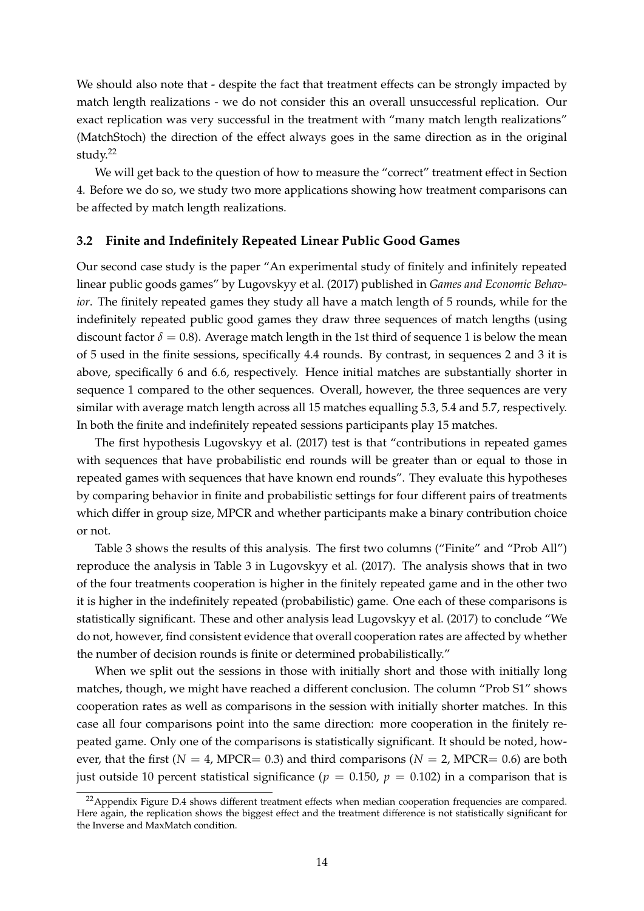We should also note that - despite the fact that treatment effects can be strongly impacted by match length realizations - we do not consider this an overall unsuccessful replication. Our exact replication was very successful in the treatment with "many match length realizations" (MatchStoch) the direction of the effect always goes in the same direction as in the original study.[22]

We will get back to the question of how to measure the "correct" treatment effect in Section 4. Before we do so, we study two more applications showing how treatment comparisons can be affected by match length realizations.

### 3.2 Finite and Indefinitely Repeated Linear Public Good Games

Our second case study is the paper "An experimental study of finitely and infinitely repeated linear public goods games" by Lugovskyy et al. (2017) published in *Games and Economic Behavior*. The finitely repeated games they study all have a match length of 5 rounds, while for the indefinitely repeated public good games they draw three sequences of match lengths (using discount factor $\delta = 0.8$). Average match length in the 1st third of sequence 1 is below the mean of 5 used in the finite sessions, specifically 4.4 rounds. By contrast, in sequences 2 and 3 it is above, specifically 6 and 6.6, respectively. Hence initial matches are substantially shorter in sequence 1 compared to the other sequences. Overall, however, the three sequences are very similar with average match length across all 15 matches equalling 5.3, 5.4 and 5.7, respectively. In both the finite and indefinitely repeated sessions participants play 15 matches.

The first hypothesis Lugovskyy et al. (2017) test is that "contributions in repeated games with sequences that have probabilistic end rounds will be greater than or equal to those in repeated games with sequences that have known end rounds". They evaluate this hypotheses by comparing behavior in finite and probabilistic settings for four different pairs of treatments which differ in group size, MPCR and whether participants make a binary contribution choice or not.

Table 3 shows the results of this analysis. The first two columns ("Finite" and "Prob All") reproduce the analysis in Table 3 in Lugovskyy et al. (2017). The analysis shows that in two of the four treatments cooperation is higher in the finitely repeated game and in the other two it is higher in the indefinitely repeated (probabilistic) game. One each of these comparisons is statistically significant. These and other analysis lead Lugovskyy et al. (2017) to conclude "We do not, however, find consistent evidence that overall cooperation rates are affected by whether the number of decision rounds is finite or determined probabilistically."

When we split out the sessions in those with initially short and those with initially long matches, though, we might have reached a different conclusion. The column "Prob S1" shows cooperation rates as well as comparisons in the session with initially shorter matches. In this case all four comparisons point into the same direction: more cooperation in the finitely repeated game. Only one of the comparisons is statistically significant. It should be noted, however, that the first ($N = 4$, MPCR$= 0.3$) and third comparisons ($N = 2$, MPCR$= 0.6$) are both just outside 10 percent statistical significance ($p = 0.150$, $p = 0.102$) in a comparison that is

[22] Appendix Figure D.4 shows different treatment effects when median cooperation frequencies are compared. Here again, the replication shows the biggest effect and the treatment difference is not statistically significant for the Inverse and MaxMatch condition.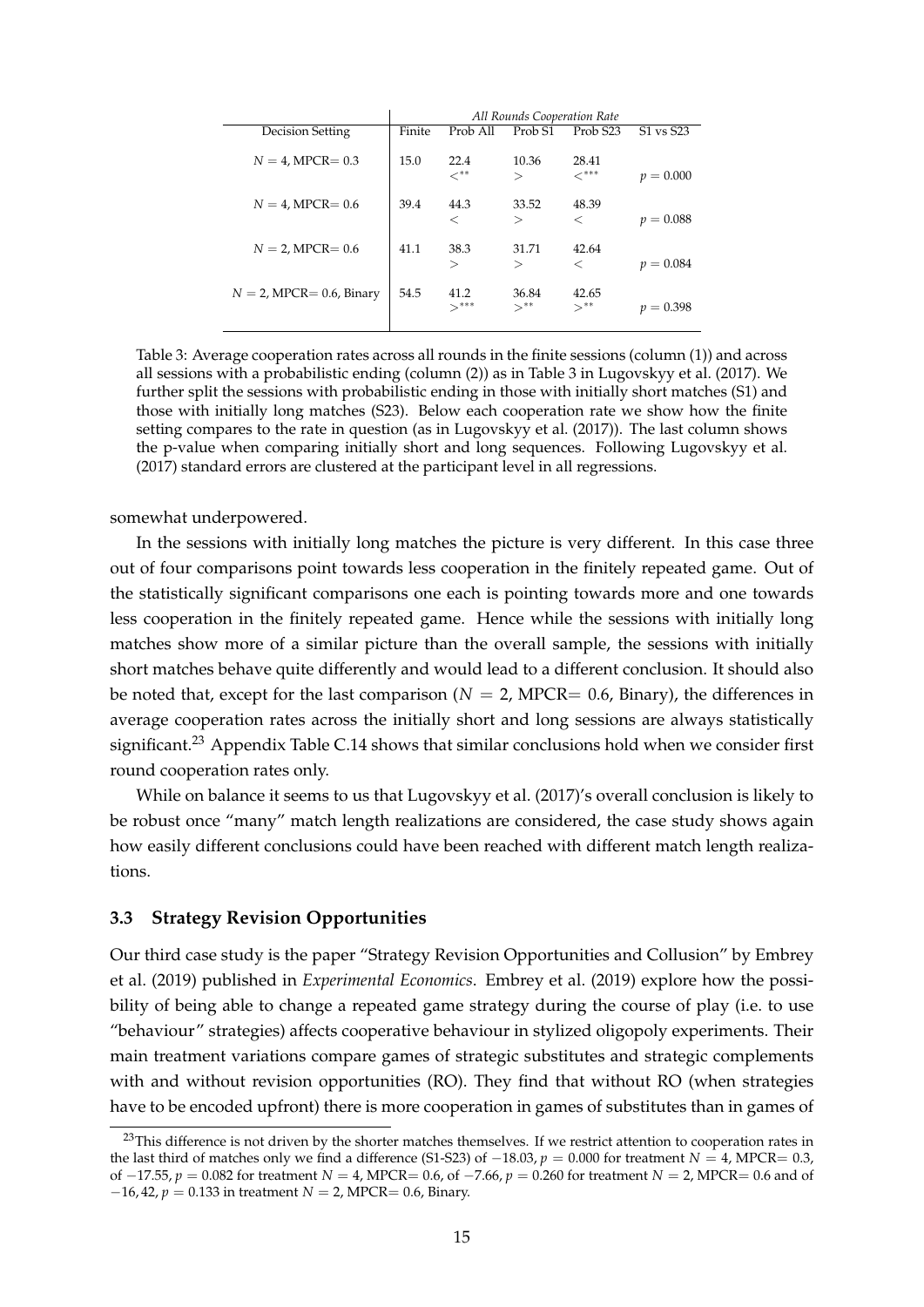| Decision Setting | *All Rounds Cooperation Rate* | | | | |
|---|---|---|---|---|---|
| | Finite | Prob All | Prob S1 | Prob S23 | S1 vs S23 |
| $N = 4$, MPCR$= 0.3$ | 15.0 | 22.4 $<^{**}$ | 10.36 $>$ | 28.41 $<^{***}$ | $p = 0.000$ |
| $N = 4$, MPCR$= 0.6$ | 39.4 | 44.3 $<$ | 33.52 $>$ | 48.39 $<$ | $p = 0.088$ |
| $N = 2$, MPCR$= 0.6$ | 41.1 | 38.3 $>$ | 31.71 $>$ | 42.64 $<$ | $p = 0.084$ |
| $N = 2$, MPCR$= 0.6$, Binary | 54.5 | 41.2 $>^{***}$ | 36.84 $>^{**}$ | 42.65 $>^{**}$ | $p = 0.398$ |

Table 3: Average cooperation rates across all rounds in the finite sessions (column (1)) and across all sessions with a probabilistic ending (column (2)) as in Table 3 in Lugovskyy et al. (2017). We further split the sessions with probabilistic ending in those with initially short matches (S1) and those with initially long matches (S23). Below each cooperation rate we show how the finite setting compares to the rate in question (as in Lugovskyy et al. (2017)). The last column shows the p-value when comparing initially short and long sequences. Following Lugovskyy et al. (2017) standard errors are clustered at the participant level in all regressions.

somewhat underpowered.

In the sessions with initially long matches the picture is very different. In this case three out of four comparisons point towards less cooperation in the finitely repeated game. Out of the statistically significant comparisons one each is pointing towards more and one towards less cooperation in the finitely repeated game. Hence while the sessions with initially long matches show more of a similar picture than the overall sample, the sessions with initially short matches behave quite differently and would lead to a different conclusion. It should also be noted that, except for the last comparison ($N = 2$, MPCR$= 0.6$, Binary), the differences in average cooperation rates across the initially short and long sessions are always statistically significant.[23] Appendix Table C.14 shows that similar conclusions hold when we consider first round cooperation rates only.

While on balance it seems to us that Lugovskyy et al. (2017)'s overall conclusion is likely to be robust once "many" match length realizations are considered, the case study shows again how easily different conclusions could have been reached with different match length realizations.

### 3.3 Strategy Revision Opportunities

Our third case study is the paper "Strategy Revision Opportunities and Collusion" by Embrey et al. (2019) published in *Experimental Economics*. Embrey et al. (2019) explore how the possibility of being able to change a repeated game strategy during the course of play (i.e. to use "behaviour" strategies) affects cooperative behaviour in stylized oligopoly experiments. Their main treatment variations compare games of strategic substitutes and strategic complements with and without revision opportunities (RO). They find that without RO (when strategies have to be encoded upfront) there is more cooperation in games of substitutes than in games of

[23] This difference is not driven by the shorter matches themselves. If we restrict attention to cooperation rates in the last third of matches only we find a difference (S1-S23) of $-18.03$, $p = 0.000$ for treatment $N = 4$, MPCR$= 0.3$, of $-17.55$, $p = 0.082$ for treatment $N = 4$, MPCR$= 0.6$, of $-7.66$, $p = 0.260$ for treatment $N = 2$, MPCR$= 0.6$ and of $-16, 42$, $p = 0.133$ in treatment $N = 2$, MPCR$= 0.6$, Binary.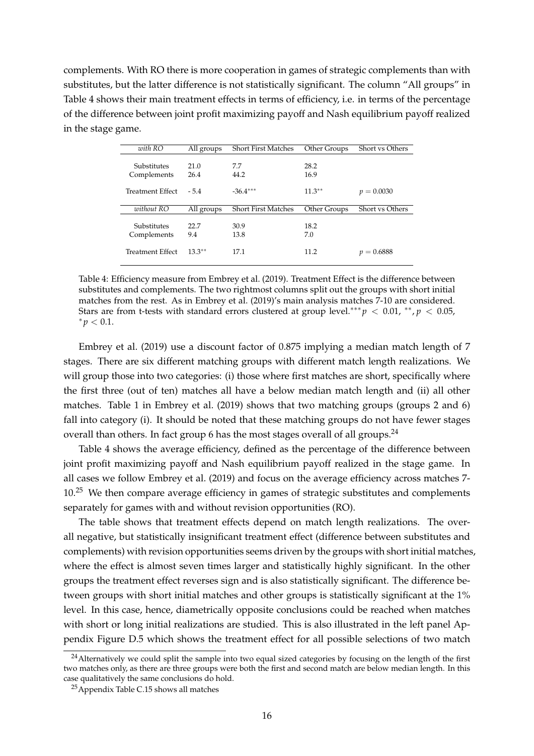complements. With RO there is more cooperation in games of strategic complements than with substitutes, but the latter difference is not statistically significant. The column "All groups" in Table 4 shows their main treatment effects in terms of efficiency, i.e. in terms of the percentage of the difference between joint profit maximizing payoff and Nash equilibrium payoff realized in the stage game.

| *with RO* | All groups | Short First Matches | Other Groups | Short vs Others |
|---|---|---|---|---|
| Substitutes | 21.0 | 7.7 | 28.2 | |
| Complements | 26.4 | 44.2 | 16.9 | |
| Treatment Effect | - 5.4 | $-36.4^{***}$ | $11.3^{**}$ | $p = 0.0030$ |
| *without RO* | All groups | Short First Matches | Other Groups | Short vs Others |
| Substitutes | 22.7 | 30.9 | 18.2 | |
| Complements | 9.4 | 13.8 | 7.0 | |
| Treatment Effect | $13.3^{**}$ | 17.1 | 11.2 | $p = 0.6888$ |

Table 4: Efficiency measure from Embrey et al. (2019). Treatment Effect is the difference between substitutes and complements. The two rightmost columns split out the groups with short initial matches from the rest. As in Embrey et al. (2019)'s main analysis matches 7-10 are considered. Stars are from t-tests with standard errors clustered at group level. $^{***}p < 0.01$, $^{**}, p < 0.05$, $^{*}p < 0.1$.

Embrey et al. (2019) use a discount factor of 0.875 implying a median match length of 7 stages. There are six different matching groups with different match length realizations. We will group those into two categories: (i) those where first matches are short, specifically where the first three (out of ten) matches all have a below median match length and (ii) all other matches. Table 1 in Embrey et al. (2019) shows that two matching groups (groups 2 and 6) fall into category (i). It should be noted that these matching groups do not have fewer stages overall than others. In fact group 6 has the most stages overall of all groups.[24]

Table 4 shows the average efficiency, defined as the percentage of the difference between joint profit maximizing payoff and Nash equilibrium payoff realized in the stage game. In all cases we follow Embrey et al. (2019) and focus on the average efficiency across matches 7-10.[25] We then compare average efficiency in games of strategic substitutes and complements separately for games with and without revision opportunities (RO).

The table shows that treatment effects depend on match length realizations. The overall negative, but statistically insignificant treatment effect (difference between substitutes and complements) with revision opportunities seems driven by the groups with short initial matches, where the effect is almost seven times larger and statistically highly significant. In the other groups the treatment effect reverses sign and is also statistically significant. The difference between groups with short initial matches and other groups is statistically significant at the 1% level. In this case, hence, diametrically opposite conclusions could be reached when matches with short or long initial realizations are studied. This is also illustrated in the left panel Appendix Figure D.5 which shows the treatment effect for all possible selections of two match

[24] Alternatively we could split the sample into two equal sized categories by focusing on the length of the first two matches only, as there are three groups were both the first and second match are below median length. In this case qualitatively the same conclusions do hold.

[25] Appendix Table C.15 shows all matches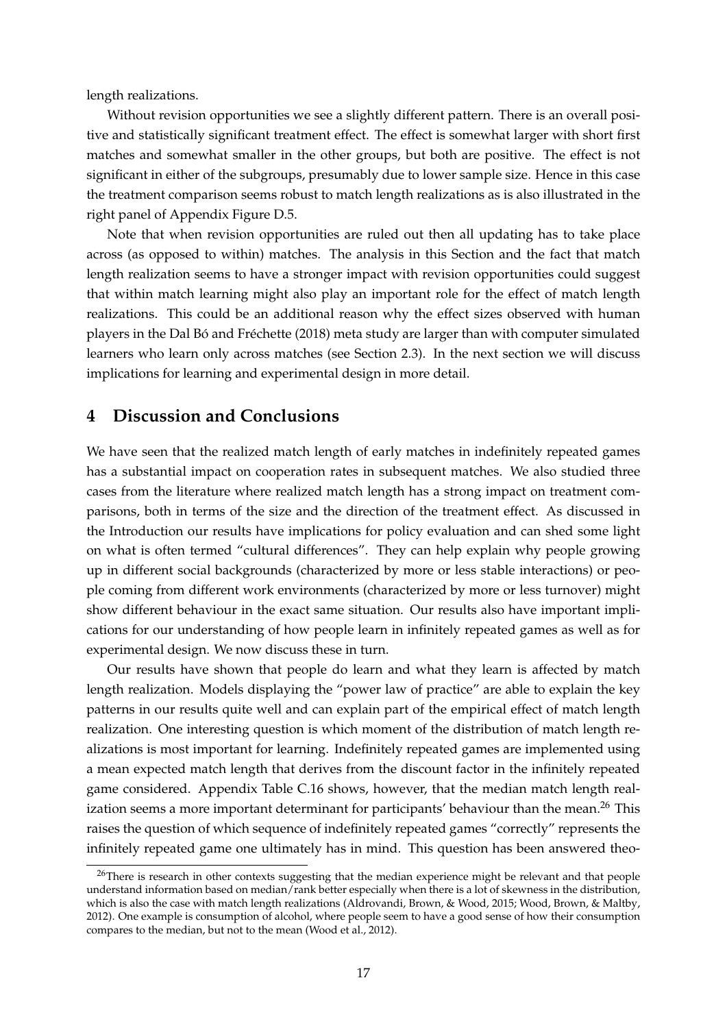length realizations.

Without revision opportunities we see a slightly different pattern. There is an overall positive and statistically significant treatment effect. The effect is somewhat larger with short first matches and somewhat smaller in the other groups, but both are positive. The effect is not significant in either of the subgroups, presumably due to lower sample size. Hence in this case the treatment comparison seems robust to match length realizations as is also illustrated in the right panel of Appendix Figure D.5.

Note that when revision opportunities are ruled out then all updating has to take place across (as opposed to within) matches. The analysis in this Section and the fact that match length realization seems to have a stronger impact with revision opportunities could suggest that within match learning might also play an important role for the effect of match length realizations. This could be an additional reason why the effect sizes observed with human players in the Dal Bó and Fréchette (2018) meta study are larger than with computer simulated learners who learn only across matches (see Section 2.3). In the next section we will discuss implications for learning and experimental design in more detail.

# 4 Discussion and Conclusions

We have seen that the realized match length of early matches in indefinitely repeated games has a substantial impact on cooperation rates in subsequent matches. We also studied three cases from the literature where realized match length has a strong impact on treatment comparisons, both in terms of the size and the direction of the treatment effect. As discussed in the Introduction our results have implications for policy evaluation and can shed some light on what is often termed "cultural differences". They can help explain why people growing up in different social backgrounds (characterized by more or less stable interactions) or people coming from different work environments (characterized by more or less turnover) might show different behaviour in the exact same situation. Our results also have important implications for our understanding of how people learn in infinitely repeated games as well as for experimental design. We now discuss these in turn.

Our results have shown that people do learn and what they learn is affected by match length realization. Models displaying the "power law of practice" are able to explain the key patterns in our results quite well and can explain part of the empirical effect of match length realization. One interesting question is which moment of the distribution of match length realizations is most important for learning. Indefinitely repeated games are implemented using a mean expected match length that derives from the discount factor in the infinitely repeated game considered. Appendix Table C.16 shows, however, that the median match length realization seems a more important determinant for participants' behaviour than the mean.[26] This raises the question of which sequence of indefinitely repeated games "correctly" represents the infinitely repeated game one ultimately has in mind. This question has been answered theo-

[26] There is research in other contexts suggesting that the median experience might be relevant and that people understand information based on median/rank better especially when there is a lot of skewness in the distribution, which is also the case with match length realizations (Aldrovandi, Brown, & Wood, 2015; Wood, Brown, & Maltby, 2012). One example is consumption of alcohol, where people seem to have a good sense of how their consumption compares to the median, but not to the mean (Wood et al., 2012).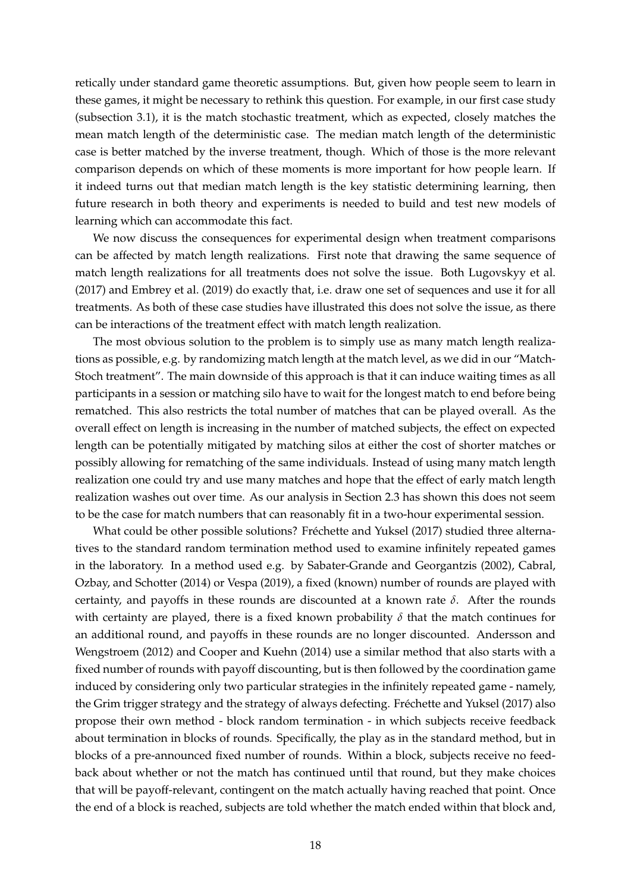retically under standard game theoretic assumptions. But, given how people seem to learn in these games, it might be necessary to rethink this question. For example, in our first case study (subsection 3.1), it is the match stochastic treatment, which as expected, closely matches the mean match length of the deterministic case. The median match length of the deterministic case is better matched by the inverse treatment, though. Which of those is the more relevant comparison depends on which of these moments is more important for how people learn. If it indeed turns out that median match length is the key statistic determining learning, then future research in both theory and experiments is needed to build and test new models of learning which can accommodate this fact.

We now discuss the consequences for experimental design when treatment comparisons can be affected by match length realizations. First note that drawing the same sequence of match length realizations for all treatments does not solve the issue. Both Lugovskyy et al. (2017) and Embrey et al. (2019) do exactly that, i.e. draw one set of sequences and use it for all treatments. As both of these case studies have illustrated this does not solve the issue, as there can be interactions of the treatment effect with match length realization.

The most obvious solution to the problem is to simply use as many match length realizations as possible, e.g. by randomizing match length at the match level, as we did in our "Match-Stoch treatment". The main downside of this approach is that it can induce waiting times as all participants in a session or matching silo have to wait for the longest match to end before being rematched. This also restricts the total number of matches that can be played overall. As the overall effect on length is increasing in the number of matched subjects, the effect on expected length can be potentially mitigated by matching silos at either the cost of shorter matches or possibly allowing for rematching of the same individuals. Instead of using many match length realization one could try and use many matches and hope that the effect of early match length realization washes out over time. As our analysis in Section 2.3 has shown this does not seem to be the case for match numbers that can reasonably fit in a two-hour experimental session.

What could be other possible solutions? Fréchette and Yuksel (2017) studied three alternatives to the standard random termination method used to examine infinitely repeated games in the laboratory. In a method used e.g. by Sabater-Grande and Georgantzis (2002), Cabral, Ozbay, and Schotter (2014) or Vespa (2019), a fixed (known) number of rounds are played with certainty, and payoffs in these rounds are discounted at a known rate $\delta$. After the rounds with certainty are played, there is a fixed known probability $\delta$ that the match continues for an additional round, and payoffs in these rounds are no longer discounted. Andersson and Wengstroem (2012) and Cooper and Kuehn (2014) use a similar method that also starts with a fixed number of rounds with payoff discounting, but is then followed by the coordination game induced by considering only two particular strategies in the infinitely repeated game - namely, the Grim trigger strategy and the strategy of always defecting. Fréchette and Yuksel (2017) also propose their own method - block random termination - in which subjects receive feedback about termination in blocks of rounds. Specifically, the play as in the standard method, but in blocks of a pre-announced fixed number of rounds. Within a block, subjects receive no feedback about whether or not the match has continued until that round, but they make choices that will be payoff-relevant, contingent on the match actually having reached that point. Once the end of a block is reached, subjects are told whether the match ended within that block and,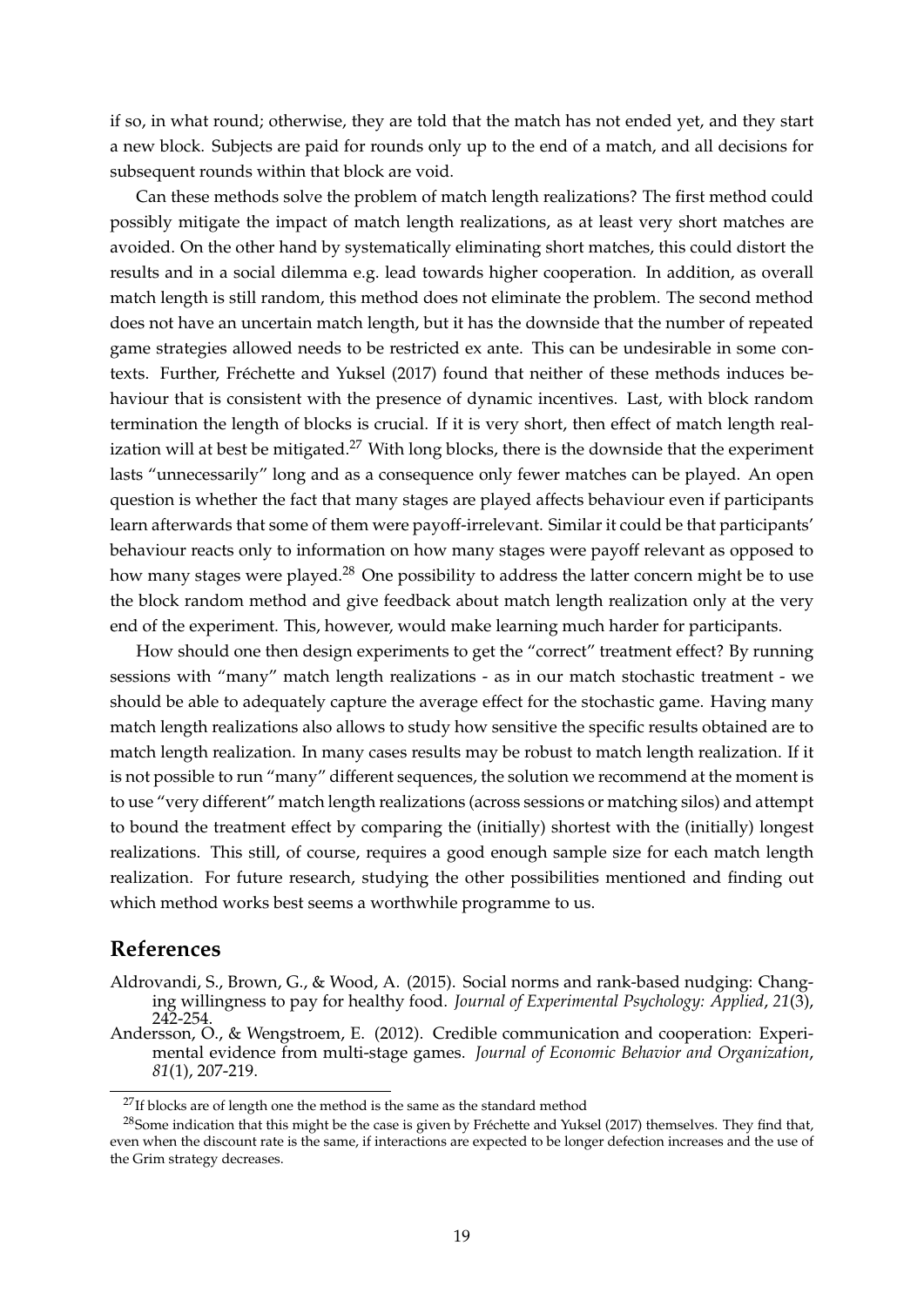if so, in what round; otherwise, they are told that the match has not ended yet, and they start a new block. Subjects are paid for rounds only up to the end of a match, and all decisions for subsequent rounds within that block are void.

Can these methods solve the problem of match length realizations? The first method could possibly mitigate the impact of match length realizations, as at least very short matches are avoided. On the other hand by systematically eliminating short matches, this could distort the results and in a social dilemma e.g. lead towards higher cooperation. In addition, as overall match length is still random, this method does not eliminate the problem. The second method does not have an uncertain match length, but it has the downside that the number of repeated game strategies allowed needs to be restricted ex ante. This can be undesirable in some contexts. Further, Fréchette and Yuksel (2017) found that neither of these methods induces behaviour that is consistent with the presence of dynamic incentives. Last, with block random termination the length of blocks is crucial. If it is very short, then effect of match length realization will at best be mitigated.[27] With long blocks, there is the downside that the experiment lasts "unnecessarily" long and as a consequence only fewer matches can be played. An open question is whether the fact that many stages are played affects behaviour even if participants learn afterwards that some of them were payoff-irrelevant. Similar it could be that participants' behaviour reacts only to information on how many stages were payoff relevant as opposed to how many stages were played.[28] One possibility to address the latter concern might be to use the block random method and give feedback about match length realization only at the very end of the experiment. This, however, would make learning much harder for participants.

How should one then design experiments to get the "correct" treatment effect? By running sessions with "many" match length realizations - as in our match stochastic treatment - we should be able to adequately capture the average effect for the stochastic game. Having many match length realizations also allows to study how sensitive the specific results obtained are to match length realization. In many cases results may be robust to match length realization. If it is not possible to run "many" different sequences, the solution we recommend at the moment is to use "very different" match length realizations (across sessions or matching silos) and attempt to bound the treatment effect by comparing the (initially) shortest with the (initially) longest realizations. This still, of course, requires a good enough sample size for each match length realization. For future research, studying the other possibilities mentioned and finding out which method works best seems a worthwhile programme to us.

## References

Aldrovandi, S., Brown, G., & Wood, A. (2015). Social norms and rank-based nudging: Changing willingness to pay for healthy food. *Journal of Experimental Psychology: Applied*, *21*(3), 242-254.

Andersson, O., & Wengstroem, E. (2012). Credible communication and cooperation: Experimental evidence from multi-stage games. *Journal of Economic Behavior and Organization*, *81*(1), 207-219.

[27] If blocks are of length one the method is the same as the standard method

[28] Some indication that this might be the case is given by Fréchette and Yuksel (2017) themselves. They find that, even when the discount rate is the same, if interactions are expected to be longer defection increases and the use of the Grim strategy decreases.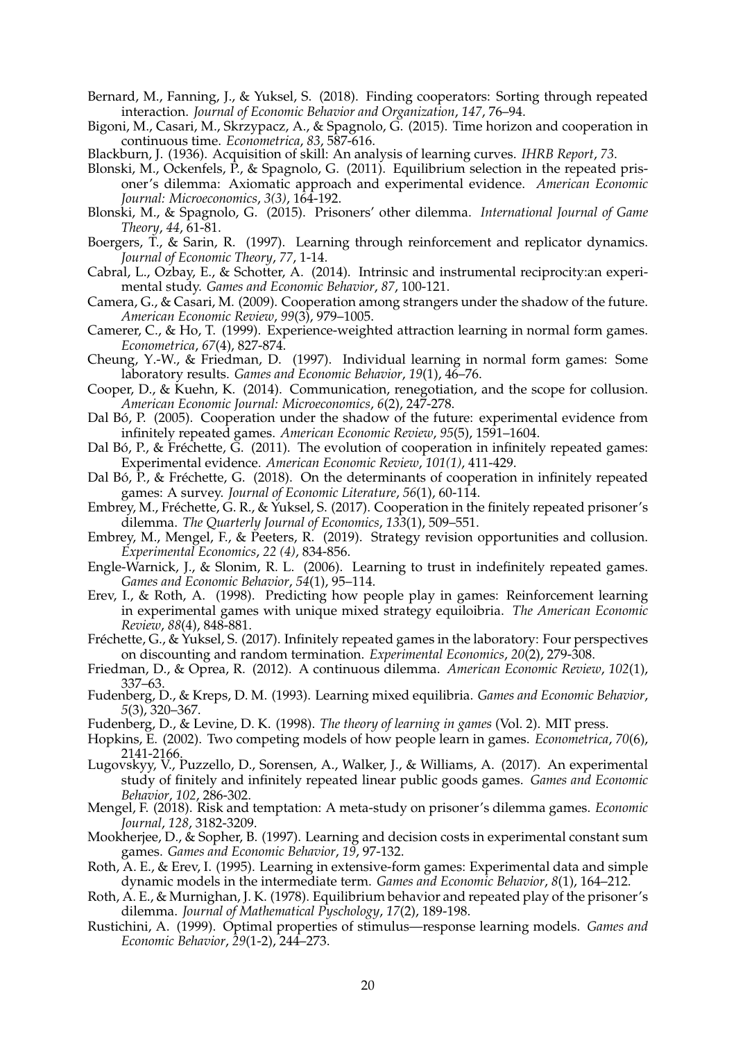Bernard, M., Fanning, J., & Yuksel, S. (2018). Finding cooperators: Sorting through repeated interaction. *Journal of Economic Behavior and Organization*, *147*, 76–94.

Bigoni, M., Casari, M., Skrzypacz, A., & Spagnolo, G. (2015). Time horizon and cooperation in continuous time. *Econometrica*, *83*, 587-616.

Blackburn, J. (1936). Acquisition of skill: An analysis of learning curves. *IHRB Report*, *73*.

Blonski, M., Ockenfels, P., & Spagnolo, G. (2011). Equilibrium selection in the repeated prisoner's dilemma: Axiomatic approach and experimental evidence. *American Economic Journal: Microeconomics*, *3(3)*, 164-192.

Blonski, M., & Spagnolo, G. (2015). Prisoners' other dilemma. *International Journal of Game Theory*, *44*, 61-81.

Boergers, T., & Sarin, R. (1997). Learning through reinforcement and replicator dynamics. *Journal of Economic Theory*, *77*, 1-14.

Cabral, L., Ozbay, E., & Schotter, A. (2014). Intrinsic and instrumental reciprocity:an experimental study. *Games and Economic Behavior*, *87*, 100-121.

Camera, G., & Casari, M. (2009). Cooperation among strangers under the shadow of the future. *American Economic Review*, *99*(3), 979–1005.

Camerer, C., & Ho, T. (1999). Experience-weighted attraction learning in normal form games. *Econometrica*, *67*(4), 827-874.

Cheung, Y.-W., & Friedman, D. (1997). Individual learning in normal form games: Some laboratory results. *Games and Economic Behavior*, *19*(1), 46–76.

Cooper, D., & Kuehn, K. (2014). Communication, renegotiation, and the scope for collusion. *American Economic Journal: Microeconomics*, *6*(2), 247-278.

Dal Bó, P. (2005). Cooperation under the shadow of the future: experimental evidence from infinitely repeated games. *American Economic Review*, *95*(5), 1591–1604.

Dal Bó, P., & Fréchette, G. (2011). The evolution of cooperation in infinitely repeated games: Experimental evidence. *American Economic Review*, *101(1)*, 411-429.

Dal Bó, P., & Fréchette, G. (2018). On the determinants of cooperation in infinitely repeated games: A survey. *Journal of Economic Literature*, *56*(1), 60-114.

Embrey, M., Fréchette, G. R., & Yuksel, S. (2017). Cooperation in the finitely repeated prisoner's dilemma. *The Quarterly Journal of Economics*, *133*(1), 509–551.

Embrey, M., Mengel, F., & Peeters, R. (2019). Strategy revision opportunities and collusion. *Experimental Economics*, *22 (4)*, 834-856.

Engle-Warnick, J., & Slonim, R. L. (2006). Learning to trust in indefinitely repeated games. *Games and Economic Behavior*, *54*(1), 95–114.

Erev, I., & Roth, A. (1998). Predicting how people play in games: Reinforcement learning in experimental games with unique mixed strategy equiloibria. *The American Economic Review*, *88*(4), 848-881.

Fréchette, G., & Yuksel, S. (2017). Infinitely repeated games in the laboratory: Four perspectives on discounting and random termination. *Experimental Economics*, *20*(2), 279-308.

Friedman, D., & Oprea, R. (2012). A continuous dilemma. *American Economic Review*, *102*(1), 337–63.

Fudenberg, D., & Kreps, D. M. (1993). Learning mixed equilibria. *Games and Economic Behavior*, *5*(3), 320–367.

Fudenberg, D., & Levine, D. K. (1998). *The theory of learning in games* (Vol. 2). MIT press.

Hopkins, E. (2002). Two competing models of how people learn in games. *Econometrica*, *70*(6), 2141-2166.

Lugovskyy, V., Puzzello, D., Sorensen, A., Walker, J., & Williams, A. (2017). An experimental study of finitely and infinitely repeated linear public goods games. *Games and Economic Behavior*, *102*, 286-302.

Mengel, F. (2018). Risk and temptation: A meta-study on prisoner's dilemma games. *Economic Journal*, *128*, 3182-3209.

Mookherjee, D., & Sopher, B. (1997). Learning and decision costs in experimental constant sum games. *Games and Economic Behavior*, *19*, 97-132.

Roth, A. E., & Erev, I. (1995). Learning in extensive-form games: Experimental data and simple dynamic models in the intermediate term. *Games and Economic Behavior*, *8*(1), 164–212.

Roth, A. E., & Murnighan, J. K. (1978). Equilibrium behavior and repeated play of the prisoner's dilemma. *Journal of Mathematical Pychology*, *17*(2), 189-198.

Rustichini, A. (1999). Optimal properties of stimulus—response learning models. *Games and Economic Behavior*, *29*(1-2), 244–273.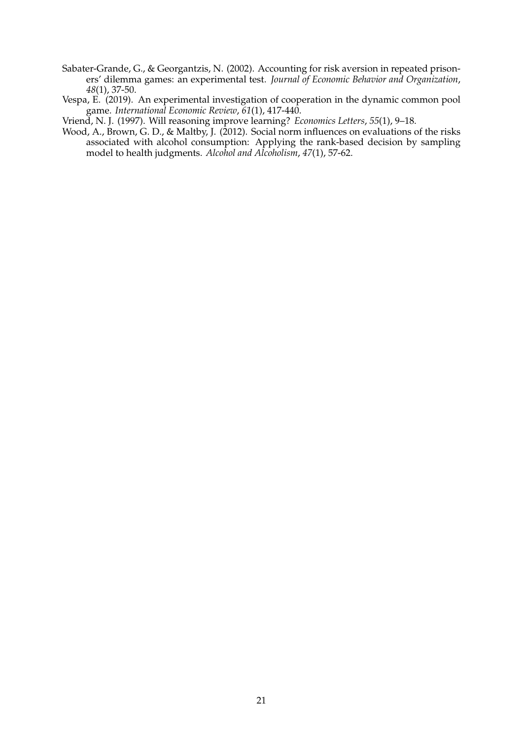Sabater-Grande, G., & Georgantzis, N. (2002). Accounting for risk aversion in repeated prisoners' dilemma games: an experimental test. *Journal of Economic Behavior and Organization*, *48*(1), 37-50.

Vespa, E. (2019). An experimental investigation of cooperation in the dynamic common pool game. *International Economic Review*, *61*(1), 417-440.

Vriend, N. J. (1997). Will reasoning improve learning? *Economics Letters*, *55*(1), 9–18.

Wood, A., Brown, G. D., & Maltby, J. (2012). Social norm influences on evaluations of the risks associated with alcohol consumption: Applying the rank-based decision by sampling model to health judgments. *Alcohol and Alcoholism*, *47*(1), 57-62.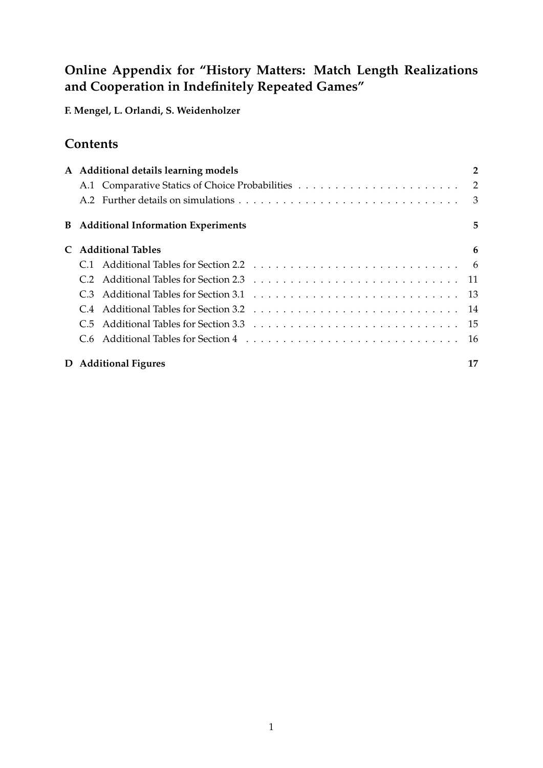# Online Appendix for "History Matters: Match Length Realizations and Cooperation in Indefinitely Repeated Games"

**F. Mengel, L. Orlandi, S. Weidenholzer**

## Contents

- **A Additional details learning models** — 2
  - A.1 Comparative Statics of Choice Probabilities — 2
  - A.2 Further details on simulations — 3
- **B Additional Information Experiments** — 5
- **C Additional Tables** — 6
  - C.1 Additional Tables for Section 2.2 — 6
  - C.2 Additional Tables for Section 2.3 — 11
  - C.3 Additional Tables for Section 3.1 — 13
  - C.4 Additional Tables for Section 3.2 — 14
  - C.5 Additional Tables for Section 3.3 — 15
  - C.6 Additional Tables for Section 4 — 16
- **D Additional Figures** — 17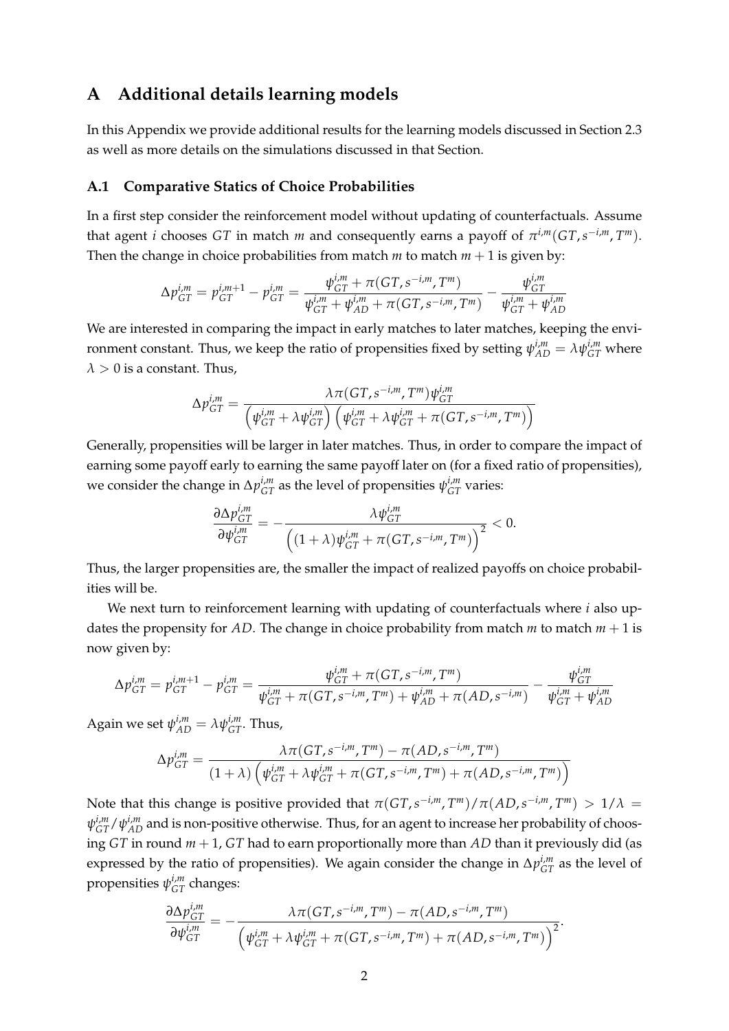# A Additional details learning models

In this Appendix we provide additional results for the learning models discussed in Section 2.3 as well as more details on the simulations discussed in that Section.

## A.1 Comparative Statics of Choice Probabilities

In a first step consider the reinforcement model without updating of counterfactuals. Assume that agent $i$ chooses $GT$ in match $m$ and consequently earns a payoff of $\pi^{i,m}(GT, s^{-i,m}, T^m)$. Then the change in choice probabilities from match $m$ to match $m+1$ is given by:

$$\Delta p_{GT}^{i,m} = p_{GT}^{i,m+1} - p_{GT}^{i,m} = \frac{\psi_{GT}^{i,m} + \pi(GT, s^{-i,m}, T^m)}{\psi_{GT}^{i,m} + \psi_{AD}^{i,m} + \pi(GT, s^{-i,m}, T^m)} - \frac{\psi_{GT}^{i,m}}{\psi_{GT}^{i,m} + \psi_{AD}^{i,m}}$$

We are interested in comparing the impact in early matches to later matches, keeping the environment constant. Thus, we keep the ratio of propensities fixed by setting $\psi_{AD}^{i,m} = \lambda \psi_{GT}^{i,m}$ where $\lambda > 0$ is a constant. Thus,

$$\Delta p_{GT}^{i,m} = \frac{\lambda \pi(GT, s^{-i,m}, T^m) \psi_{GT}^{i,m}}{\left(\psi_{GT}^{i,m} + \lambda \psi_{GT}^{i,m}\right)\left(\psi_{GT}^{i,m} + \lambda \psi_{GT}^{i,m} + \pi(GT, s^{-i,m}, T^m)\right)}$$

Generally, propensities will be larger in later matches. Thus, in order to compare the impact of earning some payoff early to earning the same payoff later on (for a fixed ratio of propensities), we consider the change in $\Delta p_{GT}^{i,m}$ as the level of propensities $\psi_{GT}^{i,m}$ varies:

$$\frac{\partial \Delta p_{GT}^{i,m}}{\partial \psi_{GT}^{i,m}} = -\frac{\lambda \psi_{GT}^{i,m}}{\left((1+\lambda)\psi_{GT}^{i,m} + \pi(GT, s^{-i,m}, T^m)\right)^2} < 0.$$

Thus, the larger propensities are, the smaller the impact of realized payoffs on choice probabilities will be.

We next turn to reinforcement learning with updating of counterfactuals where $i$ also updates the propensity for $AD$. The change in choice probability from match $m$ to match $m+1$ is now given by:

$$\Delta p_{GT}^{i,m} = p_{GT}^{i,m+1} - p_{GT}^{i,m} = \frac{\psi_{GT}^{i,m} + \pi(GT, s^{-i,m}, T^m)}{\psi_{GT}^{i,m} + \pi(GT, s^{-i,m}, T^m) + \psi_{AD}^{i,m} + \pi(AD, s^{-i,m})} - \frac{\psi_{GT}^{i,m}}{\psi_{GT}^{i,m} + \psi_{AD}^{i,m}}$$

Again we set $\psi_{AD}^{i,m} = \lambda \psi_{GT}^{i,m}$. Thus,

$$\Delta p_{GT}^{i,m} = \frac{\lambda \pi(GT, s^{-i,m}, T^m) - \pi(AD, s^{-i,m}, T^m)}{(1+\lambda)\left(\psi_{GT}^{i,m} + \lambda \psi_{GT}^{i,m} + \pi(GT, s^{-i,m}, T^m) + \pi(AD, s^{-i,m}, T^m)\right)}$$

Note that this change is positive provided that $\pi(GT, s^{-i,m}, T^m)/\pi(AD, s^{-i,m}, T^m) > 1/\lambda = \psi_{GT}^{i,m}/\psi_{AD}^{i,m}$ and is non-positive otherwise. Thus, for an agent to increase her probability of choosing $GT$ in round $m+1$, $GT$ had to earn proportionally more than $AD$ than it previously did (as expressed by the ratio of propensities). We again consider the change in $\Delta p_{GT}^{i,m}$ as the level of propensities $\psi_{GT}^{i,m}$ changes:

$$\frac{\partial \Delta p_{GT}^{i,m}}{\partial \psi_{GT}^{i,m}} = -\frac{\lambda \pi(GT, s^{-i,m}, T^m) - \pi(AD, s^{-i,m}, T^m)}{\left(\psi_{GT}^{i,m} + \lambda \psi_{GT}^{i,m} + \pi(GT, s^{-i,m}, T^m) + \pi(AD, s^{-i,m}, T^m)\right)^2}.$$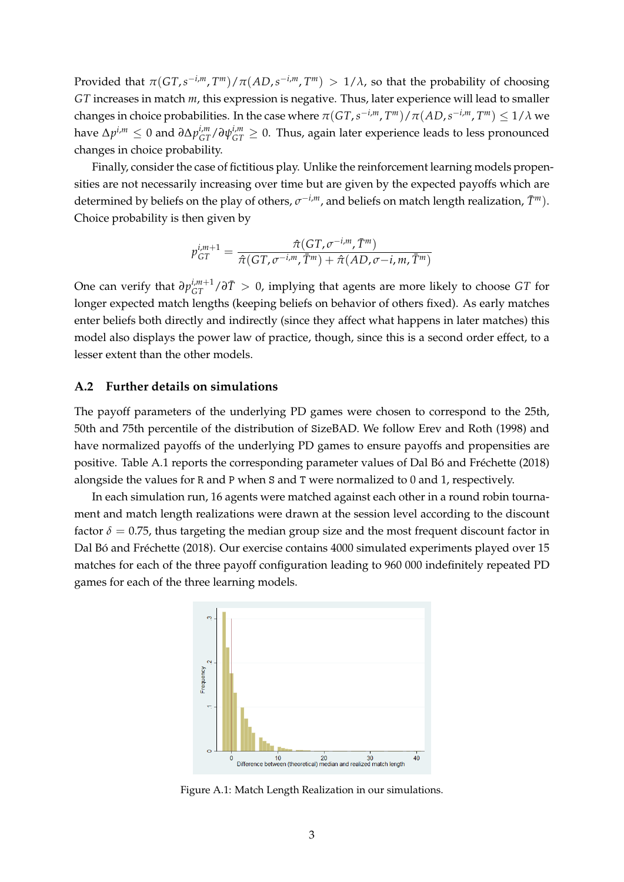Provided that $\pi(GT, s^{-i,m}, T^m)/\pi(AD, s^{-i,m}, T^m) > 1/\lambda$, so that the probability of choosing $GT$ increases in match $m$, this expression is negative. Thus, later experience will lead to smaller changes in choice probabilities. In the case where $\pi(GT, s^{-i,m}, T^m)/\pi(AD, s^{-i,m}, T^m) \leq 1/\lambda$ we have $\Delta p^{i,m} \leq 0$ and $\partial \Delta p^{i,m}_{GT}/\partial \psi^{i,m}_{GT} \geq 0$. Thus, again later experience leads to less pronounced changes in choice probability.

Finally, consider the case of fictitious play. Unlike the reinforcement learning models propensities are not necessarily increasing over time but are given by the expected payoffs which are determined by beliefs on the play of others, $\sigma^{-i,m}$, and beliefs on match length realization, $\bar{T}^m$). Choice probability is then given by

$$p^{i,m+1}_{GT} = \frac{\hat{\pi}(GT, \sigma^{-i,m}, \bar{T}^m)}{\hat{\pi}(GT, \sigma^{-i,m}, \bar{T}^m) + \hat{\pi}(AD, \sigma{-i,m}, \bar{T}^m)}$$

One can verify that $\partial p^{i,m+1}_{GT}/\partial \bar{T} > 0$, implying that agents are more likely to choose $GT$ for longer expected match lengths (keeping beliefs on behavior of others fixed). As early matches enter beliefs both directly and indirectly (since they affect what happens in later matches) this model also displays the power law of practice, though, since this is a second order effect, to a lesser extent than the other models.

## A.2 Further details on simulations

The payoff parameters of the underlying PD games were chosen to correspond to the 25th, 50th and 75th percentile of the distribution of SizeBAD. We follow Erev and Roth (1998) and have normalized payoffs of the underlying PD games to ensure payoffs and propensities are positive. Table A.1 reports the corresponding parameter values of Dal Bó and Fréchette (2018) alongside the values for R and P when S and T were normalized to 0 and 1, respectively.

In each simulation run, 16 agents were matched against each other in a round robin tournament and match length realizations were drawn at the session level according to the discount factor $\delta = 0.75$, thus targeting the median group size and the most frequent discount factor in Dal Bó and Fréchette (2018). Our exercise contains 4000 simulated experiments played over 15 matches for each of the three payoff configuration leading to 960 000 indefinitely repeated PD games for each of the three learning models.

Figure A.1: Match Length Realization in our simulations.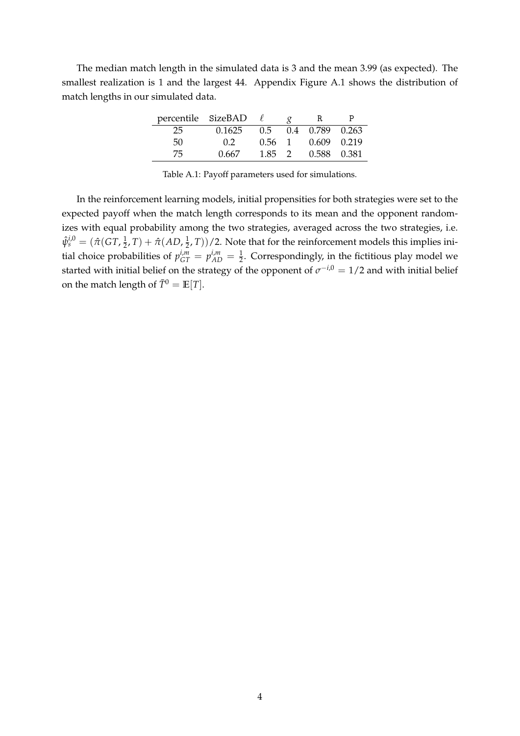The median match length in the simulated data is 3 and the mean 3.99 (as expected). The smallest realization is 1 and the largest 44. Appendix Figure A.1 shows the distribution of match lengths in our simulated data.

| percentile | SizeBAD | $\ell$ | $g$ | R | P |
|---|---|---|---|---|---|
| 25 | 0.1625 | 0.5 | 0.4 | 0.789 | 0.263 |
| 50 | 0.2 | 0.56 | 1 | 0.609 | 0.219 |
| 75 | 0.667 | 1.85 | 2 | 0.588 | 0.381 |

Table A.1: Payoff parameters used for simulations.

In the reinforcement learning models, initial propensities for both strategies were set to the expected payoff when the match length corresponds to its mean and the opponent randomizes with equal probability among the two strategies, averaged across the two strategies, i.e. $\hat{\psi}_s^{i,0} = (\hat{\pi}(GT, \frac{1}{2}, T) + \hat{\pi}(AD, \frac{1}{2}, T))/2$. Note that for the reinforcement models this implies initial choice probabilities of $p_{GT}^{i,m} = p_{AD}^{i,m} = \frac{1}{2}$. Correspondingly, in the fictitious play model we started with initial belief on the strategy of the opponent of $\sigma^{-i,0} = 1/2$ and with initial belief on the match length of $\bar{T}^0 = \mathbb{E}[T]$.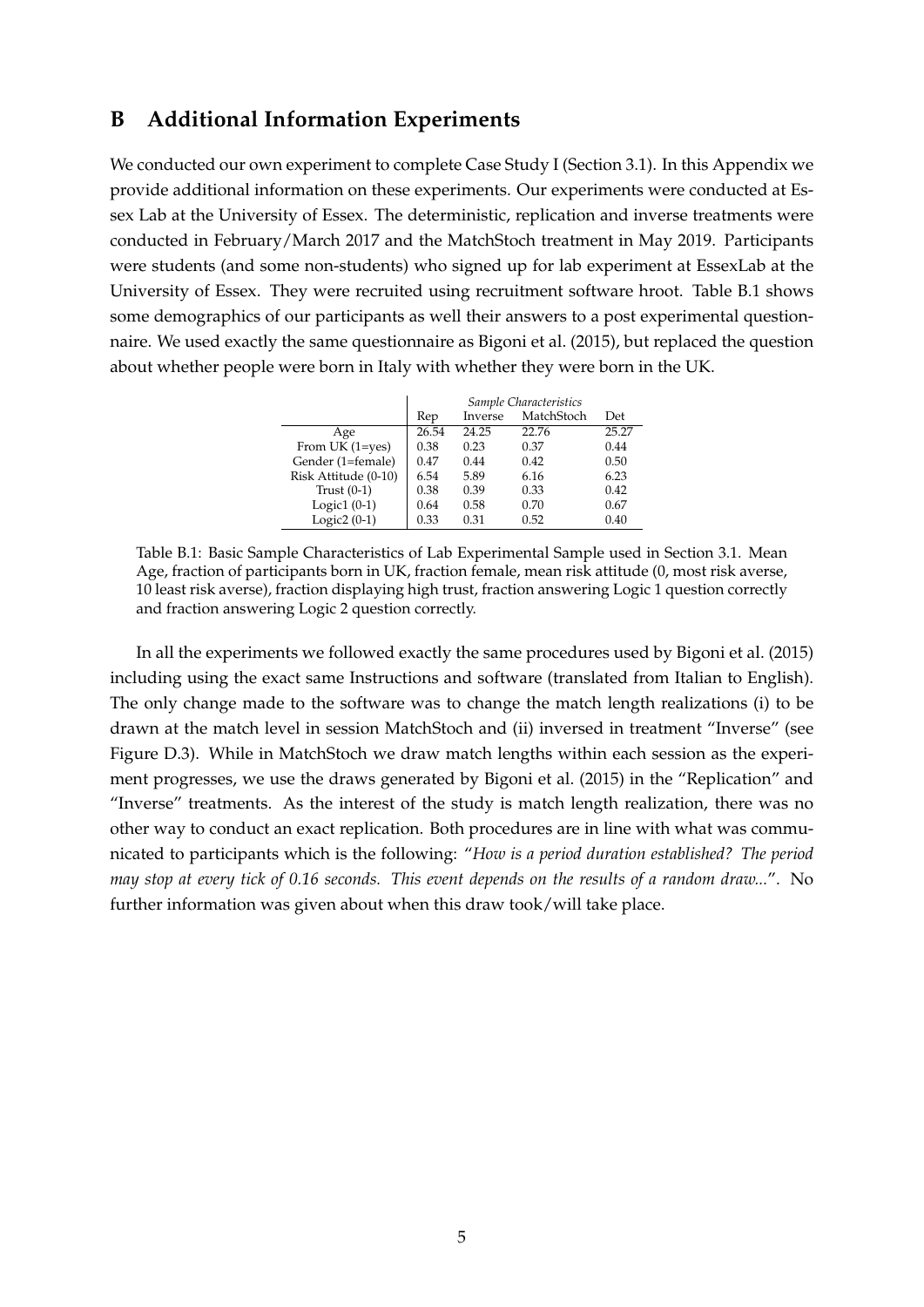## B Additional Information Experiments

We conducted our own experiment to complete Case Study I (Section 3.1). In this Appendix we provide additional information on these experiments. Our experiments were conducted at Essex Lab at the University of Essex. The deterministic, replication and inverse treatments were conducted in February/March 2017 and the MatchStoch treatment in May 2019. Participants were students (and some non-students) who signed up for lab experiment at EssexLab at the University of Essex. They were recruited using recruitment software hroot. Table B.1 shows some demographics of our participants as well their answers to a post experimental questionnaire. We used exactly the same questionnaire as Bigoni et al. (2015), but replaced the question about whether people were born in Italy with whether they were born in the UK.

| | *Sample Characteristics* | | | |
|---|---|---|---|---|
| | Rep | Inverse | MatchStoch | Det |
| Age | 26.54 | 24.25 | 22.76 | 25.27 |
| From UK (1=yes) | 0.38 | 0.23 | 0.37 | 0.44 |
| Gender (1=female) | 0.47 | 0.44 | 0.42 | 0.50 |
| Risk Attitude (0-10) | 6.54 | 5.89 | 6.16 | 6.23 |
| Trust (0-1) | 0.38 | 0.39 | 0.33 | 0.42 |
| Logic1 (0-1) | 0.64 | 0.58 | 0.70 | 0.67 |
| Logic2 (0-1) | 0.33 | 0.31 | 0.52 | 0.40 |

Table B.1: Basic Sample Characteristics of Lab Experimental Sample used in Section 3.1. Mean Age, fraction of participants born in UK, fraction female, mean risk attitude (0, most risk averse, 10 least risk averse), fraction displaying high trust, fraction answering Logic 1 question correctly and fraction answering Logic 2 question correctly.

In all the experiments we followed exactly the same procedures used by Bigoni et al. (2015) including using the exact same Instructions and software (translated from Italian to English). The only change made to the software was to change the match length realizations (i) to be drawn at the match level in session MatchStoch and (ii) inversed in treatment "Inverse" (see Figure D.3). While in MatchStoch we draw match lengths within each session as the experiment progresses, we use the draws generated by Bigoni et al. (2015) in the "Replication" and "Inverse" treatments. As the interest of the study is match length realization, there was no other way to conduct an exact replication. Both procedures are in line with what was communicated to participants which is the following: "*How is a period duration established? The period may stop at every tick of 0.16 seconds. This event depends on the results of a random draw...*". No further information was given about when this draw took/will take place.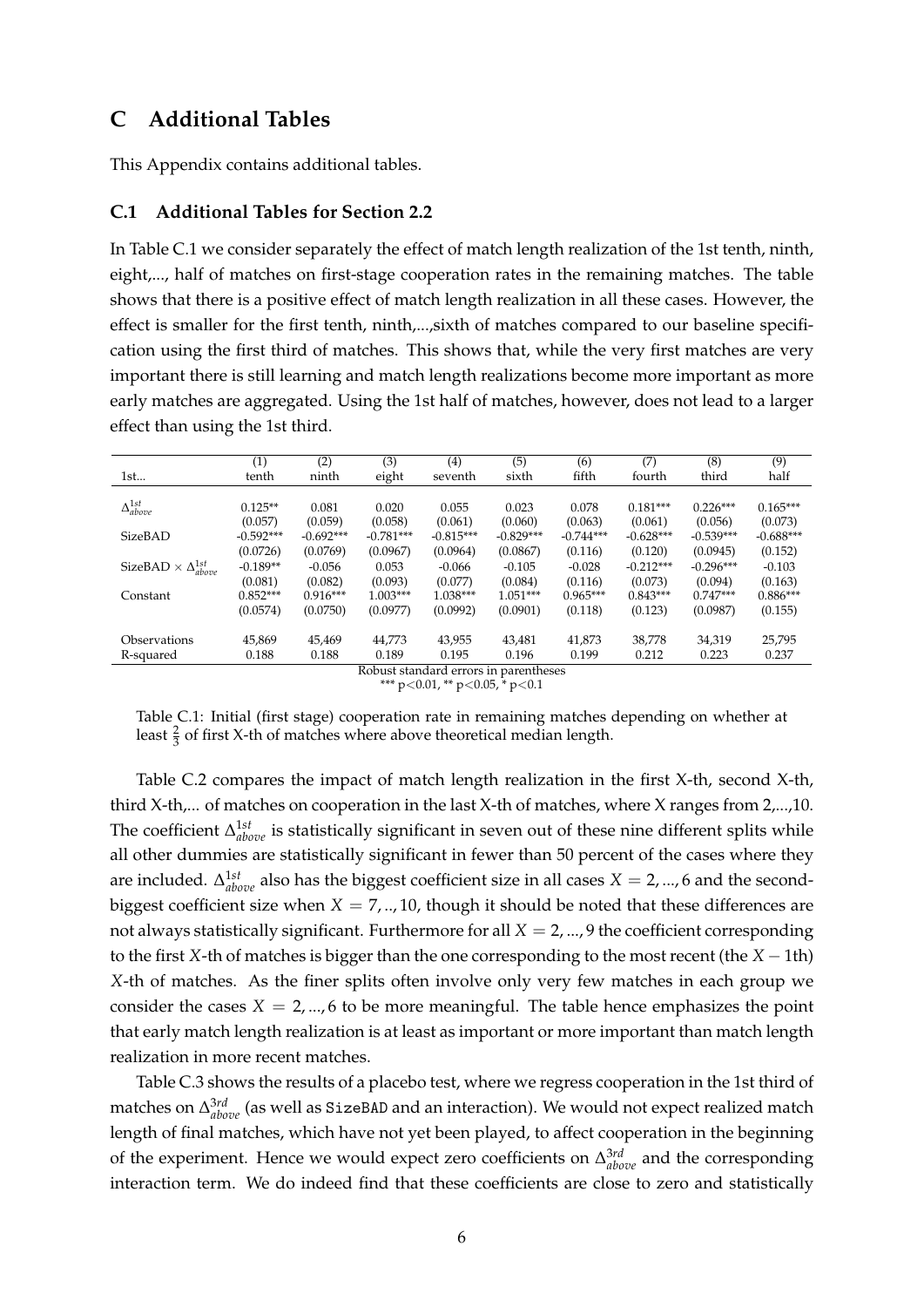# C Additional Tables

This Appendix contains additional tables.

## C.1 Additional Tables for Section 2.2

In Table C.1 we consider separately the effect of match length realization of the 1st tenth, ninth, eight,..., half of matches on first-stage cooperation rates in the remaining matches. The table shows that there is a positive effect of match length realization in all these cases. However, the effect is smaller for the first tenth, ninth,...,sixth of matches compared to our baseline specification using the first third of matches. This shows that, while the very first matches are very important there is still learning and match length realizations become more important as more early matches are aggregated. Using the 1st half of matches, however, does not lead to a larger effect than using the 1st third.

| | (1) | (2) | (3) | (4) | (5) | (6) | (7) | (8) | (9) |
|---|---|---|---|---|---|---|---|---|---|
| 1st... | tenth | ninth | eight | seventh | sixth | fifth | fourth | third | half |
| $\Delta^{1st}_{above}$ | 0.125** | 0.081 | 0.020 | 0.055 | 0.023 | 0.078 | 0.181*** | 0.226*** | 0.165*** |
| | (0.057) | (0.059) | (0.058) | (0.061) | (0.060) | (0.063) | (0.061) | (0.056) | (0.073) |
| SizeBAD | -0.592*** | -0.692*** | -0.781*** | -0.815*** | -0.829*** | -0.744*** | -0.628*** | -0.539*** | -0.688*** |
| | (0.0726) | (0.0769) | (0.0967) | (0.0964) | (0.0867) | (0.116) | (0.120) | (0.0945) | (0.152) |
| SizeBAD $\times$ $\Delta^{1st}_{above}$ | -0.189** | -0.056 | 0.053 | -0.066 | -0.105 | -0.028 | -0.212*** | -0.296*** | -0.103 |
| | (0.081) | (0.082) | (0.093) | (0.077) | (0.084) | (0.116) | (0.073) | (0.094) | (0.163) |
| Constant | 0.852*** | 0.916*** | 1.003*** | 1.038*** | 1.051*** | 0.965*** | 0.843*** | 0.747*** | 0.886*** |
| | (0.0574) | (0.0750) | (0.0977) | (0.0992) | (0.0901) | (0.118) | (0.123) | (0.0987) | (0.155) |
| Observations | 45,869 | 45,469 | 44,773 | 43,955 | 43,481 | 41,873 | 38,778 | 34,319 | 25,795 |
| R-squared | 0.188 | 0.188 | 0.189 | 0.195 | 0.196 | 0.199 | 0.212 | 0.223 | 0.237 |

Robust standard errors in parentheses
*** p<0.01, ** p<0.05, * p<0.1

Table C.1: Initial (first stage) cooperation rate in remaining matches depending on whether at least $\frac{2}{3}$ of first X-th of matches where above theoretical median length.

Table C.2 compares the impact of match length realization in the first X-th, second X-th, third X-th,... of matches on cooperation in the last X-th of matches, where X ranges from 2,...,10. The coefficient $\Delta^{1st}_{above}$ is statistically significant in seven out of these nine different splits while all other dummies are statistically significant in fewer than 50 percent of the cases where they are included. $\Delta^{1st}_{above}$ also has the biggest coefficient size in all cases $X = 2, ..., 6$ and the second-biggest coefficient size when $X = 7, .., 10$, though it should be noted that these differences are not always statistically significant. Furthermore for all $X = 2, ..., 9$ the coefficient corresponding to the first $X$-th of matches is bigger than the one corresponding to the most recent (the $X - 1$th) $X$-th of matches. As the finer splits often involve only very few matches in each group we consider the cases $X = 2, ..., 6$ to be more meaningful. The table hence emphasizes the point that early match length realization is at least as important or more important than match length realization in more recent matches.

Table C.3 shows the results of a placebo test, where we regress cooperation in the 1st third of matches on $\Delta^{3rd}_{above}$ (as well as SizeBAD and an interaction). We would not expect realized match length of final matches, which have not yet been played, to affect cooperation in the beginning of the experiment. Hence we would expect zero coefficients on $\Delta^{3rd}_{above}$ and the corresponding interaction term. We do indeed find that these coefficients are close to zero and statistically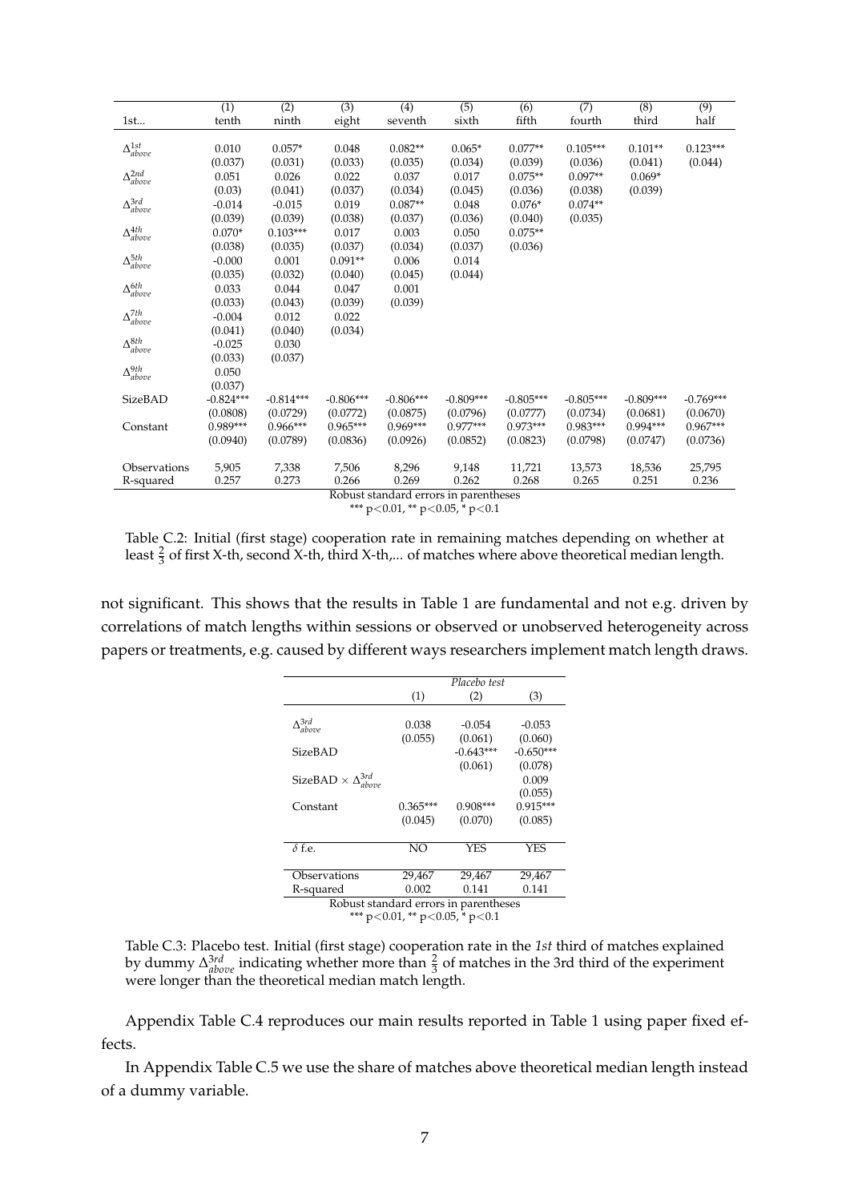| 1st... | (1) tenth | (2) ninth | (3) eight | (4) seventh | (5) sixth | (6) fifth | (7) fourth | (8) third | (9) half |
|---|---|---|---|---|---|---|---|---|---|
| $\Delta^{1st}_{above}$ | 0.010 | 0.057* | 0.048 | 0.082** | 0.065* | 0.077** | 0.105*** | 0.101** | 0.123*** |
| | (0.037) | (0.031) | (0.033) | (0.035) | (0.034) | (0.039) | (0.036) | (0.041) | (0.044) |
| $\Delta^{2nd}_{above}$ | 0.051 | 0.026 | 0.022 | 0.037 | 0.017 | 0.075** | 0.097** | 0.069* | |
| | (0.03) | (0.041) | (0.037) | (0.034) | (0.045) | (0.036) | (0.038) | (0.039) | |
| $\Delta^{3rd}_{above}$ | -0.014 | -0.015 | 0.019 | 0.087** | 0.048 | 0.076* | 0.074** | | |
| | (0.039) | (0.039) | (0.038) | (0.037) | (0.036) | (0.040) | (0.035) | | |
| $\Delta^{4th}_{above}$ | 0.070* | 0.103*** | 0.017 | 0.003 | 0.050 | 0.075** | | | |
| | (0.038) | (0.035) | (0.037) | (0.034) | (0.037) | (0.036) | | | |
| $\Delta^{5th}_{above}$ | -0.000 | 0.001 | 0.091** | 0.006 | 0.014 | | | | |
| | (0.035) | (0.032) | (0.040) | (0.045) | (0.044) | | | | |
| $\Delta^{6th}_{above}$ | 0.033 | 0.044 | 0.047 | 0.001 | | | | | |
| | (0.033) | (0.043) | (0.039) | (0.039) | | | | | |
| $\Delta^{7th}_{above}$ | -0.004 | 0.012 | 0.022 | | | | | | |
| | (0.041) | (0.040) | (0.034) | | | | | | |
| $\Delta^{8th}_{above}$ | -0.025 | 0.030 | | | | | | | |
| | (0.033) | (0.037) | | | | | | | |
| $\Delta^{9th}_{above}$ | 0.050 | | | | | | | | |
| | (0.037) | | | | | | | | |
| SizeBAD | -0.824*** | -0.814*** | -0.806*** | -0.806*** | -0.809*** | -0.805*** | -0.805*** | -0.809*** | -0.769*** |
| | (0.0808) | (0.0729) | (0.0772) | (0.0875) | (0.0796) | (0.0777) | (0.0734) | (0.0681) | (0.0670) |
| Constant | 0.989*** | 0.966*** | 0.965*** | 0.969*** | 0.977*** | 0.973*** | 0.983*** | 0.994*** | 0.967*** |
| | (0.0940) | (0.0789) | (0.0836) | (0.0926) | (0.0852) | (0.0823) | (0.0798) | (0.0747) | (0.0736) |
| Observations | 5,905 | 7,338 | 7,506 | 8,296 | 9,148 | 11,721 | 13,573 | 18,536 | 25,795 |
| R-squared | 0.257 | 0.273 | 0.266 | 0.269 | 0.262 | 0.268 | 0.265 | 0.251 | 0.236 |

Robust standard errors in parentheses
*** $p<0.01$, ** $p<0.05$, * $p<0.1$

Table C.2: Initial (first stage) cooperation rate in remaining matches depending on whether at least $\frac{2}{3}$ of first X-th, second X-th, third X-th,... of matches where above theoretical median length.

not significant. This shows that the results in Table 1 are fundamental and not e.g. driven by correlations of match lengths within sessions or observed or unobserved heterogeneity across papers or treatments, e.g. caused by different ways researchers implement match length draws.

| | *Placebo test* | | |
|---|---|---|---|
| | (1) | (2) | (3) |
| $\Delta^{3rd}_{above}$ | 0.038 | -0.054 | -0.053 |
| | (0.055) | (0.061) | (0.060) |
| SizeBAD | | -0.643*** | -0.650*** |
| | | (0.061) | (0.078) |
| SizeBAD $\times$ $\Delta^{3rd}_{above}$ | | | 0.009 |
| | | | (0.055) |
| Constant | 0.365*** | 0.908*** | 0.915*** |
| | (0.045) | (0.070) | (0.085) |
| $\delta$ f.e. | NO | YES | YES |
| Observations | 29,467 | 29,467 | 29,467 |
| R-squared | 0.002 | 0.141 | 0.141 |

Robust standard errors in parentheses
*** $p<0.01$, ** $p<0.05$, * $p<0.1$

Table C.3: Placebo test. Initial (first stage) cooperation rate in the *1st* third of matches explained by dummy $\Delta^{3rd}_{above}$ indicating whether more than $\frac{2}{3}$ of matches in the 3rd third of the experiment were longer than the theoretical median match length.

Appendix Table C.4 reproduces our main results reported in Table 1 using paper fixed effects.

In Appendix Table C.5 we use the share of matches above theoretical median length instead of a dummy variable.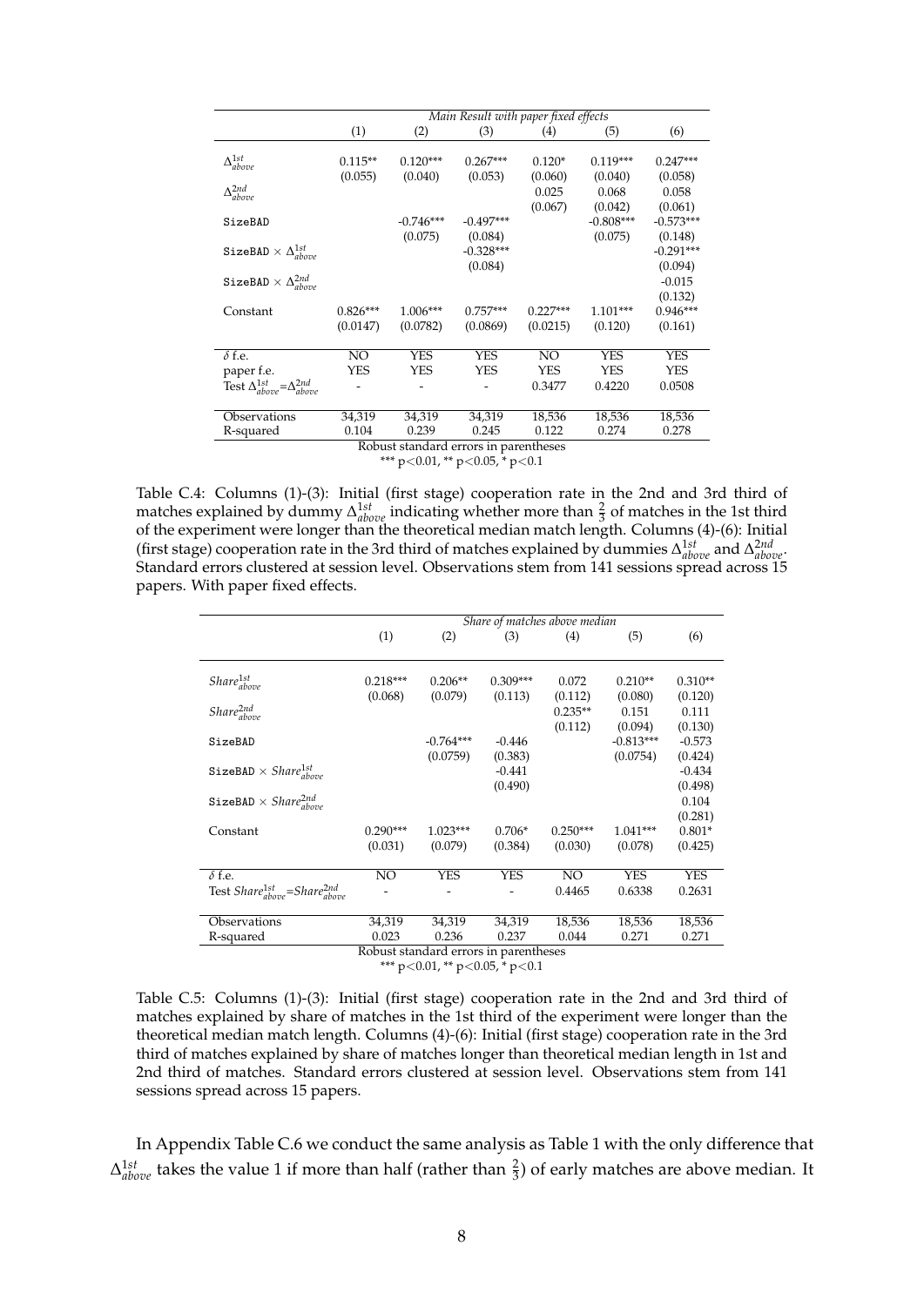| | Main Result with paper fixed effects | | | | | |
|---|---|---|---|---|---|---|
| | (1) | (2) | (3) | (4) | (5) | (6) |
| $\Delta^{1st}_{above}$ | 0.115** | 0.120*** | 0.267*** | 0.120* | 0.119*** | 0.247*** |
| | (0.055) | (0.040) | (0.053) | (0.060) | (0.040) | (0.058) |
| $\Delta^{2nd}_{above}$ | | | | 0.025 | 0.068 | 0.058 |
| | | | | (0.067) | (0.042) | (0.061) |
| SizeBAD | | -0.746*** | -0.497*** | | -0.808*** | -0.573*** |
| | | (0.075) | (0.084) | | (0.075) | (0.148) |
| SizeBAD $\times$ $\Delta^{1st}_{above}$ | | | -0.328*** | | | -0.291*** |
| | | | (0.084) | | | (0.094) |
| SizeBAD $\times$ $\Delta^{2nd}_{above}$ | | | | | | -0.015 |
| | | | | | | (0.132) |
| Constant | 0.826*** | 1.006*** | 0.757*** | 0.227*** | 1.101*** | 0.946*** |
| | (0.0147) | (0.0782) | (0.0869) | (0.0215) | (0.120) | (0.161) |
| $\delta$ f.e. | NO | YES | YES | NO | YES | YES |
| paper f.e. | YES | YES | YES | YES | YES | YES |
| Test $\Delta^{1st}_{above}$=$\Delta^{2nd}_{above}$ | - | - | - | 0.3477 | 0.4220 | 0.0508 |
| Observations | 34,319 | 34,319 | 34,319 | 18,536 | 18,536 | 18,536 |
| R-squared | 0.104 | 0.239 | 0.245 | 0.122 | 0.274 | 0.278 |

Robust standard errors in parentheses
*** p<0.01, ** p<0.05, * p<0.1

Table C.4: Columns (1)-(3): Initial (first stage) cooperation rate in the 2nd and 3rd third of matches explained by dummy $\Delta^{1st}_{above}$ indicating whether more than $\frac{2}{3}$ of matches in the 1st third of the experiment were longer than the theoretical median match length. Columns (4)-(6): Initial (first stage) cooperation rate in the 3rd third of matches explained by dummies $\Delta^{1st}_{above}$ and $\Delta^{2nd}_{above}$. Standard errors clustered at session level. Observations stem from 141 sessions spread across 15 papers. With paper fixed effects.

| | Share of matches above median | | | | | |
|---|---|---|---|---|---|---|
| | (1) | (2) | (3) | (4) | (5) | (6) |
| $Share^{1st}_{above}$ | 0.218*** | 0.206** | 0.309*** | 0.072 | 0.210** | 0.310** |
| | (0.068) | (0.079) | (0.113) | (0.112) | (0.080) | (0.120) |
| $Share^{2nd}_{above}$ | | | | 0.235** | 0.151 | 0.111 |
| | | | | (0.112) | (0.094) | (0.130) |
| SizeBAD | | -0.764*** | -0.446 | | -0.813*** | -0.573 |
| | | (0.0759) | (0.383) | | (0.0754) | (0.424) |
| SizeBAD $\times$ $Share^{1st}_{above}$ | | | -0.441 | | | -0.434 |
| | | | (0.490) | | | (0.498) |
| SizeBAD $\times$ $Share^{2nd}_{above}$ | | | | | | 0.104 |
| | | | | | | (0.281) |
| Constant | 0.290*** | 1.023*** | 0.706* | 0.250*** | 1.041*** | 0.801* |
| | (0.031) | (0.079) | (0.384) | (0.030) | (0.078) | (0.425) |
| $\delta$ f.e. | NO | YES | YES | NO | YES | YES |
| Test $Share^{1st}_{above}$=$Share^{2nd}_{above}$ | - | - | - | 0.4465 | 0.6338 | 0.2631 |
| Observations | 34,319 | 34,319 | 34,319 | 18,536 | 18,536 | 18,536 |
| R-squared | 0.023 | 0.236 | 0.237 | 0.044 | 0.271 | 0.271 |

Robust standard errors in parentheses
*** p<0.01, ** p<0.05, * p<0.1

Table C.5: Columns (1)-(3): Initial (first stage) cooperation rate in the 2nd and 3rd third of matches explained by share of matches in the 1st third of the experiment were longer than the theoretical median match length. Columns (4)-(6): Initial (first stage) cooperation rate in the 3rd third of matches explained by share of matches longer than theoretical median length in 1st and 2nd third of matches. Standard errors clustered at session level. Observations stem from 141 sessions spread across 15 papers.

In Appendix Table C.6 we conduct the same analysis as Table 1 with the only difference that $\Delta^{1st}_{above}$ takes the value 1 if more than half (rather than $\frac{2}{3}$) of early matches are above median. It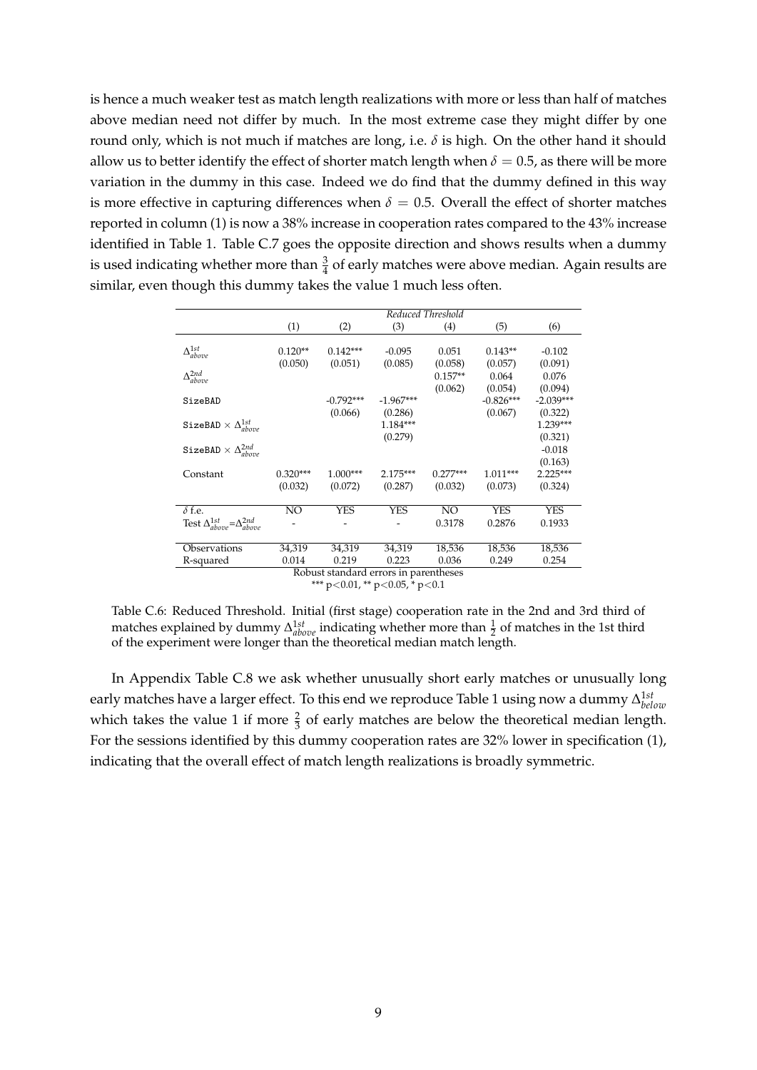is hence a much weaker test as match length realizations with more or less than half of matches above median need not differ by much. In the most extreme case they might differ by one round only, which is not much if matches are long, i.e. $\delta$ is high. On the other hand it should allow us to better identify the effect of shorter match length when $\delta = 0.5$, as there will be more variation in the dummy in this case. Indeed we do find that the dummy defined in this way is more effective in capturing differences when $\delta = 0.5$. Overall the effect of shorter matches reported in column (1) is now a 38% increase in cooperation rates compared to the 43% increase identified in Table 1. Table C.7 goes the opposite direction and shows results when a dummy is used indicating whether more than $\frac{3}{4}$ of early matches were above median. Again results are similar, even though this dummy takes the value 1 much less often.

| | *Reduced Threshold* | | | | | |
|---|---|---|---|---|---|---|
| | (1) | (2) | (3) | (4) | (5) | (6) |
| $\Delta^{1st}_{above}$ | 0.120** | 0.142*** | -0.095 | 0.051 | 0.143** | -0.102 |
| | (0.050) | (0.051) | (0.085) | (0.058) | (0.057) | (0.091) |
| $\Delta^{2nd}_{above}$ | | | | 0.157** | 0.064 | 0.076 |
| | | | | (0.062) | (0.054) | (0.094) |
| SizeBAD | | -0.792*** | -1.967*** | | -0.826*** | -2.039*** |
| | | (0.066) | (0.286) | | (0.067) | (0.322) |
| SizeBAD $\times$ $\Delta^{1st}_{above}$ | | | 1.184*** | | | 1.239*** |
| | | | (0.279) | | | (0.321) |
| SizeBAD $\times$ $\Delta^{2nd}_{above}$ | | | | | | -0.018 |
| | | | | | | (0.163) |
| Constant | 0.320*** | 1.000*** | 2.175*** | 0.277*** | 1.011*** | 2.225*** |
| | (0.032) | (0.072) | (0.287) | (0.032) | (0.073) | (0.324) |
| $\delta$ f.e. | NO | YES | YES | NO | YES | YES |
| Test $\Delta^{1st}_{above}$=$\Delta^{2nd}_{above}$ | - | - | - | 0.3178 | 0.2876 | 0.1933 |
| Observations | 34,319 | 34,319 | 34,319 | 18,536 | 18,536 | 18,536 |
| R-squared | 0.014 | 0.219 | 0.223 | 0.036 | 0.249 | 0.254 |

Robust standard errors in parentheses
*** $p<0.01$, ** $p<0.05$, * $p<0.1$

Table C.6: Reduced Threshold. Initial (first stage) cooperation rate in the 2nd and 3rd third of matches explained by dummy $\Delta^{1st}_{above}$ indicating whether more than $\frac{1}{2}$ of matches in the 1st third of the experiment were longer than the theoretical median match length.

In Appendix Table C.8 we ask whether unusually short early matches or unusually long early matches have a larger effect. To this end we reproduce Table 1 using now a dummy $\Delta^{1st}_{below}$ which takes the value 1 if more $\frac{2}{3}$ of early matches are below the theoretical median length. For the sessions identified by this dummy cooperation rates are 32% lower in specification (1), indicating that the overall effect of match length realizations is broadly symmetric.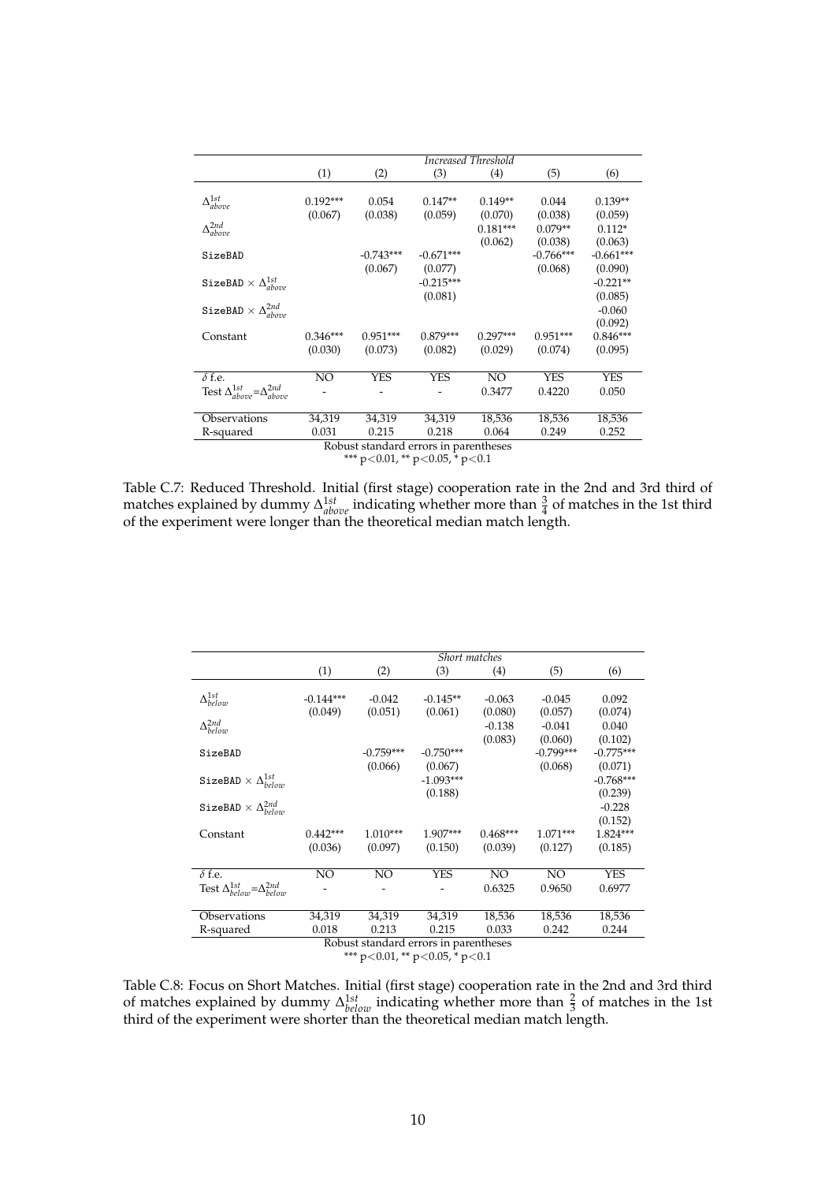| | *Increased Threshold* | | | | | |
|---|---|---|---|---|---|---|
| | (1) | (2) | (3) | (4) | (5) | (6) |
| $\Delta^{1st}_{above}$ | 0.192*** | 0.054 | 0.147** | 0.149** | 0.044 | 0.139** |
| | (0.067) | (0.038) | (0.059) | (0.070) | (0.038) | (0.059) |
| $\Delta^{2nd}_{above}$ | | | | 0.181*** | 0.079** | 0.112* |
| | | | | (0.062) | (0.038) | (0.063) |
| SizeBAD | | -0.743*** | -0.671*** | | -0.766*** | -0.661*** |
| | | (0.067) | (0.077) | | (0.068) | (0.090) |
| SizeBAD $\times$ $\Delta^{1st}_{above}$ | | | -0.215*** | | | -0.221** |
| | | | (0.081) | | | (0.085) |
| SizeBAD $\times$ $\Delta^{2nd}_{above}$ | | | | | | -0.060 |
| | | | | | | (0.092) |
| Constant | 0.346*** | 0.951*** | 0.879*** | 0.297*** | 0.951*** | 0.846*** |
| | (0.030) | (0.073) | (0.082) | (0.029) | (0.074) | (0.095) |
| $\delta$ f.e. | NO | YES | YES | NO | YES | YES |
| Test $\Delta^{1st}_{above}$=$\Delta^{2nd}_{above}$ | - | - | - | 0.3477 | 0.4220 | 0.050 |
| Observations | 34,319 | 34,319 | 34,319 | 18,536 | 18,536 | 18,536 |
| R-squared | 0.031 | 0.215 | 0.218 | 0.064 | 0.249 | 0.252 |

Robust standard errors in parentheses
*** p<0.01, ** p<0.05, * p<0.1

Table C.7: Reduced Threshold. Initial (first stage) cooperation rate in the 2nd and 3rd third of matches explained by dummy $\Delta^{1st}_{above}$ indicating whether more than $\frac{3}{4}$ of matches in the 1st third of the experiment were longer than the theoretical median match length.

| | *Short matches* | | | | | |
|---|---|---|---|---|---|---|
| | (1) | (2) | (3) | (4) | (5) | (6) |
| $\Delta^{1st}_{below}$ | -0.144*** | -0.042 | -0.145** | -0.063 | -0.045 | 0.092 |
| | (0.049) | (0.051) | (0.061) | (0.080) | (0.057) | (0.074) |
| $\Delta^{2nd}_{below}$ | | | | -0.138 | -0.041 | 0.040 |
| | | | | (0.083) | (0.060) | (0.102) |
| SizeBAD | | -0.759*** | -0.750*** | | -0.799*** | -0.775*** |
| | | (0.066) | (0.067) | | (0.068) | (0.071) |
| SizeBAD $\times$ $\Delta^{1st}_{below}$ | | | -1.093*** | | | -0.768*** |
| | | | (0.188) | | | (0.239) |
| SizeBAD $\times$ $\Delta^{2nd}_{below}$ | | | | | | -0.228 |
| | | | | | | (0.152) |
| Constant | 0.442*** | 1.010*** | 1.907*** | 0.468*** | 1.071*** | 1.824*** |
| | (0.036) | (0.097) | (0.150) | (0.039) | (0.127) | (0.185) |
| $\delta$ f.e. | NO | NO | YES | NO | NO | YES |
| Test $\Delta^{1st}_{below}$=$\Delta^{2nd}_{below}$ | - | - | - | 0.6325 | 0.9650 | 0.6977 |
| Observations | 34,319 | 34,319 | 34,319 | 18,536 | 18,536 | 18,536 |
| R-squared | 0.018 | 0.213 | 0.215 | 0.033 | 0.242 | 0.244 |

Robust standard errors in parentheses
*** p<0.01, ** p<0.05, * p<0.1

Table C.8: Focus on Short Matches. Initial (first stage) cooperation rate in the 2nd and 3rd third of matches explained by dummy $\Delta^{1st}_{below}$ indicating whether more than $\frac{2}{3}$ of matches in the 1st third of the experiment were shorter than the theoretical median match length.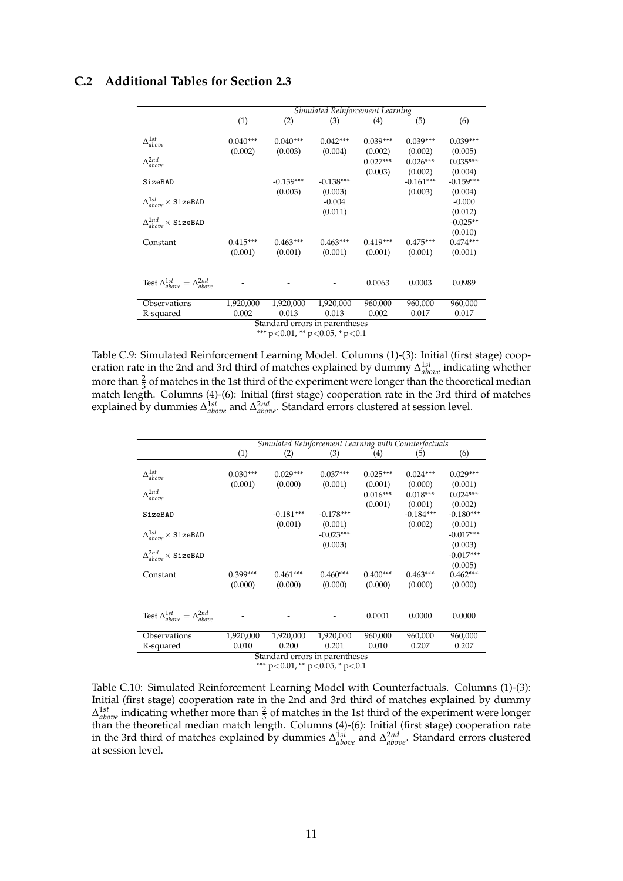## C.2 Additional Tables for Section 2.3

| | *Simulated Reinforcement Learning* | | | | | |
|---|---|---|---|---|---|---|
| | (1) | (2) | (3) | (4) | (5) | (6) |
| $\Delta^{1st}_{above}$ | 0.040*** | 0.040*** | 0.042*** | 0.039*** | 0.039*** | 0.039*** |
| | (0.002) | (0.003) | (0.004) | (0.002) | (0.002) | (0.005) |
| $\Delta^{2nd}_{above}$ | | | | 0.027*** | 0.026*** | 0.035*** |
| | | | | (0.003) | (0.002) | (0.004) |
| `SizeBAD` | | -0.139*** | -0.138*** | | -0.161*** | -0.159*** |
| | | (0.003) | (0.003) | | (0.003) | (0.004) |
| $\Delta^{1st}_{above} \times$ `SizeBAD` | | | -0.004 | | | -0.000 |
| | | | (0.011) | | | (0.012) |
| $\Delta^{2nd}_{above} \times$ `SizeBAD` | | | | | | -0.025** |
| | | | | | | (0.010) |
| Constant | 0.415*** | 0.463*** | 0.463*** | 0.419*** | 0.475*** | 0.474*** |
| | (0.001) | (0.001) | (0.001) | (0.001) | (0.001) | (0.001) |
| Test $\Delta^{1st}_{above} = \Delta^{2nd}_{above}$ | - | - | - | 0.0063 | 0.0003 | 0.0989 |
| Observations | 1,920,000 | 1,920,000 | 1,920,000 | 960,000 | 960,000 | 960,000 |
| R-squared | 0.002 | 0.013 | 0.013 | 0.002 | 0.017 | 0.017 |

Standard errors in parentheses
*** p<0.01, ** p<0.05, * p<0.1

Table C.9: Simulated Reinforcement Learning Model. Columns (1)-(3): Initial (first stage) cooperation rate in the 2nd and 3rd third of matches explained by dummy $\Delta^{1st}_{above}$ indicating whether more than $\frac{2}{3}$ of matches in the 1st third of the experiment were longer than the theoretical median match length. Columns (4)-(6): Initial (first stage) cooperation rate in the 3rd third of matches explained by dummies $\Delta^{1st}_{above}$ and $\Delta^{2nd}_{above}$. Standard errors clustered at session level.

| | *Simulated Reinforcement Learning with Counterfactuals* | | | | | |
|---|---|---|---|---|---|---|
| | (1) | (2) | (3) | (4) | (5) | (6) |
| $\Delta^{1st}_{above}$ | 0.030*** | 0.029*** | 0.037*** | 0.025*** | 0.024*** | 0.029*** |
| | (0.001) | (0.000) | (0.001) | (0.001) | (0.000) | (0.001) |
| $\Delta^{2nd}_{above}$ | | | | 0.016*** | 0.018*** | 0.024*** |
| | | | | (0.001) | (0.001) | (0.002) |
| `SizeBAD` | | -0.181*** | -0.178*** | | -0.184*** | -0.180*** |
| | | (0.001) | (0.001) | | (0.002) | (0.001) |
| $\Delta^{1st}_{above} \times$ `SizeBAD` | | | -0.023*** | | | -0.017*** |
| | | | (0.003) | | | (0.003) |
| $\Delta^{2nd}_{above} \times$ `SizeBAD` | | | | | | -0.017*** |
| | | | | | | (0.005) |
| Constant | 0.399*** | 0.461*** | 0.460*** | 0.400*** | 0.463*** | 0.462*** |
| | (0.000) | (0.000) | (0.000) | (0.000) | (0.000) | (0.000) |
| Test $\Delta^{1st}_{above} = \Delta^{2nd}_{above}$ | - | - | - | 0.0001 | 0.0000 | 0.0000 |
| Observations | 1,920,000 | 1,920,000 | 1,920,000 | 960,000 | 960,000 | 960,000 |
| R-squared | 0.010 | 0.200 | 0.201 | 0.010 | 0.207 | 0.207 |

Standard errors in parentheses
*** p<0.01, ** p<0.05, * p<0.1

Table C.10: Simulated Reinforcement Learning Model with Counterfactuals. Columns (1)-(3): Initial (first stage) cooperation rate in the 2nd and 3rd third of matches explained by dummy $\Delta^{1st}_{above}$ indicating whether more than $\frac{2}{3}$ of matches in the 1st third of the experiment were longer than the theoretical median match length. Columns (4)-(6): Initial (first stage) cooperation rate in the 3rd third of matches explained by dummies $\Delta^{1st}_{above}$ and $\Delta^{2nd}_{above}$. Standard errors clustered at session level.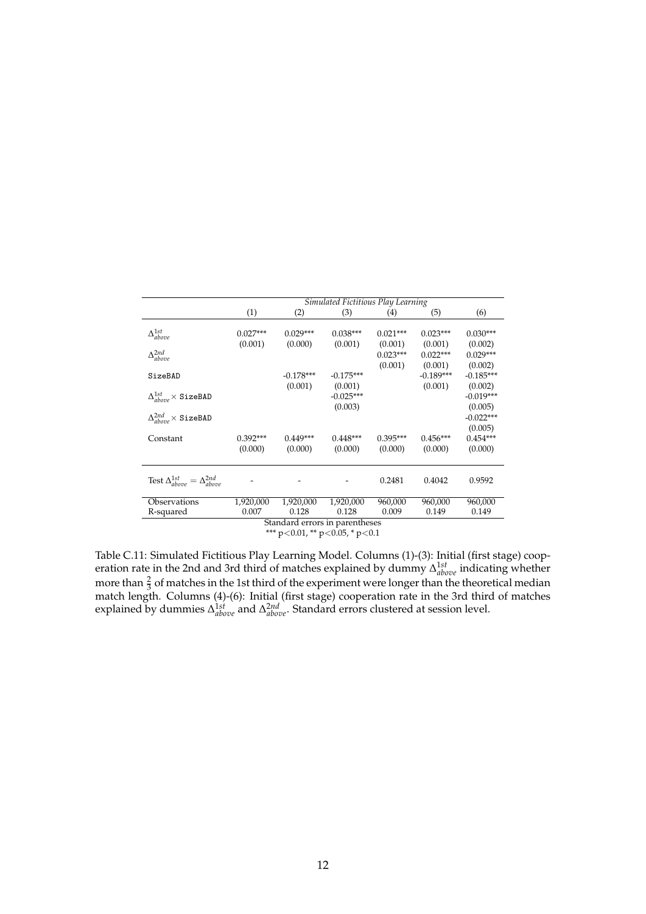| | *Simulated Fictitious Play Learning* | | | | | |
|---|---|---|---|---|---|---|
| | (1) | (2) | (3) | (4) | (5) | (6) |
| $\Delta^{1st}_{above}$ | 0.027*** | 0.029*** | 0.038*** | 0.021*** | 0.023*** | 0.030*** |
| | (0.001) | (0.000) | (0.001) | (0.001) | (0.001) | (0.002) |
| $\Delta^{2nd}_{above}$ | | | | 0.023*** | 0.022*** | 0.029*** |
| | | | | (0.001) | (0.001) | (0.002) |
| SizeBAD | | -0.178*** | -0.175*** | | -0.189*** | -0.185*** |
| | | (0.001) | (0.001) | | (0.001) | (0.002) |
| $\Delta^{1st}_{above} \times$ SizeBAD | | | -0.025*** | | | -0.019*** |
| | | | (0.003) | | | (0.005) |
| $\Delta^{2nd}_{above} \times$ SizeBAD | | | | | | -0.022*** |
| | | | | | | (0.005) |
| Constant | 0.392*** | 0.449*** | 0.448*** | 0.395*** | 0.456*** | 0.454*** |
| | (0.000) | (0.000) | (0.000) | (0.000) | (0.000) | (0.000) |
| Test $\Delta^{1st}_{above} = \Delta^{2nd}_{above}$ | - | - | - | 0.2481 | 0.4042 | 0.9592 |
| Observations | 1,920,000 | 1,920,000 | 1,920,000 | 960,000 | 960,000 | 960,000 |
| R-squared | 0.007 | 0.128 | 0.128 | 0.009 | 0.149 | 0.149 |

Standard errors in parentheses
*** $p<0.01$, ** $p<0.05$, * $p<0.1$

Table C.11: Simulated Fictitious Play Learning Model. Columns (1)-(3): Initial (first stage) cooperation rate in the 2nd and 3rd third of matches explained by dummy $\Delta^{1st}_{above}$ indicating whether more than $\frac{2}{3}$ of matches in the 1st third of the experiment were longer than the theoretical median match length. Columns (4)-(6): Initial (first stage) cooperation rate in the 3rd third of matches explained by dummies $\Delta^{1st}_{above}$ and $\Delta^{2nd}_{above}$. Standard errors clustered at session level.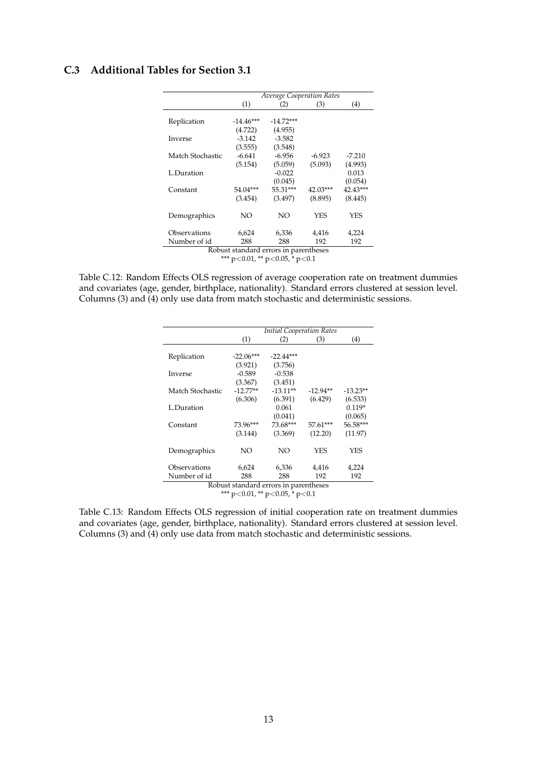### C.3 Additional Tables for Section 3.1

| | *Average Cooperation Rates* | | | |
|---|---|---|---|---|
| | (1) | (2) | (3) | (4) |
| Replication | -14.46*** | -14.72*** | | |
| | (4.722) | (4.955) | | |
| Inverse | -3.142 | -3.582 | | |
| | (3.555) | (3.548) | | |
| Match Stochastic | -6.641 | -6.956 | -6.923 | -7.210 |
| | (5.154) | (5.059) | (5.093) | (4.993) |
| L.Duration | | -0.022 | | 0.013 |
| | | (0.045) | | (0.054) |
| Constant | 54.04*** | 55.31*** | 42.03*** | 42.43*** |
| | (3.454) | (3.497) | (8.895) | (8.445) |
| Demographics | NO | NO | YES | YES |
| Observations | 6,624 | 6,336 | 4,416 | 4,224 |
| Number of id | 288 | 288 | 192 | 192 |

Robust standard errors in parentheses
*** $p<0.01$, ** $p<0.05$, * $p<0.1$

Table C.12: Random Effects OLS regression of average cooperation rate on treatment dummies and covariates (age, gender, birthplace, nationality). Standard errors clustered at session level. Columns (3) and (4) only use data from match stochastic and deterministic sessions.

| | *Initial Cooperation Rates* | | | |
|---|---|---|---|---|
| | (1) | (2) | (3) | (4) |
| Replication | -22.06*** | -22.44*** | | |
| | (3.921) | (3.756) | | |
| Inverse | -0.589 | -0.538 | | |
| | (3.367) | (3.451) | | |
| Match Stochastic | -12.77** | -13.11** | -12.94** | -13.23** |
| | (6.306) | (6.391) | (6.429) | (6.533) |
| L.Duration | | 0.061 | | 0.119* |
| | | (0.041) | | (0.065) |
| Constant | 73.96*** | 73.68*** | 57.61*** | 56.58*** |
| | (3.144) | (3.369) | (12.20) | (11.97) |
| Demographics | NO | NO | YES | YES |
| Observations | 6,624 | 6,336 | 4,416 | 4,224 |
| Number of id | 288 | 288 | 192 | 192 |

Robust standard errors in parentheses
*** $p<0.01$, ** $p<0.05$, * $p<0.1$

Table C.13: Random Effects OLS regression of initial cooperation rate on treatment dummies and covariates (age, gender, birthplace, nationality). Standard errors clustered at session level. Columns (3) and (4) only use data from match stochastic and deterministic sessions.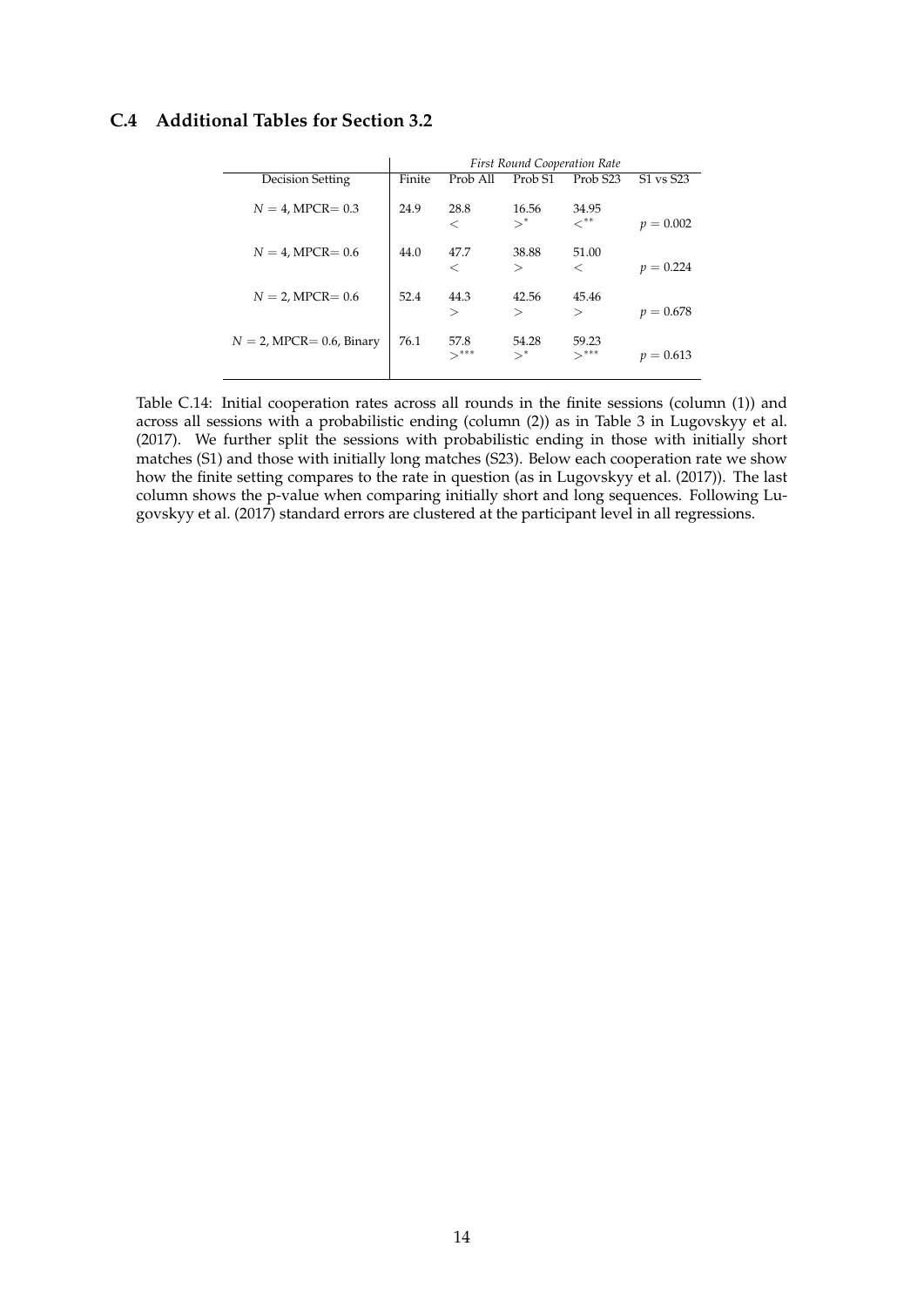## C.4 Additional Tables for Section 3.2

| Decision Setting | *First Round Cooperation Rate* | | | | |
|---|---|---|---|---|---|
| | Finite | Prob All | Prob S1 | Prob S23 | S1 vs S23 |
| $N = 4$, MPCR$= 0.3$ | 24.9 | 28.8 $<$ | 16.56 $>^{*}$ | 34.95 $<^{**}$ | $p = 0.002$ |
| $N = 4$, MPCR$= 0.6$ | 44.0 | 47.7 $<$ | 38.88 $>$ | 51.00 $<$ | $p = 0.224$ |
| $N = 2$, MPCR$= 0.6$ | 52.4 | 44.3 $>$ | 42.56 $>$ | 45.46 $>$ | $p = 0.678$ |
| $N = 2$, MPCR$= 0.6$, Binary | 76.1 | 57.8 $>^{***}$ | 54.28 $>^{*}$ | 59.23 $>^{***}$ | $p = 0.613$ |

Table C.14: Initial cooperation rates across all rounds in the finite sessions (column (1)) and across all sessions with a probabilistic ending (column (2)) as in Table 3 in Lugovskyy et al. (2017). We further split the sessions with probabilistic ending in those with initially short matches (S1) and those with initially long matches (S23). Below each cooperation rate we show how the finite setting compares to the rate in question (as in Lugovskyy et al. (2017)). The last column shows the p-value when comparing initially short and long sequences. Following Lugovskyy et al. (2017) standard errors are clustered at the participant level in all regressions.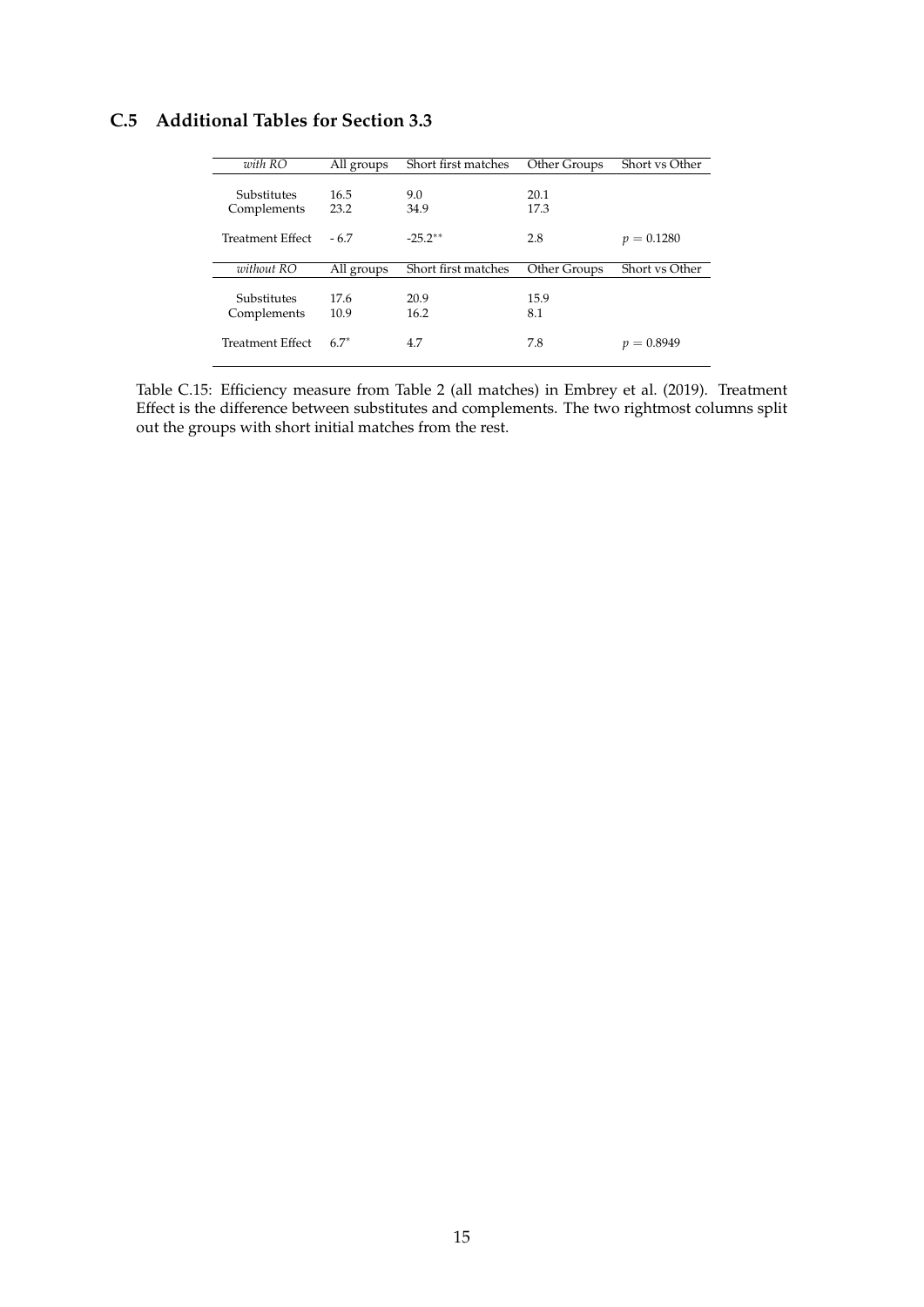## C.5 Additional Tables for Section 3.3

| *with RO* | All groups | Short first matches | Other Groups | Short vs Other |
|---|---|---|---|---|
| Substitutes | 16.5 | 9.0 | 20.1 | |
| Complements | 23.2 | 34.9 | 17.3 | |
| Treatment Effect | - 6.7 | -25.2** | 2.8 | $p = 0.1280$ |
| *without RO* | All groups | Short first matches | Other Groups | Short vs Other |
| Substitutes | 17.6 | 20.9 | 15.9 | |
| Complements | 10.9 | 16.2 | 8.1 | |
| Treatment Effect | 6.7* | 4.7 | 7.8 | $p = 0.8949$ |

Table C.15: Efficiency measure from Table 2 (all matches) in Embrey et al. (2019). Treatment Effect is the difference between substitutes and complements. The two rightmost columns split out the groups with short initial matches from the rest.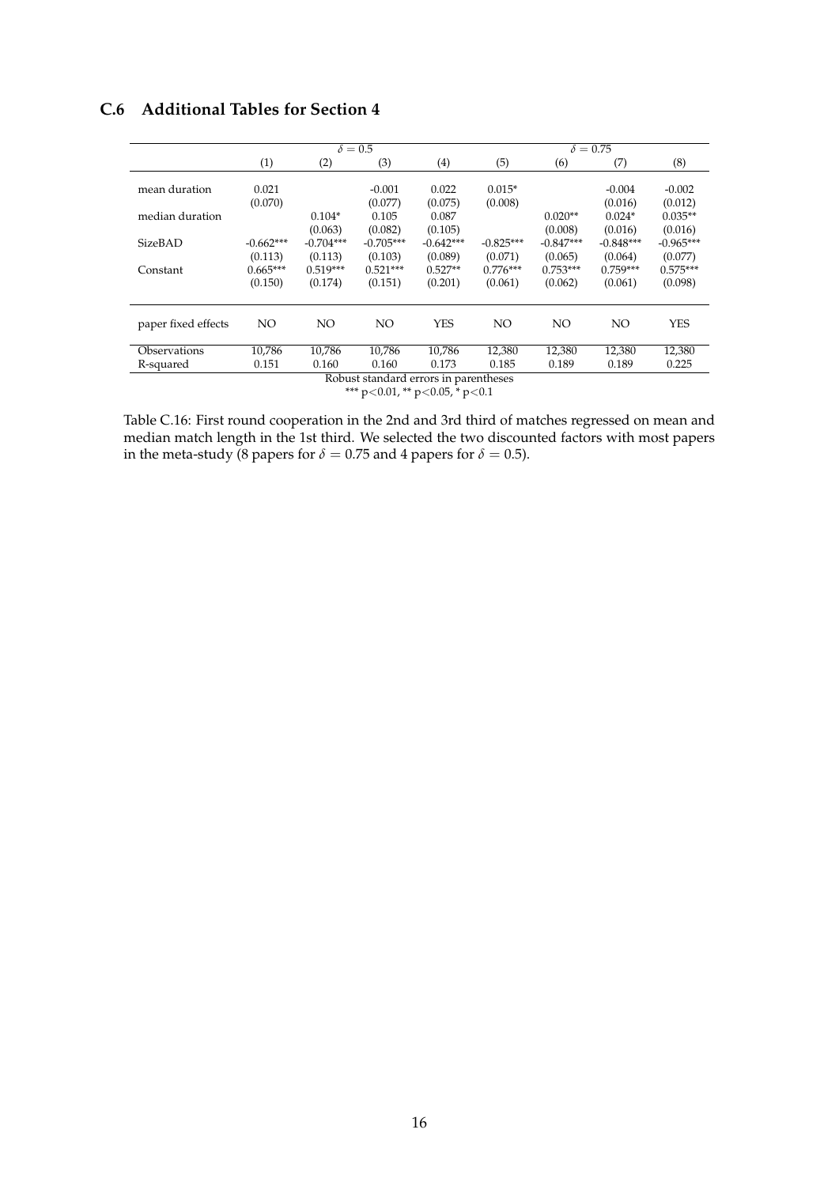### C.6 Additional Tables for Section 4

| | $\delta = 0.5$ | | | | $\delta = 0.75$ | | | |
|---|---|---|---|---|---|---|---|---|
| | (1) | (2) | (3) | (4) | (5) | (6) | (7) | (8) |
| mean duration | 0.021 | | -0.001 | 0.022 | 0.015* | | -0.004 | -0.002 |
| | (0.070) | | (0.077) | (0.075) | (0.008) | | (0.016) | (0.012) |
| median duration | | 0.104* | 0.105 | 0.087 | | 0.020** | 0.024* | 0.035** |
| | | (0.063) | (0.082) | (0.105) | | (0.008) | (0.016) | (0.016) |
| SizeBAD | -0.662*** | -0.704*** | -0.705*** | -0.642*** | -0.825*** | -0.847*** | -0.848*** | -0.965*** |
| | (0.113) | (0.113) | (0.103) | (0.089) | (0.071) | (0.065) | (0.064) | (0.077) |
| Constant | 0.665*** | 0.519*** | 0.521*** | 0.527** | 0.776*** | 0.753*** | 0.759*** | 0.575*** |
| | (0.150) | (0.174) | (0.151) | (0.201) | (0.061) | (0.062) | (0.061) | (0.098) |
| paper fixed effects | NO | NO | NO | YES | NO | NO | NO | YES |
| Observations | 10,786 | 10,786 | 10,786 | 10,786 | 12,380 | 12,380 | 12,380 | 12,380 |
| R-squared | 0.151 | 0.160 | 0.160 | 0.173 | 0.185 | 0.189 | 0.189 | 0.225 |

Robust standard errors in parentheses
*** $p<0.01$, ** $p<0.05$, * $p<0.1$

Table C.16: First round cooperation in the 2nd and 3rd third of matches regressed on mean and median match length in the 1st third. We selected the two discounted factors with most papers in the meta-study (8 papers for $\delta = 0.75$ and 4 papers for $\delta = 0.5$).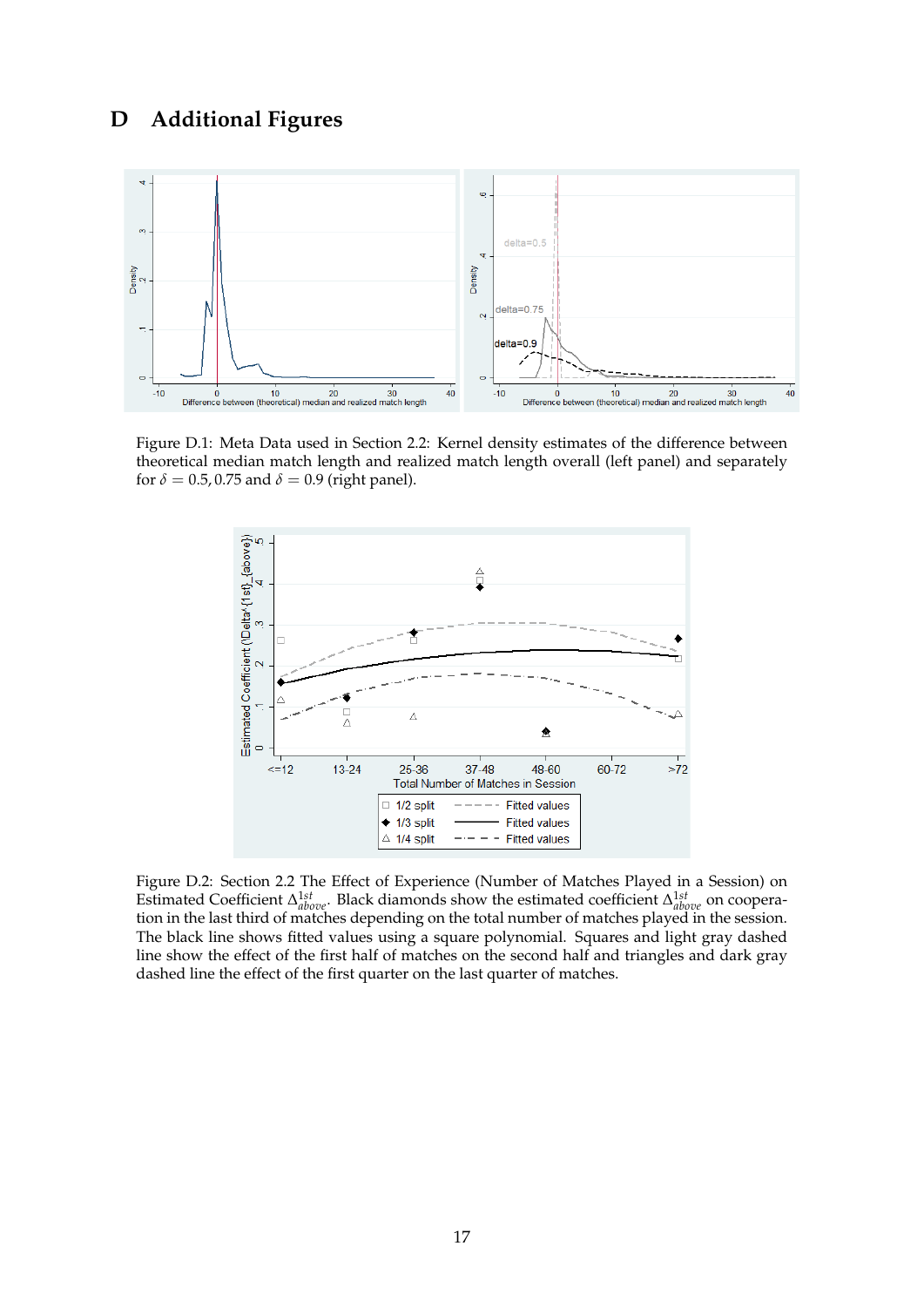# D Additional Figures

Figure D.1: Meta Data used in Section 2.2: Kernel density estimates of the difference between theoretical median match length and realized match length overall (left panel) and separately for $\delta = 0.5, 0.75$ and $\delta = 0.9$ (right panel).

Figure D.2: Section 2.2 The Effect of Experience (Number of Matches Played in a Session) on Estimated Coefficient $\Delta^{1st}_{above}$. Black diamonds show the estimated coefficient $\Delta^{1st}_{above}$ on cooperation in the last third of matches depending on the total number of matches played in the session. The black line shows fitted values using a square polynomial. Squares and light gray dashed line show the effect of the first half of matches on the second half and triangles and dark gray dashed line the effect of the first quarter on the last quarter of matches.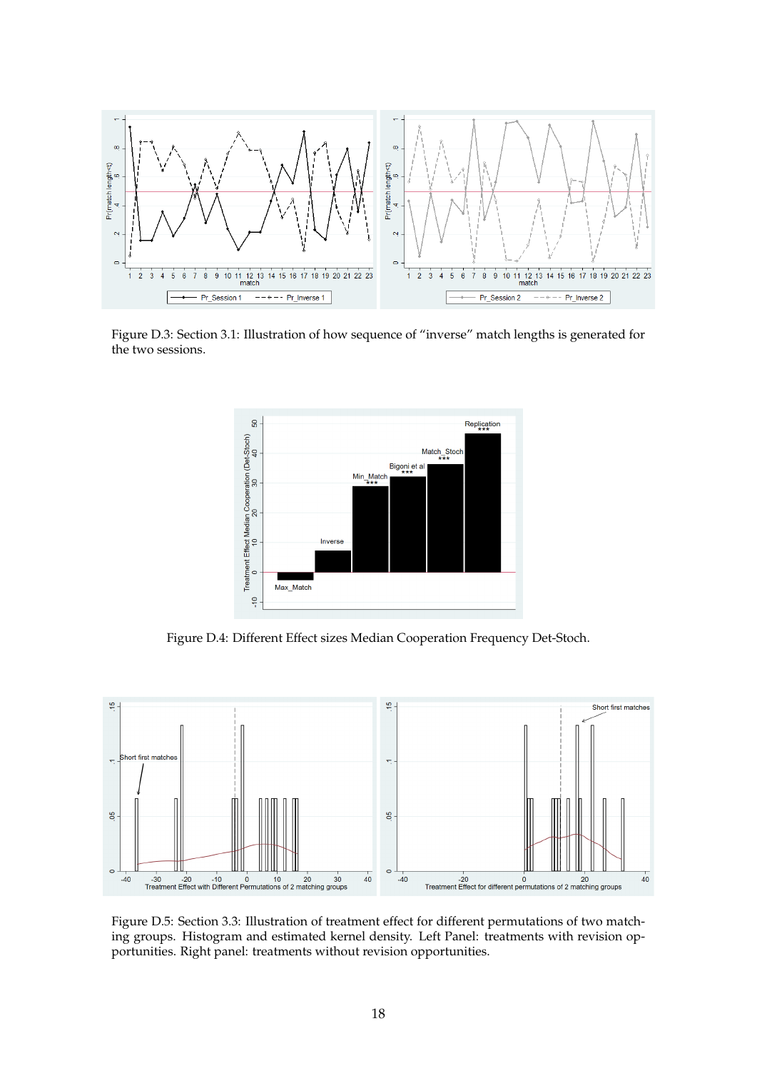Pr(match length<t)

match

Pr_Session 1 Pr_Inverse 1

Pr(match length<t)

match

Pr_Session 2 Pr_Inverse 2

Figure D.3: Section 3.1: Illustration of how sequence of "inverse" match lengths is generated for the two sessions.

Treatment Effect Median Cooperation (Det-Stoch)

Max_Match

Inverse

Min_Match ***

Bigoni et al ***

Match_Stoch ***

Replication ***

Figure D.4: Different Effect sizes Median Cooperation Frequency Det-Stoch.

Short first matches

Treatment Effect with Different Permutations of 2 matching groups

Short first matches

Treatment Effect for different permutations of 2 matching groups

Figure D.5: Section 3.3: Illustration of treatment effect for different permutations of two matching groups. Histogram and estimated kernel density. Left Panel: treatments with revision opportunities. Right panel: treatments without revision opportunities.